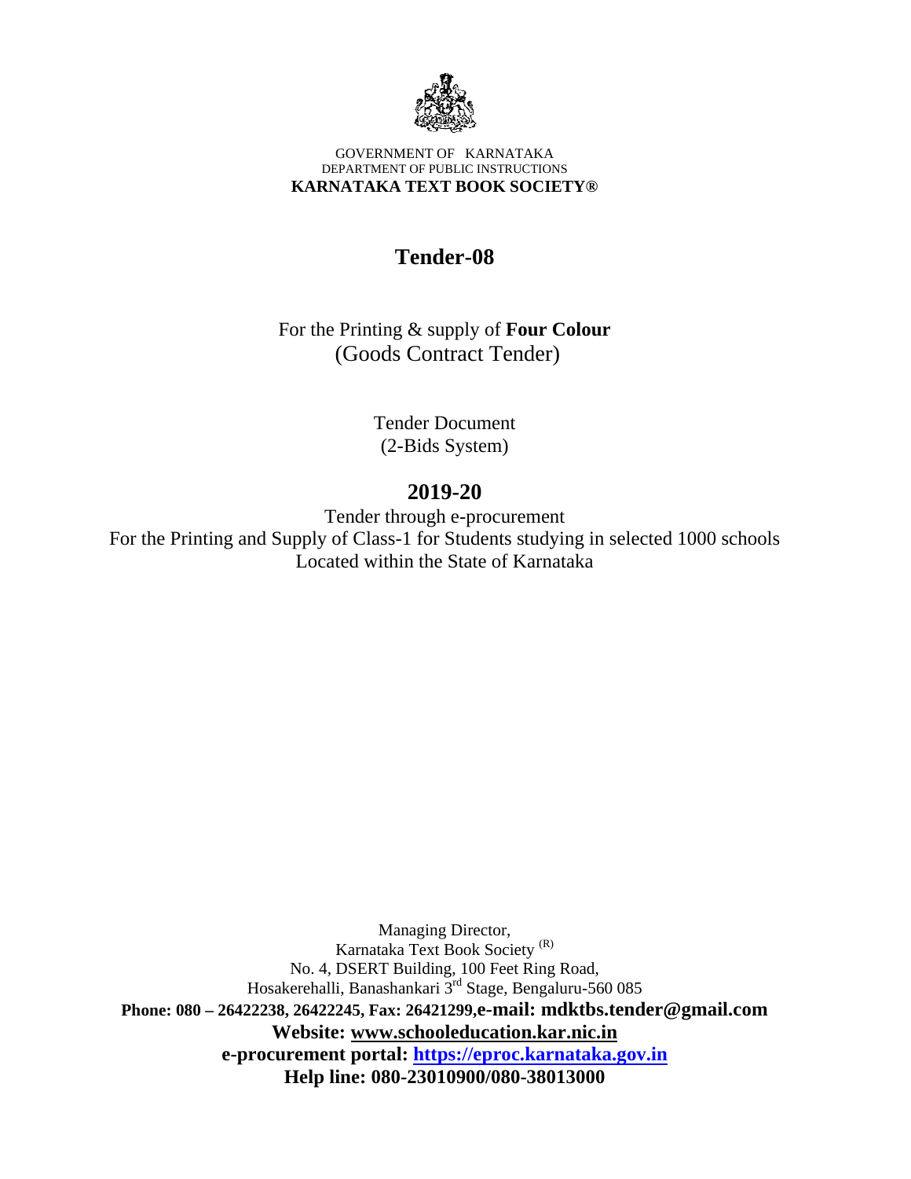GOVERNMENT OF KARNATAKA
DEPARTMENT OF PUBLIC INSTRUCTIONS
**KARNATAKA TEXT BOOK SOCIETY®**

# Tender-08

For the Printing & supply of **Four Colour**
(Goods Contract Tender)

Tender Document
(2-Bids System)

## 2019-20

Tender through e-procurement
For the Printing and Supply of Class-1 for Students studying in selected 1000 schools
Located within the State of Karnataka

Managing Director,
Karnataka Text Book Society (R)
No. 4, DSERT Building, 100 Feet Ring Road,
Hosakerehalli, Banashankari 3rd Stage, Bengaluru-560 085
**Phone: 080 – 26422238, 26422245, Fax: 26421299,e-mail: mdktbs.tender@gmail.com**
**Website: www.schooleducation.kar.nic.in**
**e-procurement portal: https://eproc.karnataka.gov.in**
**Help line: 080-23010900/080-38013000**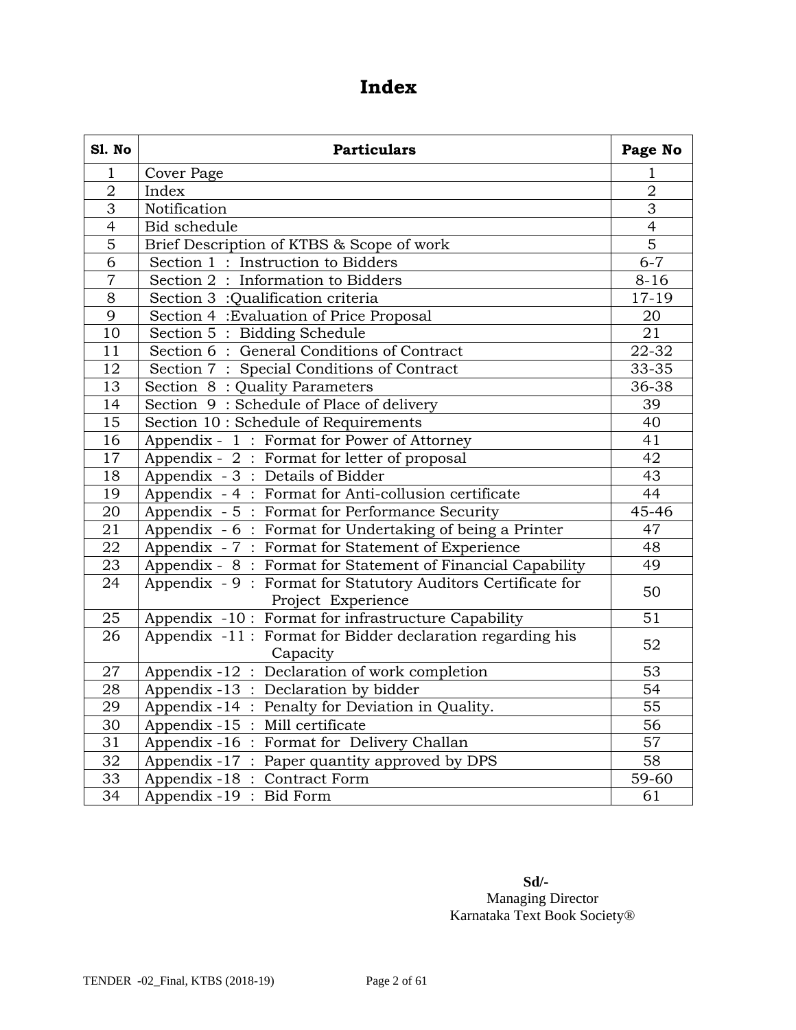# Index

| Sl. No | Particulars | Page No |
|---|---|---|
| 1 | Cover Page | 1 |
| 2 | Index | 2 |
| 3 | Notification | 3 |
| 4 | Bid schedule | 4 |
| 5 | Brief Description of KTBS & Scope of work | 5 |
| 6 | Section 1 : Instruction to Bidders | 6-7 |
| 7 | Section 2 : Information to Bidders | 8-16 |
| 8 | Section 3 :Qualification criteria | 17-19 |
| 9 | Section 4 :Evaluation of Price Proposal | 20 |
| 10 | Section 5 : Bidding Schedule | 21 |
| 11 | Section 6 : General Conditions of Contract | 22-32 |
| 12 | Section 7 : Special Conditions of Contract | 33-35 |
| 13 | Section 8 : Quality Parameters | 36-38 |
| 14 | Section 9 : Schedule of Place of delivery | 39 |
| 15 | Section 10 : Schedule of Requirements | 40 |
| 16 | Appendix - 1 : Format for Power of Attorney | 41 |
| 17 | Appendix - 2 : Format for letter of proposal | 42 |
| 18 | Appendix - 3 : Details of Bidder | 43 |
| 19 | Appendix - 4 : Format for Anti-collusion certificate | 44 |
| 20 | Appendix - 5 : Format for Performance Security | 45-46 |
| 21 | Appendix - 6 : Format for Undertaking of being a Printer | 47 |
| 22 | Appendix - 7 : Format for Statement of Experience | 48 |
| 23 | Appendix - 8 : Format for Statement of Financial Capability | 49 |
| 24 | Appendix - 9 : Format for Statutory Auditors Certificate for Project Experience | 50 |
| 25 | Appendix -10 : Format for infrastructure Capability | 51 |
| 26 | Appendix -11 : Format for Bidder declaration regarding his Capacity | 52 |
| 27 | Appendix -12 : Declaration of work completion | 53 |
| 28 | Appendix -13 : Declaration by bidder | 54 |
| 29 | Appendix -14 : Penalty for Deviation in Quality. | 55 |
| 30 | Appendix -15 : Mill certificate | 56 |
| 31 | Appendix -16 : Format for Delivery Challan | 57 |
| 32 | Appendix -17 : Paper quantity approved by DPS | 58 |
| 33 | Appendix -18 : Contract Form | 59-60 |
| 34 | Appendix -19 : Bid Form | 61 |

**Sd/-**
Managing Director
Karnataka Text Book Society®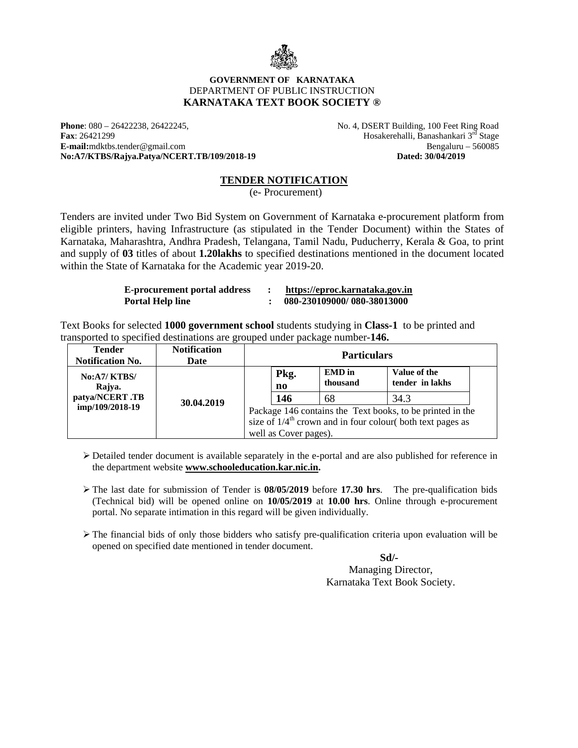**GOVERNMENT OF KARNATAKA**
DEPARTMENT OF PUBLIC INSTRUCTION
**KARNATAKA TEXT BOOK SOCIETY ®**

**Phone**: 080 – 26422238, 26422245,
**Fax**: 26421299
**E-mail:**mdktbs.tender@gmail.com
**No:A7/KTBS/Rajya.Patya/NCERT.TB/109/2018-19**

No. 4, DSERT Building, 100 Feet Ring Road
Hosakerehalli, Banashankari 3rd Stage
Bengaluru – 560085
**Dated: 30/04/2019**

## TENDER NOTIFICATION

(e- Procurement)

Tenders are invited under Two Bid System on Government of Karnataka e-procurement platform from eligible printers, having Infrastructure (as stipulated in the Tender Document) within the States of Karnataka, Maharashtra, Andhra Pradesh, Telangana, Tamil Nadu, Puducherry, Kerala & Goa, to print and supply of **03** titles of about **1.20lakhs** to specified destinations mentioned in the document located within the State of Karnataka for the Academic year 2019-20.

| | | |
|---|---|---|
| **E-procurement portal address** | : | **https://eproc.karnataka.gov.in** |
| **Portal Help line** | : | **080-230109000/ 080-38013000** |

Text Books for selected **1000 government school** students studying in **Class-1** to be printed and transported to specified destinations are grouped under package number-**146.**

| Tender Notification No. | Notification Date | Particulars | | |
|---|---|---|---|---|
| | | **Pkg. no** | **EMD in thousand** | **Value of the tender in lakhs** |
| **No:A7/ KTBS/ Rajya. patya/NCERT .TB imp/109/2018-19** | **30.04.2019** | **146** | 68 | 34.3 |
| | | Package 146 contains the Text books, to be printed in the size of 1/4th crown and in four colour( both text pages as well as Cover pages). | | |

- Detailed tender document is available separately in the e-portal and are also published for reference in the department website **www.schooleducation.kar.nic.in.**
- The last date for submission of Tender is **08/05/2019** before **17.30 hrs**. The pre-qualification bids (Technical bid) will be opened online on **10/05/2019** at **10.00 hrs**. Online through e-procurement portal. No separate intimation in this regard will be given individually.
- The financial bids of only those bidders who satisfy pre-qualification criteria upon evaluation will be opened on specified date mentioned in tender document.

**Sd/-**
Managing Director,
Karnataka Text Book Society.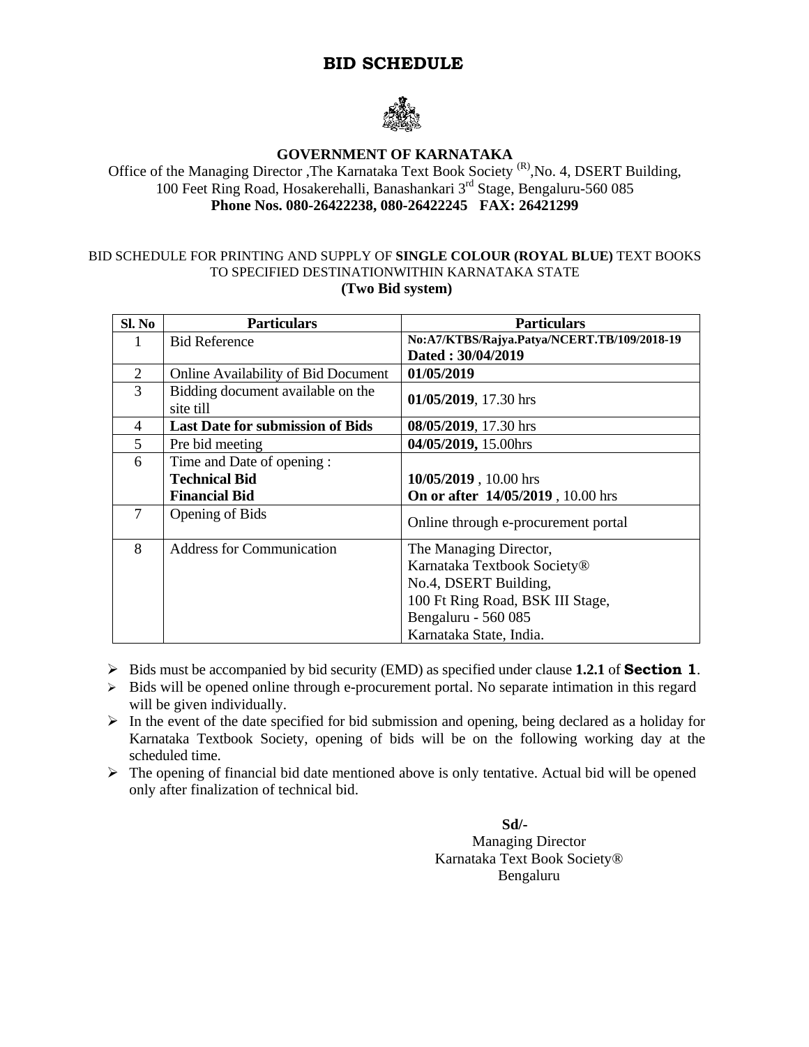# BID SCHEDULE

**GOVERNMENT OF KARNATAKA**

Office of the Managing Director ,The Karnataka Text Book Society [(R)],No. 4, DSERT Building, 100 Feet Ring Road, Hosakerehalli, Banashankari 3rd Stage, Bengaluru-560 085

**Phone Nos. 080-26422238, 080-26422245 FAX: 26421299**

BID SCHEDULE FOR PRINTING AND SUPPLY OF **SINGLE COLOUR (ROYAL BLUE)** TEXT BOOKS TO SPECIFIED DESTINATIONWITHIN KARNATAKA STATE

**(Two Bid system)**

| Sl. No | Particulars | Particulars |
|---|---|---|
| 1 | Bid Reference | **No:A7/KTBS/Rajya.Patya/NCERT.TB/109/2018-19 Dated : 30/04/2019** |
| 2 | Online Availability of Bid Document | **01/05/2019** |
| 3 | Bidding document available on the site till | **01/05/2019**, 17.30 hrs |
| 4 | **Last Date for submission of Bids** | **08/05/2019**, 17.30 hrs |
| 5 | Pre bid meeting | **04/05/2019,** 15.00hrs |
| 6 | Time and Date of opening :<br>**Technical Bid**<br>**Financial Bid** | <br>**10/05/2019** , 10.00 hrs<br>**On or after 14/05/2019** , 10.00 hrs |
| 7 | Opening of Bids | Online through e-procurement portal |
| 8 | Address for Communication | The Managing Director,<br>Karnataka Textbook Society®<br>No.4, DSERT Building,<br>100 Ft Ring Road, BSK III Stage,<br>Bengaluru - 560 085<br>Karnataka State, India. |

- Bids must be accompanied by bid security (EMD) as specified under clause **1.2.1** of **Section 1**.
- Bids will be opened online through e-procurement portal. No separate intimation in this regard will be given individually.
- In the event of the date specified for bid submission and opening, being declared as a holiday for Karnataka Textbook Society, opening of bids will be on the following working day at the scheduled time.
- The opening of financial bid date mentioned above is only tentative. Actual bid will be opened only after finalization of technical bid.

**Sd/-**
Managing Director
Karnataka Text Book Society®
Bengaluru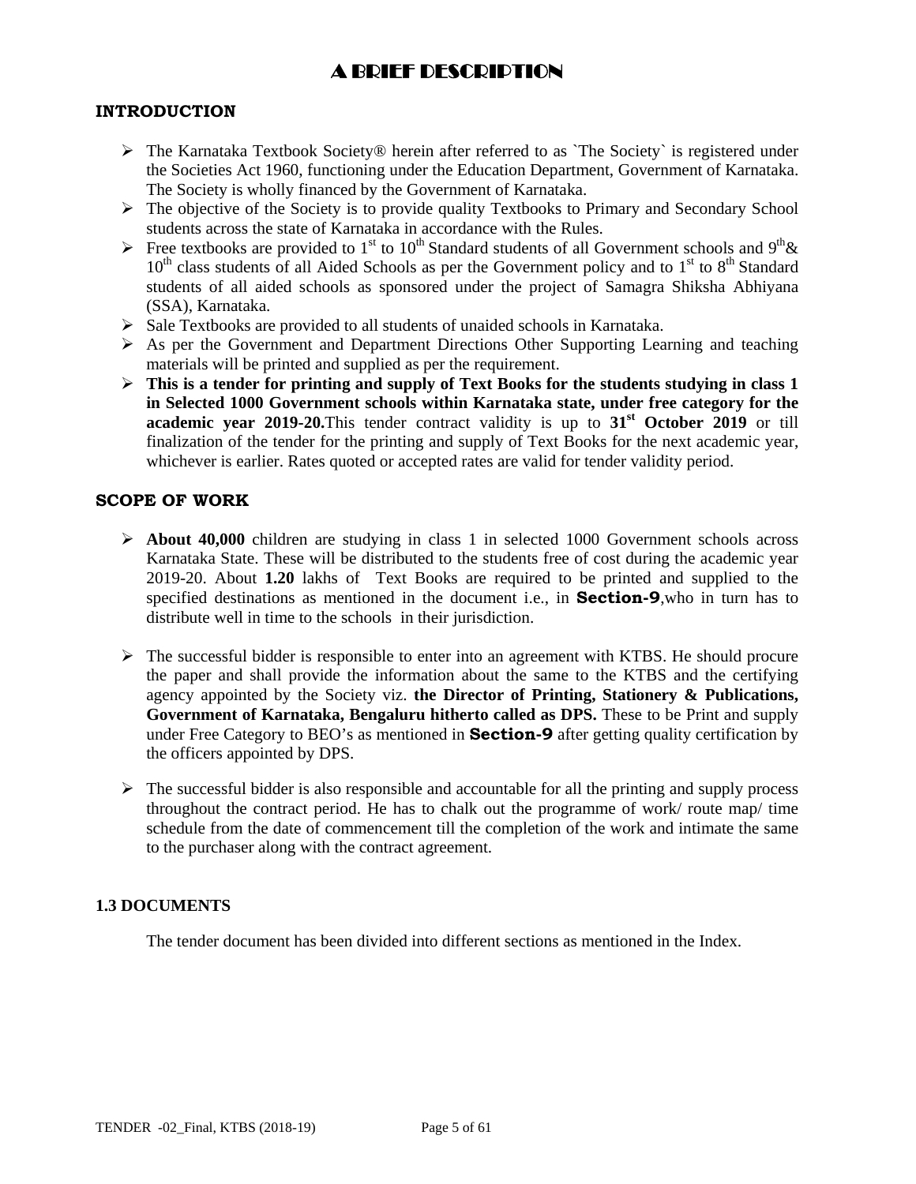# A BRIEF DESCRIPTION

## INTRODUCTION

- The Karnataka Textbook Society® herein after referred to as `The Society` is registered under the Societies Act 1960, functioning under the Education Department, Government of Karnataka. The Society is wholly financed by the Government of Karnataka.
- The objective of the Society is to provide quality Textbooks to Primary and Secondary School students across the state of Karnataka in accordance with the Rules.
- Free textbooks are provided to 1st to 10th Standard students of all Government schools and 9th& 10th class students of all Aided Schools as per the Government policy and to 1st to 8th Standard students of all aided schools as sponsored under the project of Samagra Shiksha Abhiyana (SSA), Karnataka.
- Sale Textbooks are provided to all students of unaided schools in Karnataka.
- As per the Government and Department Directions Other Supporting Learning and teaching materials will be printed and supplied as per the requirement.
- **This is a tender for printing and supply of Text Books for the students studying in class 1 in Selected 1000 Government schools within Karnataka state, under free category for the academic year 2019-20.** This tender contract validity is up to **31st October 2019** or till finalization of the tender for the printing and supply of Text Books for the next academic year, whichever is earlier. Rates quoted or accepted rates are valid for tender validity period.

## SCOPE OF WORK

- **About 40,000** children are studying in class 1 in selected 1000 Government schools across Karnataka State. These will be distributed to the students free of cost during the academic year 2019-20. About **1.20** lakhs of Text Books are required to be printed and supplied to the specified destinations as mentioned in the document i.e., in **Section-9**,who in turn has to distribute well in time to the schools in their jurisdiction.

- The successful bidder is responsible to enter into an agreement with KTBS. He should procure the paper and shall provide the information about the same to the KTBS and the certifying agency appointed by the Society viz. **the Director of Printing, Stationery & Publications, Government of Karnataka, Bengaluru hitherto called as DPS.** These to be Print and supply under Free Category to BEO's as mentioned in **Section-9** after getting quality certification by the officers appointed by DPS.

- The successful bidder is also responsible and accountable for all the printing and supply process throughout the contract period. He has to chalk out the programme of work/ route map/ time schedule from the date of commencement till the completion of the work and intimate the same to the purchaser along with the contract agreement.

## 1.3 DOCUMENTS

The tender document has been divided into different sections as mentioned in the Index.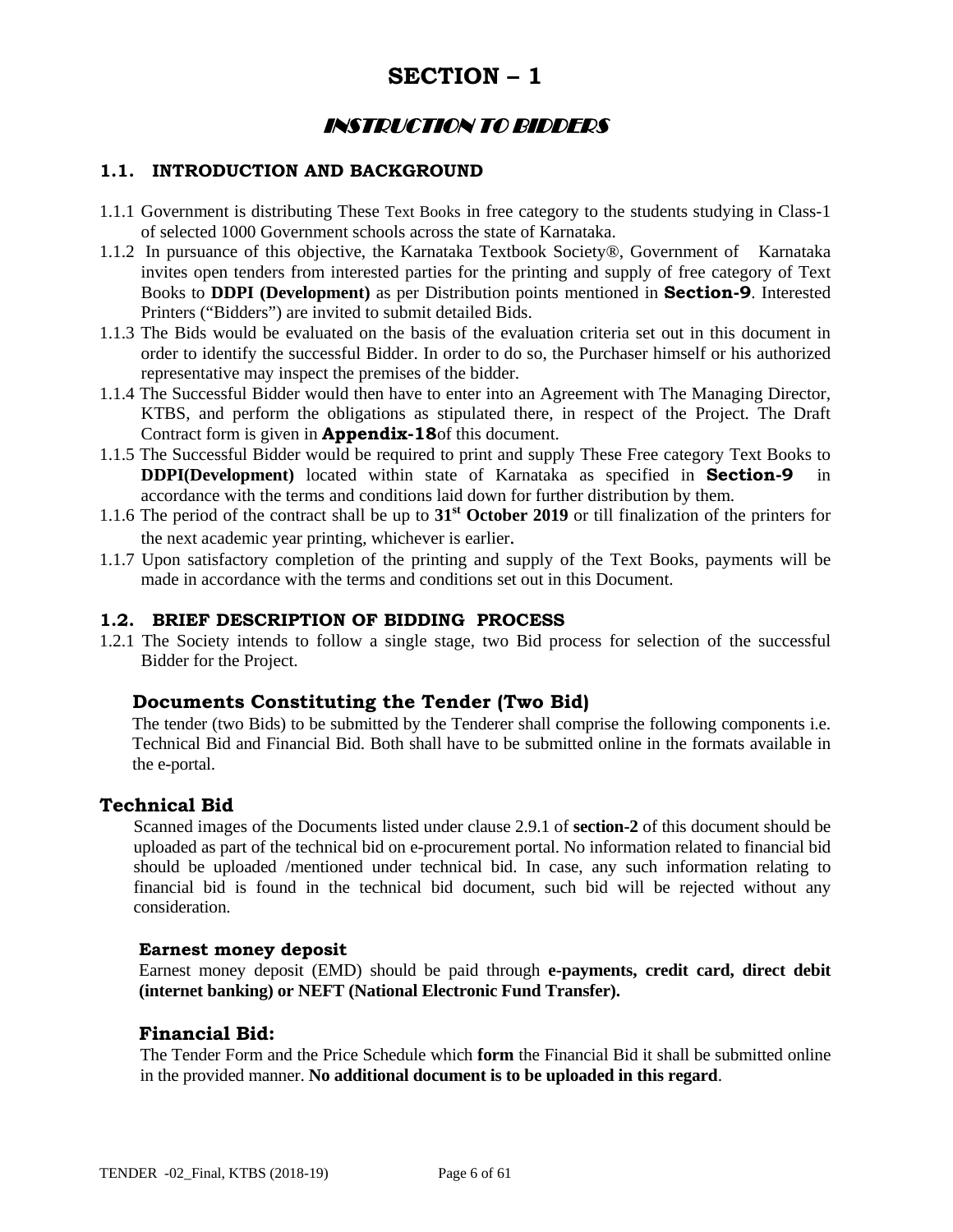# SECTION – 1

## *INSTRUCTION TO BIDDERS*

### 1.1. INTRODUCTION AND BACKGROUND

1.1.1 Government is distributing These Text Books in free category to the students studying in Class-1 of selected 1000 Government schools across the state of Karnataka.

1.1.2 In pursuance of this objective, the Karnataka Textbook Society®, Government of Karnataka invites open tenders from interested parties for the printing and supply of free category of Text Books to **DDPI (Development)** as per Distribution points mentioned in **Section-9**. Interested Printers ("Bidders") are invited to submit detailed Bids.

1.1.3 The Bids would be evaluated on the basis of the evaluation criteria set out in this document in order to identify the successful Bidder. In order to do so, the Purchaser himself or his authorized representative may inspect the premises of the bidder.

1.1.4 The Successful Bidder would then have to enter into an Agreement with The Managing Director, KTBS, and perform the obligations as stipulated there, in respect of the Project. The Draft Contract form is given in **Appendix-18**of this document.

1.1.5 The Successful Bidder would be required to print and supply These Free category Text Books to **DDPI(Development)** located within state of Karnataka as specified in **Section-9** in accordance with the terms and conditions laid down for further distribution by them.

1.1.6 The period of the contract shall be up to **31st October 2019** or till finalization of the printers for the next academic year printing, whichever is earlier.

1.1.7 Upon satisfactory completion of the printing and supply of the Text Books, payments will be made in accordance with the terms and conditions set out in this Document.

### 1.2. BRIEF DESCRIPTION OF BIDDING PROCESS

1.2.1 The Society intends to follow a single stage, two Bid process for selection of the successful Bidder for the Project.

#### Documents Constituting the Tender (Two Bid)

The tender (two Bids) to be submitted by the Tenderer shall comprise the following components i.e. Technical Bid and Financial Bid. Both shall have to be submitted online in the formats available in the e-portal.

#### Technical Bid

Scanned images of the Documents listed under clause 2.9.1 of **section-2** of this document should be uploaded as part of the technical bid on e-procurement portal. No information related to financial bid should be uploaded /mentioned under technical bid. In case, any such information relating to financial bid is found in the technical bid document, such bid will be rejected without any consideration.

**Earnest money deposit**

Earnest money deposit (EMD) should be paid through **e-payments, credit card, direct debit (internet banking) or NEFT (National Electronic Fund Transfer).**

#### Financial Bid:

The Tender Form and the Price Schedule which **form** the Financial Bid it shall be submitted online in the provided manner. **No additional document is to be uploaded in this regard**.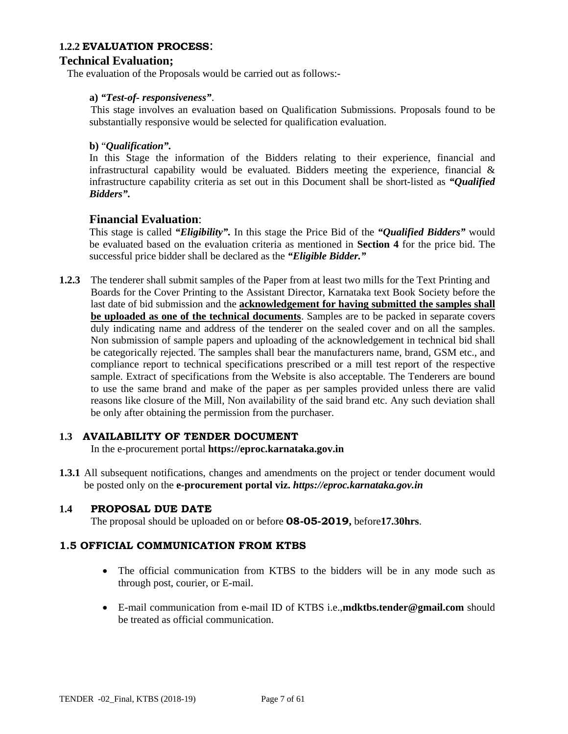### 1.2.2 EVALUATION PROCESS:

## Technical Evaluation;

The evaluation of the Proposals would be carried out as follows:-

**a)** ***"Test-of- responsiveness"***.

This stage involves an evaluation based on Qualification Submissions. Proposals found to be substantially responsive would be selected for qualification evaluation.

**b)** "***Qualification".***

In this Stage the information of the Bidders relating to their experience, financial and infrastructural capability would be evaluated. Bidders meeting the experience, financial & infrastructure capability criteria as set out in this Document shall be short-listed as ***"Qualified Bidders".***

## Financial Evaluation:

This stage is called ***"Eligibility".*** In this stage the Price Bid of the ***"Qualified Bidders"*** would be evaluated based on the evaluation criteria as mentioned in **Section 4** for the price bid. The successful price bidder shall be declared as the ***"Eligible Bidder."***

**1.2.3** The tenderer shall submit samples of the Paper from at least two mills for the Text Printing and Boards for the Cover Printing to the Assistant Director, Karnataka text Book Society before the last date of bid submission and the **acknowledgement for having submitted the samples shall be uploaded as one of the technical documents**. Samples are to be packed in separate covers duly indicating name and address of the tenderer on the sealed cover and on all the samples. Non submission of sample papers and uploading of the acknowledgement in technical bid shall be categorically rejected. The samples shall bear the manufacturers name, brand, GSM etc., and compliance report to technical specifications prescribed or a mill test report of the respective sample. Extract of specifications from the Website is also acceptable. The Tenderers are bound to use the same brand and make of the paper as per samples provided unless there are valid reasons like closure of the Mill, Non availability of the said brand etc. Any such deviation shall be only after obtaining the permission from the purchaser.

### 1.3 AVAILABILITY OF TENDER DOCUMENT

In the e-procurement portal **https://eproc.karnataka.gov.in**

**1.3.1** All subsequent notifications, changes and amendments on the project or tender document would be posted only on the **e-procurement portal viz.** ***https://eproc.karnataka.gov.in***

### 1.4 PROPOSAL DUE DATE

The proposal should be uploaded on or before **08-05-2019,** before**17.30hrs**.

### 1.5 OFFICIAL COMMUNICATION FROM KTBS

- The official communication from KTBS to the bidders will be in any mode such as through post, courier, or E-mail.
- E-mail communication from e-mail ID of KTBS i.e.,**mdktbs.tender@gmail.com** should be treated as official communication.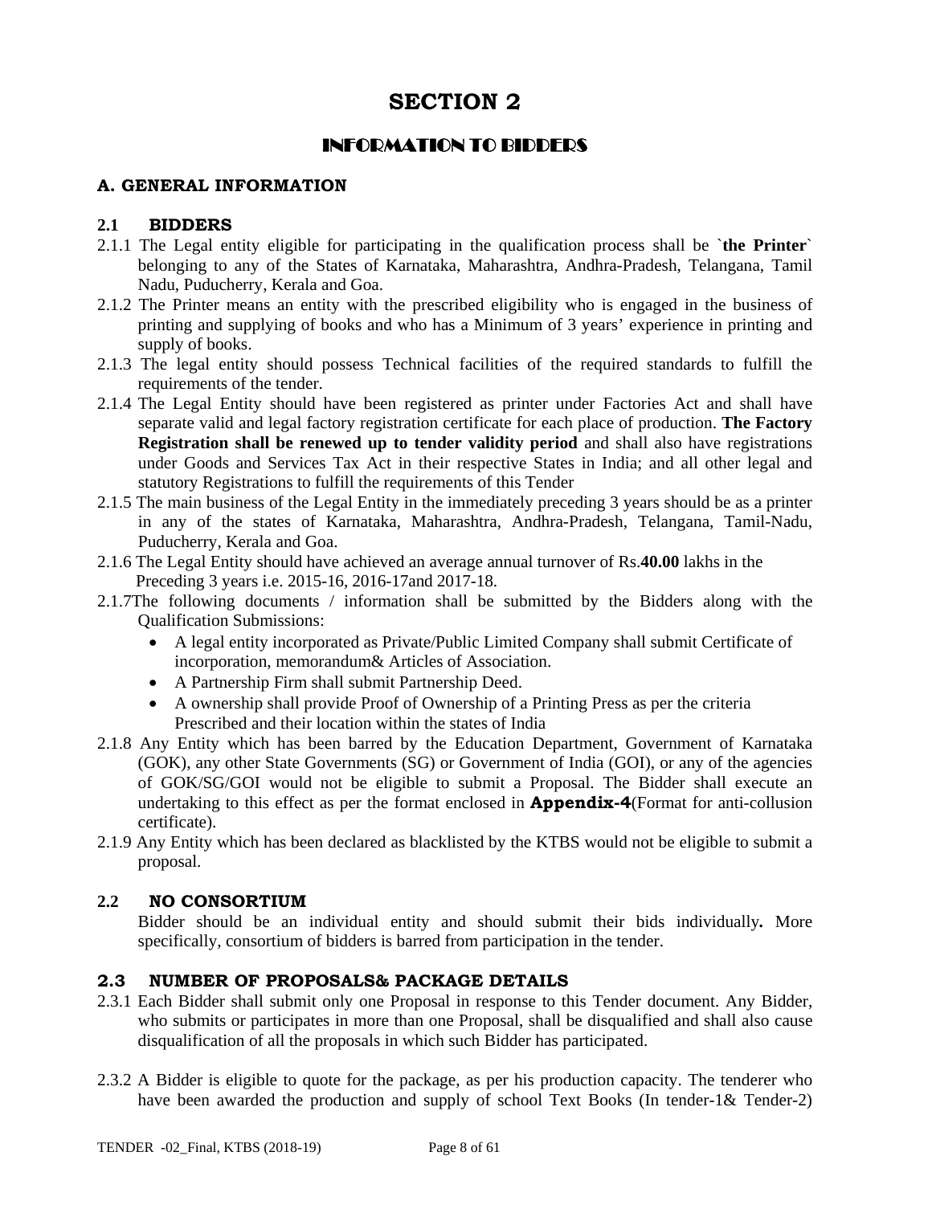# SECTION 2

## INFORMATION TO BIDDERS

### A. GENERAL INFORMATION

### 2.1 BIDDERS

2.1.1 The Legal entity eligible for participating in the qualification process shall be **`the Printer`** belonging to any of the States of Karnataka, Maharashtra, Andhra-Pradesh, Telangana, Tamil Nadu, Puducherry, Kerala and Goa.

2.1.2 The Printer means an entity with the prescribed eligibility who is engaged in the business of printing and supplying of books and who has a Minimum of 3 years' experience in printing and supply of books.

2.1.3 The legal entity should possess Technical facilities of the required standards to fulfill the requirements of the tender.

2.1.4 The Legal Entity should have been registered as printer under Factories Act and shall have separate valid and legal factory registration certificate for each place of production. **The Factory Registration shall be renewed up to tender validity period** and shall also have registrations under Goods and Services Tax Act in their respective States in India; and all other legal and statutory Registrations to fulfill the requirements of this Tender

2.1.5 The main business of the Legal Entity in the immediately preceding 3 years should be as a printer in any of the states of Karnataka, Maharashtra, Andhra-Pradesh, Telangana, Tamil-Nadu, Puducherry, Kerala and Goa.

2.1.6 The Legal Entity should have achieved an average annual turnover of Rs.**40.00** lakhs in the Preceding 3 years i.e. 2015-16, 2016-17and 2017-18.

2.1.7The following documents / information shall be submitted by the Bidders along with the Qualification Submissions:

- A legal entity incorporated as Private/Public Limited Company shall submit Certificate of incorporation, memorandum& Articles of Association.
- A Partnership Firm shall submit Partnership Deed.
- A ownership shall provide Proof of Ownership of a Printing Press as per the criteria Prescribed and their location within the states of India

2.1.8 Any Entity which has been barred by the Education Department, Government of Karnataka (GOK), any other State Governments (SG) or Government of India (GOI), or any of the agencies of GOK/SG/GOI would not be eligible to submit a Proposal. The Bidder shall execute an undertaking to this effect as per the format enclosed in **Appendix-4**(Format for anti-collusion certificate).

2.1.9 Any Entity which has been declared as blacklisted by the KTBS would not be eligible to submit a proposal.

### 2.2 NO CONSORTIUM

Bidder should be an individual entity and should submit their bids individually**.** More specifically, consortium of bidders is barred from participation in the tender.

### 2.3 NUMBER OF PROPOSALS& PACKAGE DETAILS

2.3.1 Each Bidder shall submit only one Proposal in response to this Tender document. Any Bidder, who submits or participates in more than one Proposal, shall be disqualified and shall also cause disqualification of all the proposals in which such Bidder has participated.

2.3.2 A Bidder is eligible to quote for the package, as per his production capacity. The tenderer who have been awarded the production and supply of school Text Books (In tender-1& Tender-2)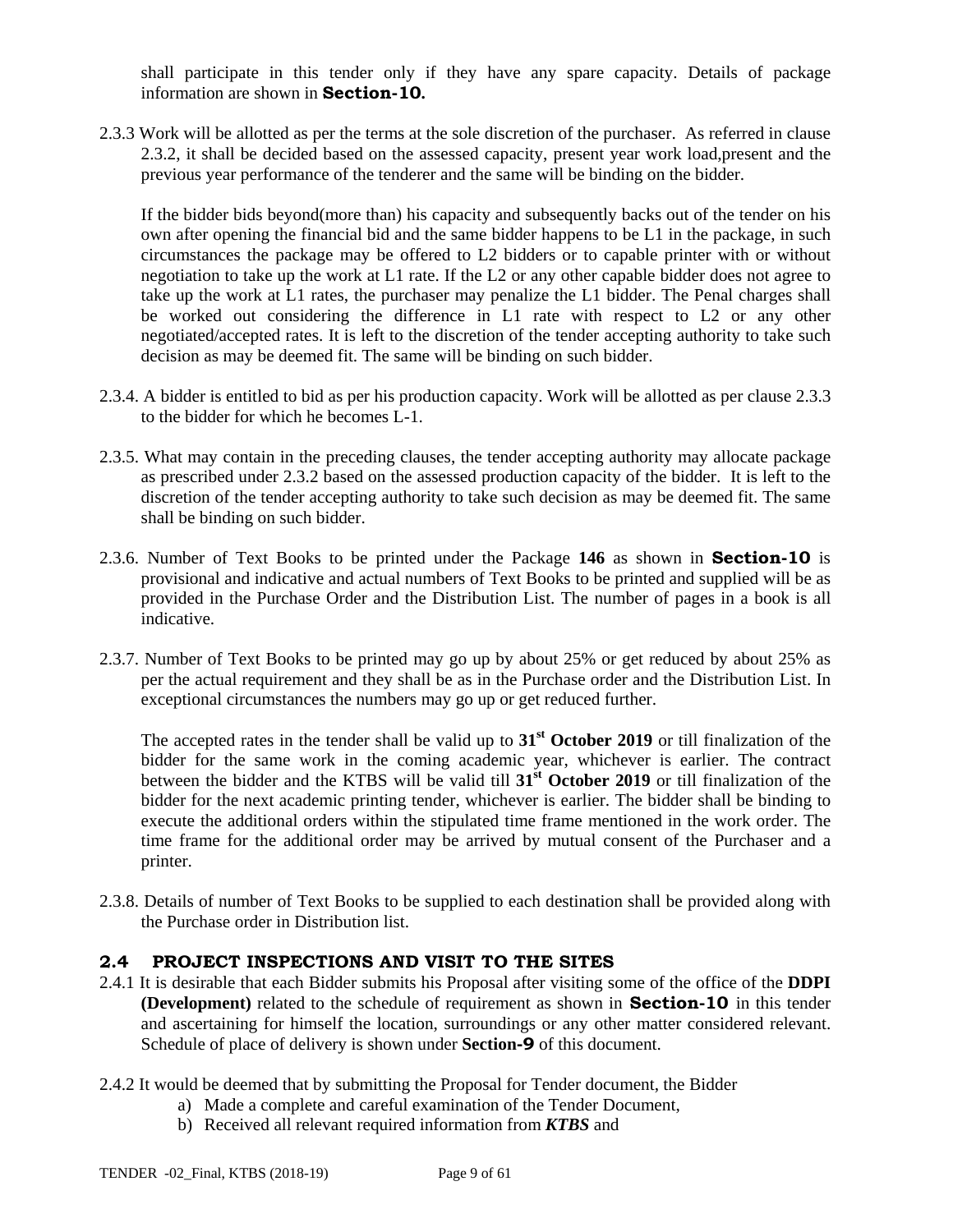shall participate in this tender only if they have any spare capacity. Details of package information are shown in **Section-10.**

2.3.3 Work will be allotted as per the terms at the sole discretion of the purchaser. As referred in clause 2.3.2, it shall be decided based on the assessed capacity, present year work load,present and the previous year performance of the tenderer and the same will be binding on the bidder.

If the bidder bids beyond(more than) his capacity and subsequently backs out of the tender on his own after opening the financial bid and the same bidder happens to be L1 in the package, in such circumstances the package may be offered to L2 bidders or to capable printer with or without negotiation to take up the work at L1 rate. If the L2 or any other capable bidder does not agree to take up the work at L1 rates, the purchaser may penalize the L1 bidder. The Penal charges shall be worked out considering the difference in L1 rate with respect to L2 or any other negotiated/accepted rates. It is left to the discretion of the tender accepting authority to take such decision as may be deemed fit. The same will be binding on such bidder.

2.3.4. A bidder is entitled to bid as per his production capacity. Work will be allotted as per clause 2.3.3 to the bidder for which he becomes L-1.

2.3.5. What may contain in the preceding clauses, the tender accepting authority may allocate package as prescribed under 2.3.2 based on the assessed production capacity of the bidder. It is left to the discretion of the tender accepting authority to take such decision as may be deemed fit. The same shall be binding on such bidder.

2.3.6. Number of Text Books to be printed under the Package **146** as shown in **Section-10** is provisional and indicative and actual numbers of Text Books to be printed and supplied will be as provided in the Purchase Order and the Distribution List. The number of pages in a book is all indicative.

2.3.7. Number of Text Books to be printed may go up by about 25% or get reduced by about 25% as per the actual requirement and they shall be as in the Purchase order and the Distribution List. In exceptional circumstances the numbers may go up or get reduced further.

The accepted rates in the tender shall be valid up to **31st October 2019** or till finalization of the bidder for the same work in the coming academic year, whichever is earlier. The contract between the bidder and the KTBS will be valid till **31st October 2019** or till finalization of the bidder for the next academic printing tender, whichever is earlier. The bidder shall be binding to execute the additional orders within the stipulated time frame mentioned in the work order. The time frame for the additional order may be arrived by mutual consent of the Purchaser and a printer.

2.3.8. Details of number of Text Books to be supplied to each destination shall be provided along with the Purchase order in Distribution list.

## 2.4 PROJECT INSPECTIONS AND VISIT TO THE SITES

2.4.1 It is desirable that each Bidder submits his Proposal after visiting some of the office of the **DDPI (Development)** related to the schedule of requirement as shown in **Section-10** in this tender and ascertaining for himself the location, surroundings or any other matter considered relevant. Schedule of place of delivery is shown under **Section-9** of this document.

2.4.2 It would be deemed that by submitting the Proposal for Tender document, the Bidder

a) Made a complete and careful examination of the Tender Document,
b) Received all relevant required information from ***KTBS*** and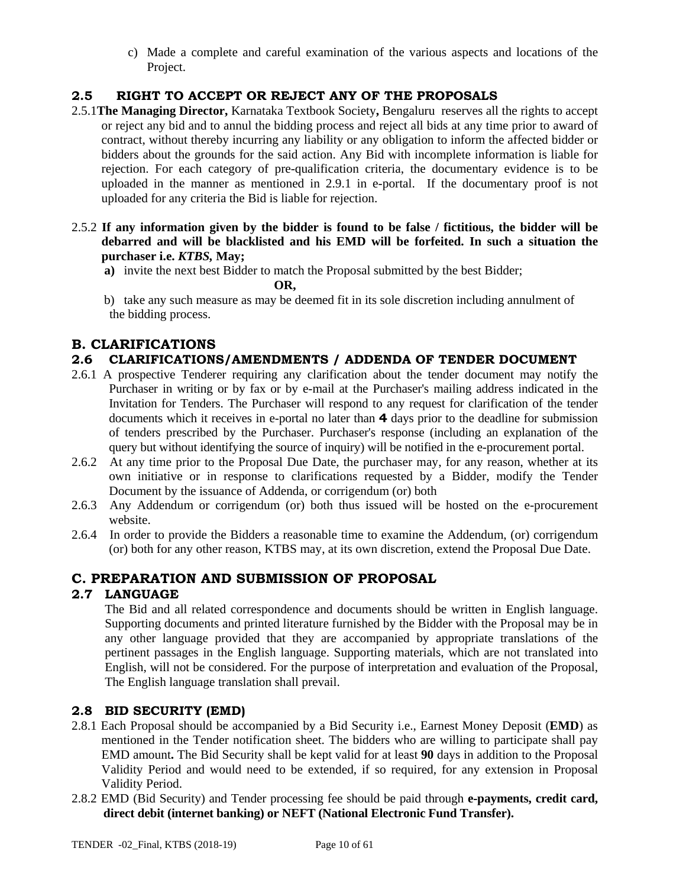c) Made a complete and careful examination of the various aspects and locations of the Project.

## 2.5 RIGHT TO ACCEPT OR REJECT ANY OF THE PROPOSALS

2.5.1 **The Managing Director,** Karnataka Textbook Society**,** Bengaluru reserves all the rights to accept or reject any bid and to annul the bidding process and reject all bids at any time prior to award of contract, without thereby incurring any liability or any obligation to inform the affected bidder or bidders about the grounds for the said action. Any Bid with incomplete information is liable for rejection. For each category of pre-qualification criteria, the documentary evidence is to be uploaded in the manner as mentioned in 2.9.1 in e-portal. If the documentary proof is not uploaded for any criteria the Bid is liable for rejection.

2.5.2 **If any information given by the bidder is found to be false / fictitious, the bidder will be debarred and will be blacklisted and his EMD will be forfeited. In such a situation the purchaser i.e.** ***KTBS,*** **May;**

**a)** invite the next best Bidder to match the Proposal submitted by the best Bidder;

**OR,**

b) take any such measure as may be deemed fit in its sole discretion including annulment of the bidding process.

# B. CLARIFICATIONS

## 2.6 CLARIFICATIONS/AMENDMENTS / ADDENDA OF TENDER DOCUMENT

2.6.1 A prospective Tenderer requiring any clarification about the tender document may notify the Purchaser in writing or by fax or by e-mail at the Purchaser's mailing address indicated in the Invitation for Tenders. The Purchaser will respond to any request for clarification of the tender documents which it receives in e-portal no later than **4** days prior to the deadline for submission of tenders prescribed by the Purchaser. Purchaser's response (including an explanation of the query but without identifying the source of inquiry) will be notified in the e-procurement portal.

2.6.2 At any time prior to the Proposal Due Date, the purchaser may, for any reason, whether at its own initiative or in response to clarifications requested by a Bidder, modify the Tender Document by the issuance of Addenda, or corrigendum (or) both

2.6.3 Any Addendum or corrigendum (or) both thus issued will be hosted on the e-procurement website.

2.6.4 In order to provide the Bidders a reasonable time to examine the Addendum, (or) corrigendum (or) both for any other reason, KTBS may, at its own discretion, extend the Proposal Due Date.

# C. PREPARATION AND SUBMISSION OF PROPOSAL

## 2.7 LANGUAGE

The Bid and all related correspondence and documents should be written in English language. Supporting documents and printed literature furnished by the Bidder with the Proposal may be in any other language provided that they are accompanied by appropriate translations of the pertinent passages in the English language. Supporting materials, which are not translated into English, will not be considered. For the purpose of interpretation and evaluation of the Proposal, The English language translation shall prevail.

## 2.8 BID SECURITY (EMD)

2.8.1 Each Proposal should be accompanied by a Bid Security i.e., Earnest Money Deposit (**EMD**) as mentioned in the Tender notification sheet. The bidders who are willing to participate shall pay EMD amount**.** The Bid Security shall be kept valid for at least **90** days in addition to the Proposal Validity Period and would need to be extended, if so required, for any extension in Proposal Validity Period.

2.8.2 EMD (Bid Security) and Tender processing fee should be paid through **e-payments, credit card, direct debit (internet banking) or NEFT (National Electronic Fund Transfer).**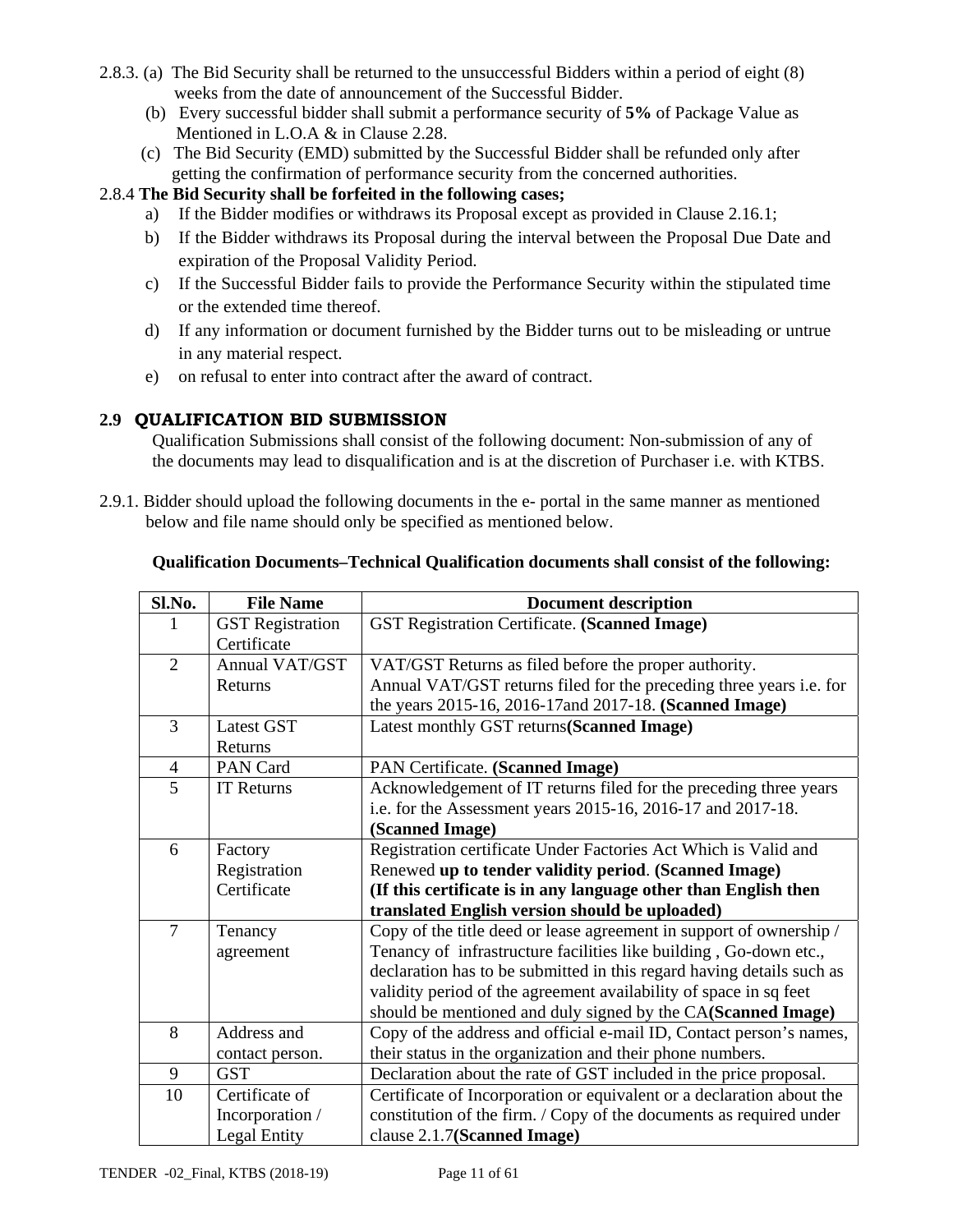2.8.3. (a) The Bid Security shall be returned to the unsuccessful Bidders within a period of eight (8) weeks from the date of announcement of the Successful Bidder.

(b) Every successful bidder shall submit a performance security of **5%** of Package Value as Mentioned in L.O.A & in Clause 2.28.

(c) The Bid Security (EMD) submitted by the Successful Bidder shall be refunded only after getting the confirmation of performance security from the concerned authorities.

2.8.4 **The Bid Security shall be forfeited in the following cases;**

a) If the Bidder modifies or withdraws its Proposal except as provided in Clause 2.16.1;

b) If the Bidder withdraws its Proposal during the interval between the Proposal Due Date and expiration of the Proposal Validity Period.

c) If the Successful Bidder fails to provide the Performance Security within the stipulated time or the extended time thereof.

d) If any information or document furnished by the Bidder turns out to be misleading or untrue in any material respect.

e) on refusal to enter into contract after the award of contract.

## 2.9 QUALIFICATION BID SUBMISSION

Qualification Submissions shall consist of the following document: Non-submission of any of the documents may lead to disqualification and is at the discretion of Purchaser i.e. with KTBS.

2.9.1. Bidder should upload the following documents in the e- portal in the same manner as mentioned below and file name should only be specified as mentioned below.

**Qualification Documents–Technical Qualification documents shall consist of the following:**

| Sl.No. | File Name | Document description |
|---|---|---|
| 1 | GST Registration Certificate | GST Registration Certificate. **(Scanned Image)** |
| 2 | Annual VAT/GST Returns | VAT/GST Returns as filed before the proper authority. Annual VAT/GST returns filed for the preceding three years i.e. for the years 2015-16, 2016-17and 2017-18. **(Scanned Image)** |
| 3 | Latest GST Returns | Latest monthly GST returns**(Scanned Image)** |
| 4 | PAN Card | PAN Certificate. **(Scanned Image)** |
| 5 | IT Returns | Acknowledgement of IT returns filed for the preceding three years i.e. for the Assessment years 2015-16, 2016-17 and 2017-18. **(Scanned Image)** |
| 6 | Factory Registration Certificate | Registration certificate Under Factories Act Which is Valid and Renewed **up to tender validity period**. **(Scanned Image) (If this certificate is in any language other than English then translated English version should be uploaded)** |
| 7 | Tenancy agreement | Copy of the title deed or lease agreement in support of ownership / Tenancy of infrastructure facilities like building , Go-down etc., declaration has to be submitted in this regard having details such as validity period of the agreement availability of space in sq feet should be mentioned and duly signed by the CA**(Scanned Image)** |
| 8 | Address and contact person. | Copy of the address and official e-mail ID, Contact person's names, their status in the organization and their phone numbers. |
| 9 | GST | Declaration about the rate of GST included in the price proposal. |
| 10 | Certificate of Incorporation / Legal Entity | Certificate of Incorporation or equivalent or a declaration about the constitution of the firm. / Copy of the documents as required under clause 2.1.7**(Scanned Image)** |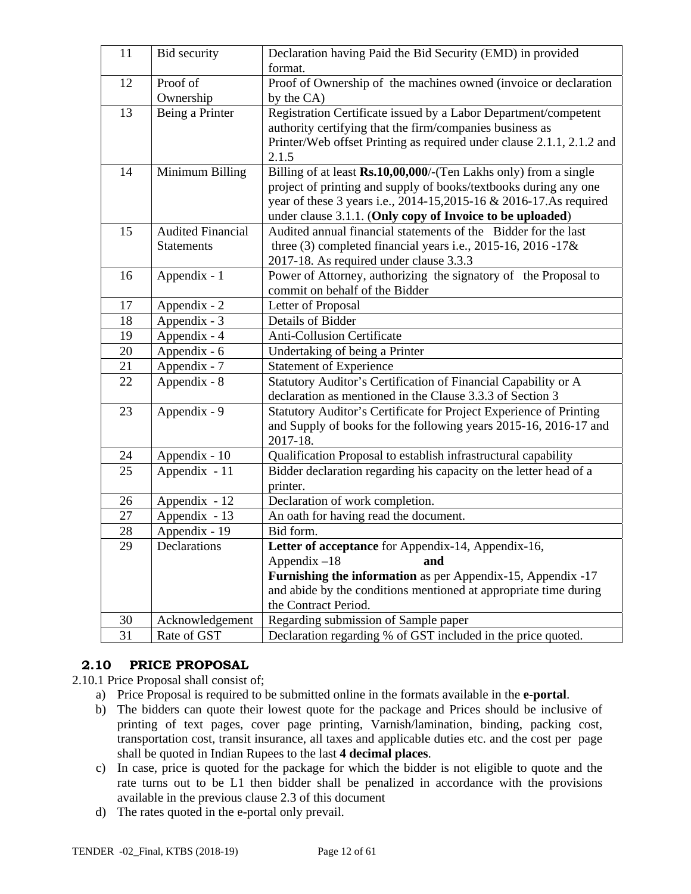| 11 | Bid security | Declaration having Paid the Bid Security (EMD) in provided format. |
|---|---|---|
| 12 | Proof of Ownership | Proof of Ownership of the machines owned (invoice or declaration by the CA) |
| 13 | Being a Printer | Registration Certificate issued by a Labor Department/competent authority certifying that the firm/companies business as Printer/Web offset Printing as required under clause 2.1.1, 2.1.2 and 2.1.5 |
| 14 | Minimum Billing | Billing of at least **Rs.10,00,000**/-(Ten Lakhs only) from a single project of printing and supply of books/textbooks during any one year of these 3 years i.e., 2014-15,2015-16 & 2016-17.As required under clause 3.1.1. (**Only copy of Invoice to be uploaded**) |
| 15 | Audited Financial Statements | Audited annual financial statements of the Bidder for the last three (3) completed financial years i.e., 2015-16, 2016 -17& 2017-18. As required under clause 3.3.3 |
| 16 | Appendix - 1 | Power of Attorney, authorizing the signatory of the Proposal to commit on behalf of the Bidder |
| 17 | Appendix - 2 | Letter of Proposal |
| 18 | Appendix - 3 | Details of Bidder |
| 19 | Appendix - 4 | Anti-Collusion Certificate |
| 20 | Appendix - 6 | Undertaking of being a Printer |
| 21 | Appendix - 7 | Statement of Experience |
| 22 | Appendix - 8 | Statutory Auditor's Certification of Financial Capability or A declaration as mentioned in the Clause 3.3.3 of Section 3 |
| 23 | Appendix - 9 | Statutory Auditor's Certificate for Project Experience of Printing and Supply of books for the following years 2015-16, 2016-17 and 2017-18. |
| 24 | Appendix - 10 | Qualification Proposal to establish infrastructural capability |
| 25 | Appendix - 11 | Bidder declaration regarding his capacity on the letter head of a printer. |
| 26 | Appendix - 12 | Declaration of work completion. |
| 27 | Appendix - 13 | An oath for having read the document. |
| 28 | Appendix - 19 | Bid form. |
| 29 | Declarations | **Letter of acceptance** for Appendix-14, Appendix-16, Appendix –18 **and** **Furnishing the information** as per Appendix-15, Appendix -17 and abide by the conditions mentioned at appropriate time during the Contract Period. |
| 30 | Acknowledgement | Regarding submission of Sample paper |
| 31 | Rate of GST | Declaration regarding % of GST included in the price quoted. |

## 2.10 PRICE PROPOSAL

2.10.1 Price Proposal shall consist of;

a) Price Proposal is required to be submitted online in the formats available in the **e-portal**.
b) The bidders can quote their lowest quote for the package and Prices should be inclusive of printing of text pages, cover page printing, Varnish/lamination, binding, packing cost, transportation cost, transit insurance, all taxes and applicable duties etc. and the cost per page shall be quoted in Indian Rupees to the last **4 decimal places**.
c) In case, price is quoted for the package for which the bidder is not eligible to quote and the rate turns out to be L1 then bidder shall be penalized in accordance with the provisions available in the previous clause 2.3 of this document
d) The rates quoted in the e-portal only prevail.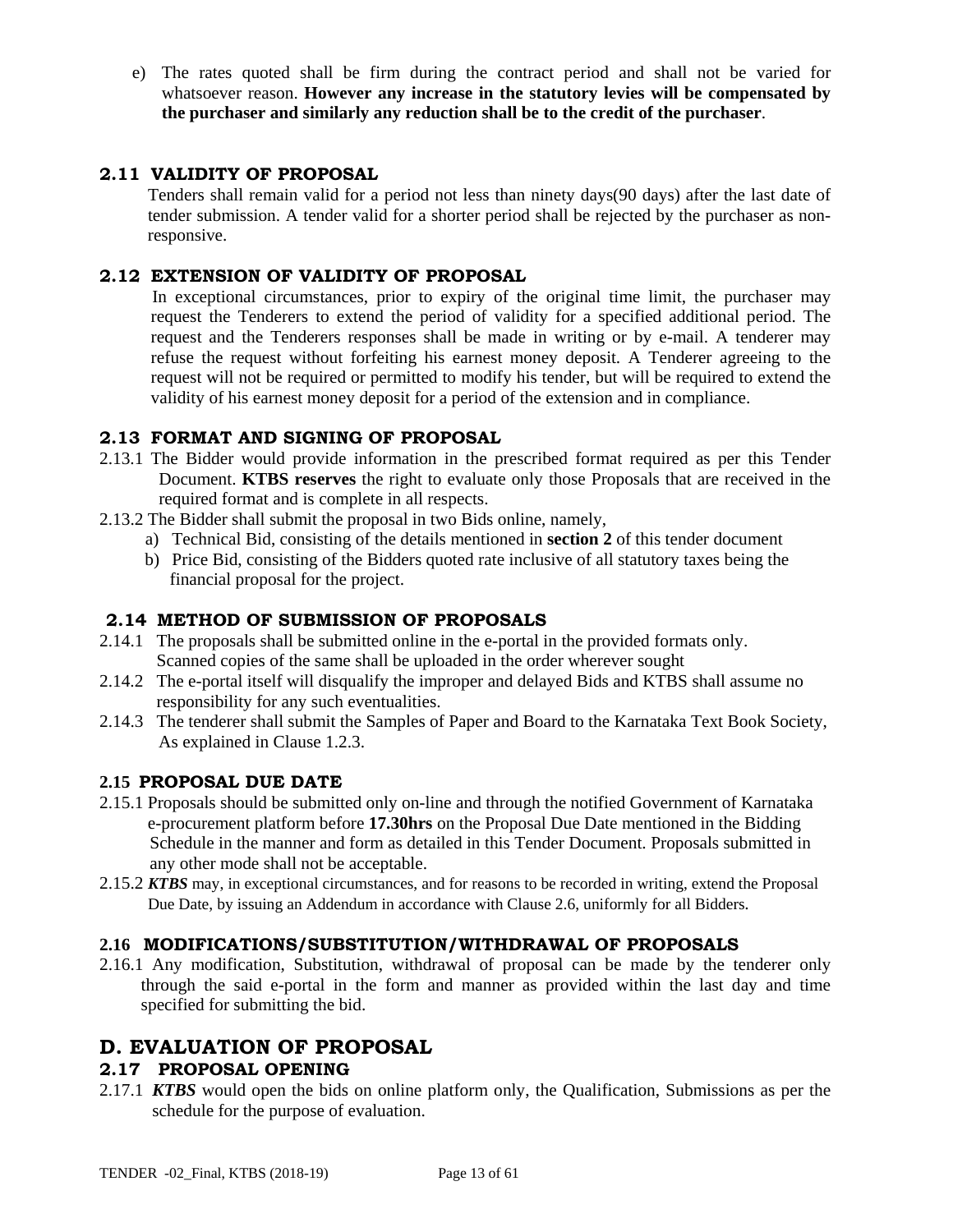e) The rates quoted shall be firm during the contract period and shall not be varied for whatsoever reason. **However any increase in the statutory levies will be compensated by the purchaser and similarly any reduction shall be to the credit of the purchaser**.

### 2.11 VALIDITY OF PROPOSAL

Tenders shall remain valid for a period not less than ninety days(90 days) after the last date of tender submission. A tender valid for a shorter period shall be rejected by the purchaser as non-responsive.

### 2.12 EXTENSION OF VALIDITY OF PROPOSAL

In exceptional circumstances, prior to expiry of the original time limit, the purchaser may request the Tenderers to extend the period of validity for a specified additional period. The request and the Tenderers responses shall be made in writing or by e-mail. A tenderer may refuse the request without forfeiting his earnest money deposit. A Tenderer agreeing to the request will not be required or permitted to modify his tender, but will be required to extend the validity of his earnest money deposit for a period of the extension and in compliance.

### 2.13 FORMAT AND SIGNING OF PROPOSAL

2.13.1 The Bidder would provide information in the prescribed format required as per this Tender Document. **KTBS reserves** the right to evaluate only those Proposals that are received in the required format and is complete in all respects.

2.13.2 The Bidder shall submit the proposal in two Bids online, namely,

a) Technical Bid, consisting of the details mentioned in **section 2** of this tender document

b) Price Bid, consisting of the Bidders quoted rate inclusive of all statutory taxes being the financial proposal for the project.

### 2.14 METHOD OF SUBMISSION OF PROPOSALS

2.14.1 The proposals shall be submitted online in the e-portal in the provided formats only. Scanned copies of the same shall be uploaded in the order wherever sought

2.14.2 The e-portal itself will disqualify the improper and delayed Bids and KTBS shall assume no responsibility for any such eventualities.

2.14.3 The tenderer shall submit the Samples of Paper and Board to the Karnataka Text Book Society, As explained in Clause 1.2.3.

### 2.15 PROPOSAL DUE DATE

2.15.1 Proposals should be submitted only on-line and through the notified Government of Karnataka e-procurement platform before **17.30hrs** on the Proposal Due Date mentioned in the Bidding Schedule in the manner and form as detailed in this Tender Document. Proposals submitted in any other mode shall not be acceptable.

2.15.2 ***KTBS*** may, in exceptional circumstances, and for reasons to be recorded in writing, extend the Proposal Due Date, by issuing an Addendum in accordance with Clause 2.6, uniformly for all Bidders.

### 2.16 MODIFICATIONS/SUBSTITUTION/WITHDRAWAL OF PROPOSALS

2.16.1 Any modification, Substitution, withdrawal of proposal can be made by the tenderer only through the said e-portal in the form and manner as provided within the last day and time specified for submitting the bid.

## D. EVALUATION OF PROPOSAL

### 2.17 PROPOSAL OPENING

2.17.1 ***KTBS*** would open the bids on online platform only, the Qualification, Submissions as per the schedule for the purpose of evaluation.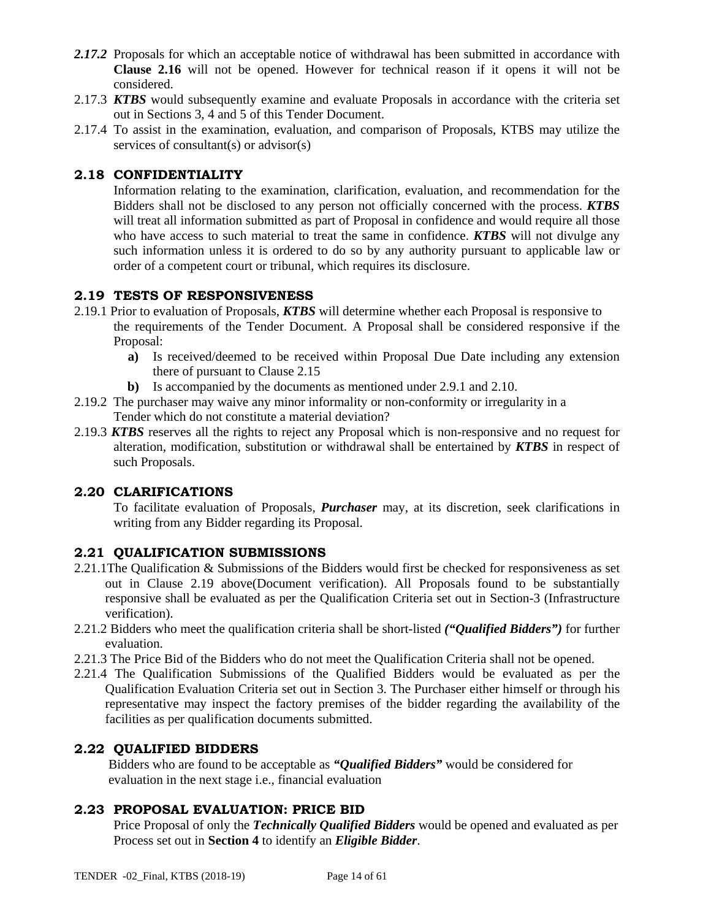***2.17.2*** Proposals for which an acceptable notice of withdrawal has been submitted in accordance with **Clause 2.16** will not be opened. However for technical reason if it opens it will not be considered.

2.17.3 ***KTBS*** would subsequently examine and evaluate Proposals in accordance with the criteria set out in Sections 3, 4 and 5 of this Tender Document.

2.17.4 To assist in the examination, evaluation, and comparison of Proposals, KTBS may utilize the services of consultant(s) or advisor(s)

## 2.18 CONFIDENTIALITY

Information relating to the examination, clarification, evaluation, and recommendation for the Bidders shall not be disclosed to any person not officially concerned with the process. ***KTBS*** will treat all information submitted as part of Proposal in confidence and would require all those who have access to such material to treat the same in confidence. ***KTBS*** will not divulge any such information unless it is ordered to do so by any authority pursuant to applicable law or order of a competent court or tribunal, which requires its disclosure.

## 2.19 TESTS OF RESPONSIVENESS

2.19.1 Prior to evaluation of Proposals, ***KTBS*** will determine whether each Proposal is responsive to the requirements of the Tender Document. A Proposal shall be considered responsive if the Proposal:

- **a)** Is received/deemed to be received within Proposal Due Date including any extension there of pursuant to Clause 2.15
- **b)** Is accompanied by the documents as mentioned under 2.9.1 and 2.10.

2.19.2 The purchaser may waive any minor informality or non-conformity or irregularity in a Tender which do not constitute a material deviation?

2.19.3 ***KTBS*** reserves all the rights to reject any Proposal which is non-responsive and no request for alteration, modification, substitution or withdrawal shall be entertained by ***KTBS*** in respect of such Proposals.

## 2.20 CLARIFICATIONS

To facilitate evaluation of Proposals, ***Purchaser*** may, at its discretion, seek clarifications in writing from any Bidder regarding its Proposal.

## 2.21 QUALIFICATION SUBMISSIONS

2.21.1The Qualification & Submissions of the Bidders would first be checked for responsiveness as set out in Clause 2.19 above(Document verification). All Proposals found to be substantially responsive shall be evaluated as per the Qualification Criteria set out in Section-3 (Infrastructure verification).

2.21.2 Bidders who meet the qualification criteria shall be short-listed ***("Qualified Bidders")*** for further evaluation.

2.21.3 The Price Bid of the Bidders who do not meet the Qualification Criteria shall not be opened.

2.21.4 The Qualification Submissions of the Qualified Bidders would be evaluated as per the Qualification Evaluation Criteria set out in Section 3. The Purchaser either himself or through his representative may inspect the factory premises of the bidder regarding the availability of the facilities as per qualification documents submitted.

## 2.22 QUALIFIED BIDDERS

Bidders who are found to be acceptable as ***"Qualified Bidders"*** would be considered for evaluation in the next stage i.e., financial evaluation

## 2.23 PROPOSAL EVALUATION: PRICE BID

Price Proposal of only the ***Technically Qualified Bidders*** would be opened and evaluated as per Process set out in **Section 4** to identify an ***Eligible Bidder***.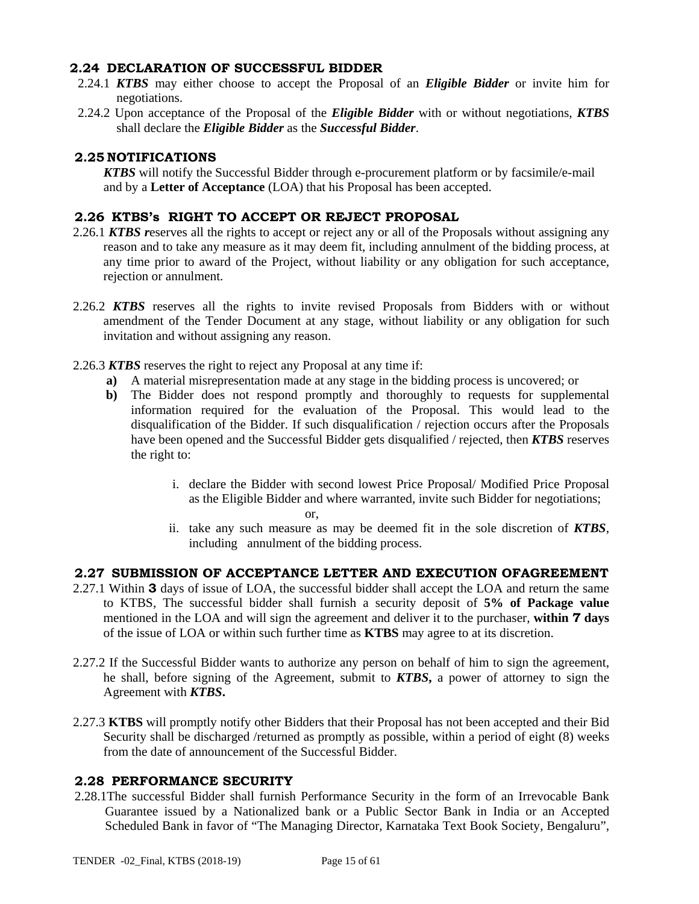## 2.24 DECLARATION OF SUCCESSFUL BIDDER

2.24.1 ***KTBS*** may either choose to accept the Proposal of an ***Eligible Bidder*** or invite him for negotiations.

2.24.2 Upon acceptance of the Proposal of the ***Eligible Bidder*** with or without negotiations, ***KTBS*** shall declare the ***Eligible Bidder*** as the ***Successful Bidder***.

## 2.25 NOTIFICATIONS

***KTBS*** will notify the Successful Bidder through e-procurement platform or by facsimile/e-mail and by a **Letter of Acceptance** (LOA) that his Proposal has been accepted.

## 2.26 KTBS's RIGHT TO ACCEPT OR REJECT PROPOSAL

2.26.1 ***KTBS r***eserves all the rights to accept or reject any or all of the Proposals without assigning any reason and to take any measure as it may deem fit, including annulment of the bidding process, at any time prior to award of the Project, without liability or any obligation for such acceptance, rejection or annulment.

2.26.2 ***KTBS*** reserves all the rights to invite revised Proposals from Bidders with or without amendment of the Tender Document at any stage, without liability or any obligation for such invitation and without assigning any reason.

2.26.3 ***KTBS*** reserves the right to reject any Proposal at any time if:

**a)** A material misrepresentation made at any stage in the bidding process is uncovered; or

**b)** The Bidder does not respond promptly and thoroughly to requests for supplemental information required for the evaluation of the Proposal. This would lead to the disqualification of the Bidder. If such disqualification / rejection occurs after the Proposals have been opened and the Successful Bidder gets disqualified / rejected, then ***KTBS*** reserves the right to:

i. declare the Bidder with second lowest Price Proposal/ Modified Price Proposal as the Eligible Bidder and where warranted, invite such Bidder for negotiations;

or,

ii. take any such measure as may be deemed fit in the sole discretion of ***KTBS***, including annulment of the bidding process.

## 2.27 SUBMISSION OF ACCEPTANCE LETTER AND EXECUTION OFAGREEMENT

2.27.1 Within **3** days of issue of LOA, the successful bidder shall accept the LOA and return the same to KTBS, The successful bidder shall furnish a security deposit of **5% of Package value** mentioned in the LOA and will sign the agreement and deliver it to the purchaser, **within 7 days** of the issue of LOA or within such further time as **KTBS** may agree to at its discretion.

2.27.2 If the Successful Bidder wants to authorize any person on behalf of him to sign the agreement, he shall, before signing of the Agreement, submit to ***KTBS***, a power of attorney to sign the Agreement with ***KTBS***.

2.27.3 **KTBS** will promptly notify other Bidders that their Proposal has not been accepted and their Bid Security shall be discharged /returned as promptly as possible, within a period of eight (8) weeks from the date of announcement of the Successful Bidder.

## 2.28 PERFORMANCE SECURITY

2.28.1The successful Bidder shall furnish Performance Security in the form of an Irrevocable Bank Guarantee issued by a Nationalized bank or a Public Sector Bank in India or an Accepted Scheduled Bank in favor of "The Managing Director, Karnataka Text Book Society, Bengaluru",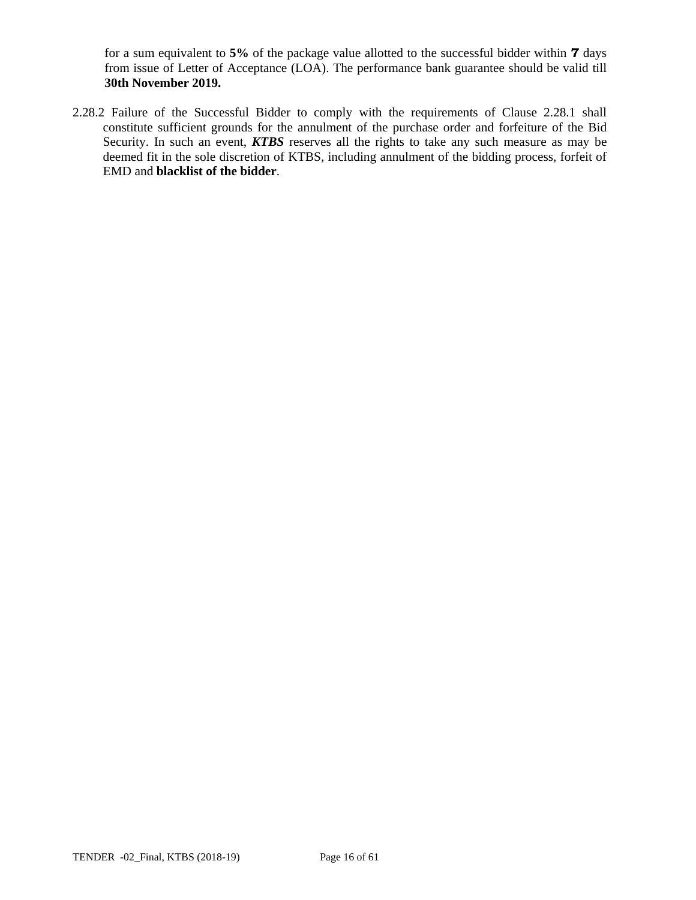for a sum equivalent to **5%** of the package value allotted to the successful bidder within **7** days from issue of Letter of Acceptance (LOA). The performance bank guarantee should be valid till **30th November 2019.**

2.28.2 Failure of the Successful Bidder to comply with the requirements of Clause 2.28.1 shall constitute sufficient grounds for the annulment of the purchase order and forfeiture of the Bid Security. In such an event, ***KTBS*** reserves all the rights to take any such measure as may be deemed fit in the sole discretion of KTBS, including annulment of the bidding process, forfeit of EMD and **blacklist of the bidder**.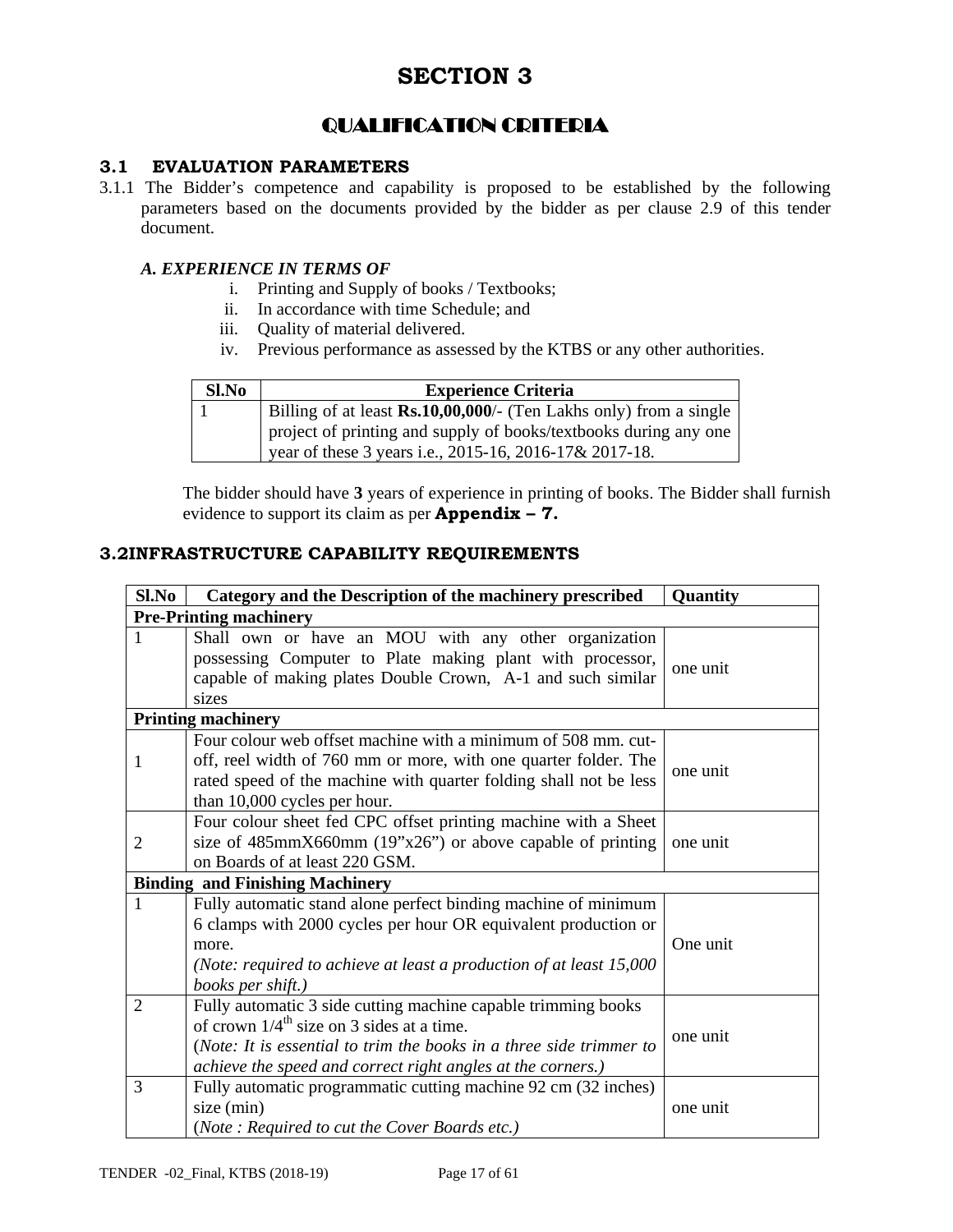# SECTION 3

## QUALIFICATION CRITERIA

### 3.1 EVALUATION PARAMETERS

3.1.1 The Bidder's competence and capability is proposed to be established by the following parameters based on the documents provided by the bidder as per clause 2.9 of this tender document.

***A. EXPERIENCE IN TERMS OF***

i. Printing and Supply of books / Textbooks;
ii. In accordance with time Schedule; and
iii. Quality of material delivered.
iv. Previous performance as assessed by the KTBS or any other authorities.

| Sl.No | Experience Criteria |
|---|---|
| 1 | Billing of at least **Rs.10,00,000**/- (Ten Lakhs only) from a single project of printing and supply of books/textbooks during any one year of these 3 years i.e., 2015-16, 2016-17& 2017-18. |

The bidder should have **3** years of experience in printing of books. The Bidder shall furnish evidence to support its claim as per **Appendix – 7.**

### 3.2INFRASTRUCTURE CAPABILITY REQUIREMENTS

| Sl.No | Category and the Description of the machinery prescribed | Quantity |
|---|---|---|
| **Pre-Printing machinery** | | |
| 1 | Shall own or have an MOU with any other organization possessing Computer to Plate making plant with processor, capable of making plates Double Crown, A-1 and such similar sizes | one unit |
| **Printing machinery** | | |
| 1 | Four colour web offset machine with a minimum of 508 mm. cut-off, reel width of 760 mm or more, with one quarter folder. The rated speed of the machine with quarter folding shall not be less than 10,000 cycles per hour. | one unit |
| 2 | Four colour sheet fed CPC offset printing machine with a Sheet size of 485mmX660mm (19"x26") or above capable of printing on Boards of at least 220 GSM. | one unit |
| **Binding and Finishing Machinery** | | |
| 1 | Fully automatic stand alone perfect binding machine of minimum 6 clamps with 2000 cycles per hour OR equivalent production or more. *(Note: required to achieve at least a production of at least 15,000 books per shift.)* | One unit |
| 2 | Fully automatic 3 side cutting machine capable trimming books of crown 1/4[th] size on 3 sides at a time. (*Note: It is essential to trim the books in a three side trimmer to achieve the speed and correct right angles at the corners.)* | one unit |
| 3 | Fully automatic programmatic cutting machine 92 cm (32 inches) size (min) (*Note : Required to cut the Cover Boards etc.)* | one unit |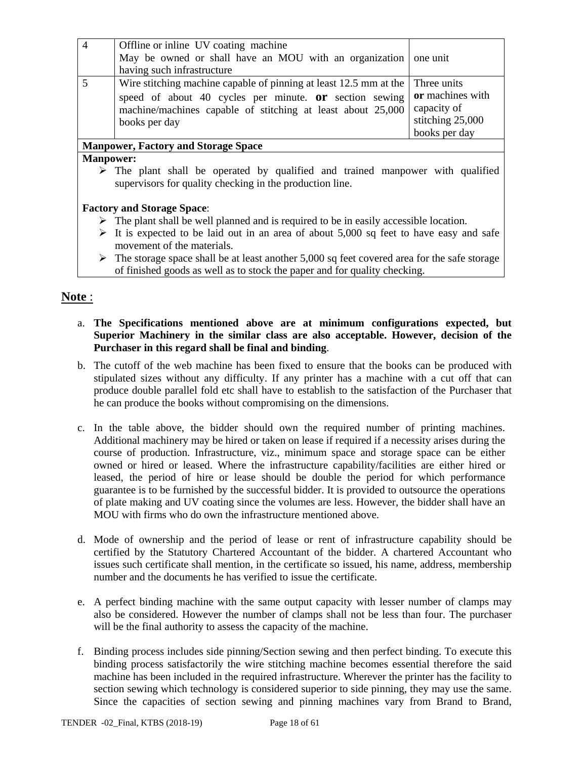| 4 | Offline or inline UV coating machine<br>May be owned or shall have an MOU with an organization having such infrastructure | one unit |
|---|---|---|
| 5 | Wire stitching machine capable of pinning at least 12.5 mm at the speed of about 40 cycles per minute. **or** section sewing machine/machines capable of stitching at least about 25,000 books per day | Three units<br>**or** machines with capacity of stitching 25,000 books per day |

**Manpower, Factory and Storage Space**

**Manpower:**

- The plant shall be operated by qualified and trained manpower with qualified supervisors for quality checking in the production line.

**Factory and Storage Space**:

- The plant shall be well planned and is required to be in easily accessible location.
- It is expected to be laid out in an area of about 5,000 sq feet to have easy and safe movement of the materials.
- The storage space shall be at least another 5,000 sq feet covered area for the safe storage of finished goods as well as to stock the paper and for quality checking.

**Note** :

a. **The Specifications mentioned above are at minimum configurations expected, but Superior Machinery in the similar class are also acceptable. However, decision of the Purchaser in this regard shall be final and binding**.

b. The cutoff of the web machine has been fixed to ensure that the books can be produced with stipulated sizes without any difficulty. If any printer has a machine with a cut off that can produce double parallel fold etc shall have to establish to the satisfaction of the Purchaser that he can produce the books without compromising on the dimensions.

c. In the table above, the bidder should own the required number of printing machines. Additional machinery may be hired or taken on lease if required if a necessity arises during the course of production. Infrastructure, viz., minimum space and storage space can be either owned or hired or leased. Where the infrastructure capability/facilities are either hired or leased, the period of hire or lease should be double the period for which performance guarantee is to be furnished by the successful bidder. It is provided to outsource the operations of plate making and UV coating since the volumes are less. However, the bidder shall have an MOU with firms who do own the infrastructure mentioned above.

d. Mode of ownership and the period of lease or rent of infrastructure capability should be certified by the Statutory Chartered Accountant of the bidder. A chartered Accountant who issues such certificate shall mention, in the certificate so issued, his name, address, membership number and the documents he has verified to issue the certificate.

e. A perfect binding machine with the same output capacity with lesser number of clamps may also be considered. However the number of clamps shall not be less than four. The purchaser will be the final authority to assess the capacity of the machine.

f. Binding process includes side pinning/Section sewing and then perfect binding. To execute this binding process satisfactorily the wire stitching machine becomes essential therefore the said machine has been included in the required infrastructure. Wherever the printer has the facility to section sewing which technology is considered superior to side pinning, they may use the same. Since the capacities of section sewing and pinning machines vary from Brand to Brand,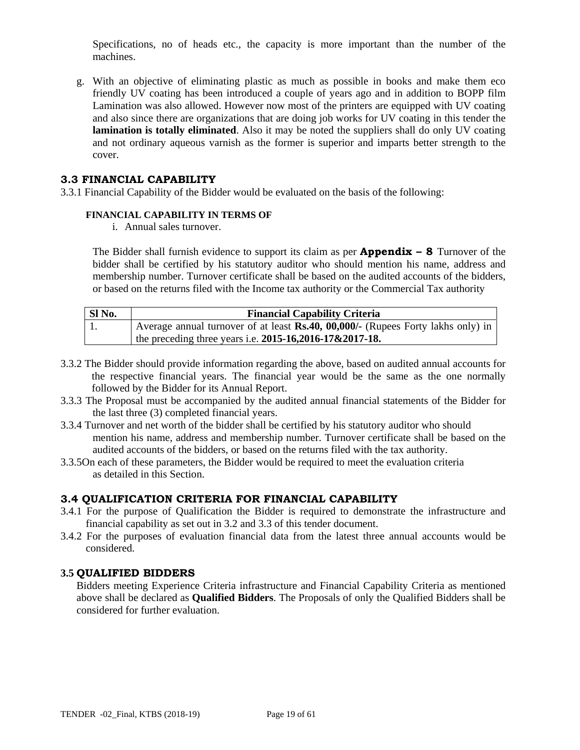Specifications, no of heads etc., the capacity is more important than the number of the machines.

g. With an objective of eliminating plastic as much as possible in books and make them eco friendly UV coating has been introduced a couple of years ago and in addition to BOPP film Lamination was also allowed. However now most of the printers are equipped with UV coating and also since there are organizations that are doing job works for UV coating in this tender the **lamination is totally eliminated**. Also it may be noted the suppliers shall do only UV coating and not ordinary aqueous varnish as the former is superior and imparts better strength to the cover.

### 3.3 FINANCIAL CAPABILITY

3.3.1 Financial Capability of the Bidder would be evaluated on the basis of the following:

**FINANCIAL CAPABILITY IN TERMS OF**

i. Annual sales turnover.

The Bidder shall furnish evidence to support its claim as per **Appendix – 8** Turnover of the bidder shall be certified by his statutory auditor who should mention his name, address and membership number. Turnover certificate shall be based on the audited accounts of the bidders, or based on the returns filed with the Income tax authority or the Commercial Tax authority

| Sl No. | Financial Capability Criteria |
| --- | --- |
| 1. | Average annual turnover of at least **Rs.40, 00,000/-** (Rupees Forty lakhs only) in the preceding three years i.e. **2015-16,2016-17&2017-18.** |

3.3.2 The Bidder should provide information regarding the above, based on audited annual accounts for the respective financial years. The financial year would be the same as the one normally followed by the Bidder for its Annual Report.

3.3.3 The Proposal must be accompanied by the audited annual financial statements of the Bidder for the last three (3) completed financial years.

3.3.4 Turnover and net worth of the bidder shall be certified by his statutory auditor who should mention his name, address and membership number. Turnover certificate shall be based on the audited accounts of the bidders, or based on the returns filed with the tax authority.

3.3.5On each of these parameters, the Bidder would be required to meet the evaluation criteria as detailed in this Section.

### 3.4 QUALIFICATION CRITERIA FOR FINANCIAL CAPABILITY

3.4.1 For the purpose of Qualification the Bidder is required to demonstrate the infrastructure and financial capability as set out in 3.2 and 3.3 of this tender document.

3.4.2 For the purposes of evaluation financial data from the latest three annual accounts would be considered.

### 3.5 QUALIFIED BIDDERS

Bidders meeting Experience Criteria infrastructure and Financial Capability Criteria as mentioned above shall be declared as **Qualified Bidders**. The Proposals of only the Qualified Bidders shall be considered for further evaluation.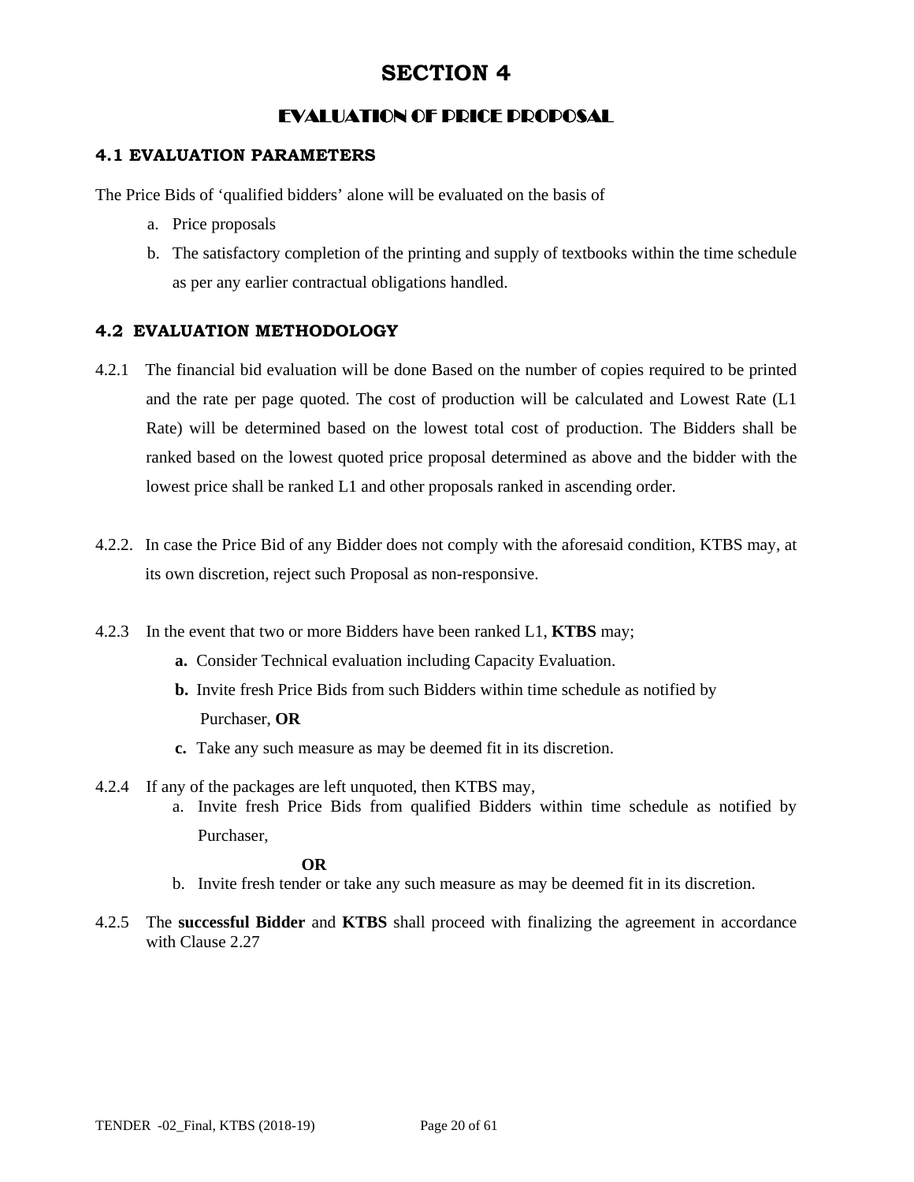# SECTION 4

## EVALUATION OF PRICE PROPOSAL

### 4.1 EVALUATION PARAMETERS

The Price Bids of 'qualified bidders' alone will be evaluated on the basis of

a. Price proposals
b. The satisfactory completion of the printing and supply of textbooks within the time schedule as per any earlier contractual obligations handled.

### 4.2 EVALUATION METHODOLOGY

4.2.1 The financial bid evaluation will be done Based on the number of copies required to be printed and the rate per page quoted. The cost of production will be calculated and Lowest Rate (L1 Rate) will be determined based on the lowest total cost of production. The Bidders shall be ranked based on the lowest quoted price proposal determined as above and the bidder with the lowest price shall be ranked L1 and other proposals ranked in ascending order.

4.2.2. In case the Price Bid of any Bidder does not comply with the aforesaid condition, KTBS may, at its own discretion, reject such Proposal as non-responsive.

4.2.3 In the event that two or more Bidders have been ranked L1, **KTBS** may;

**a.** Consider Technical evaluation including Capacity Evaluation.
**b.** Invite fresh Price Bids from such Bidders within time schedule as notified by Purchaser, **OR**
**c.** Take any such measure as may be deemed fit in its discretion.

4.2.4 If any of the packages are left unquoted, then KTBS may,

a. Invite fresh Price Bids from qualified Bidders within time schedule as notified by Purchaser,

**OR**

b. Invite fresh tender or take any such measure as may be deemed fit in its discretion.

4.2.5 The **successful Bidder** and **KTBS** shall proceed with finalizing the agreement in accordance with Clause 2.27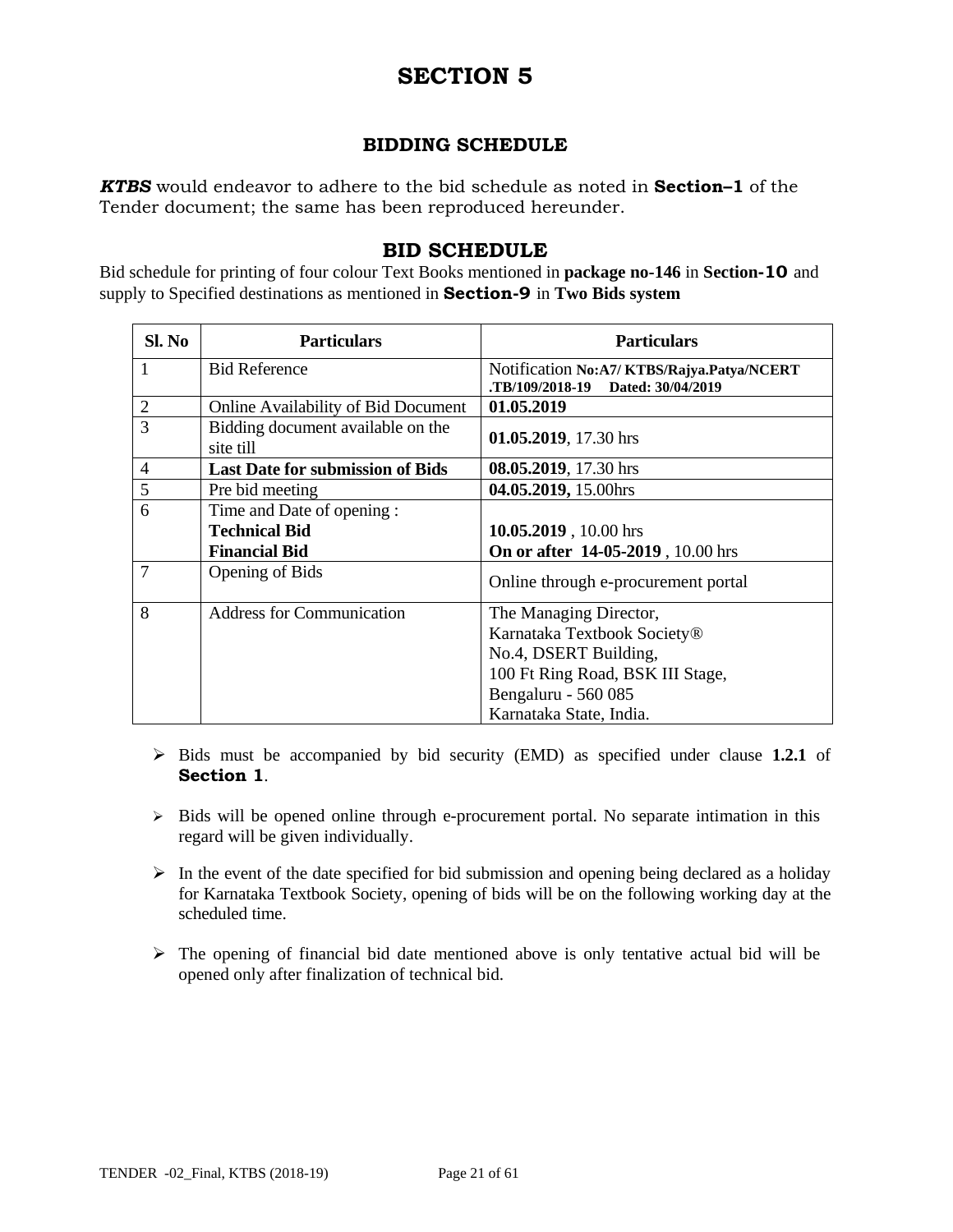# SECTION 5

## BIDDING SCHEDULE

***KTBS*** would endeavor to adhere to the bid schedule as noted in **Section–1** of the Tender document; the same has been reproduced hereunder.

## BID SCHEDULE

Bid schedule for printing of four colour Text Books mentioned in **package no-146** in **Section-10** and supply to Specified destinations as mentioned in **Section-9** in **Two Bids system**

| Sl. No | Particulars | Particulars |
|---|---|---|
| 1 | Bid Reference | Notification **No:A7/ KTBS/Rajya.Patya/NCERT .TB/109/2018-19 Dated: 30/04/2019** |
| 2 | Online Availability of Bid Document | **01.05.2019** |
| 3 | Bidding document available on the site till | **01.05.2019**, 17.30 hrs |
| 4 | **Last Date for submission of Bids** | **08.05.2019**, 17.30 hrs |
| 5 | Pre bid meeting | **04.05.2019,** 15.00hrs |
| 6 | Time and Date of opening :<br>**Technical Bid**<br>**Financial Bid** | <br>**10.05.2019** , 10.00 hrs<br>**On or after 14-05-2019** , 10.00 hrs |
| 7 | Opening of Bids | Online through e-procurement portal |
| 8 | Address for Communication | The Managing Director,<br>Karnataka Textbook Society®<br>No.4, DSERT Building,<br>100 Ft Ring Road, BSK III Stage,<br>Bengaluru - 560 085<br>Karnataka State, India. |

- Bids must be accompanied by bid security (EMD) as specified under clause **1.2.1** of **Section 1**.
- Bids will be opened online through e-procurement portal. No separate intimation in this regard will be given individually.
- In the event of the date specified for bid submission and opening being declared as a holiday for Karnataka Textbook Society, opening of bids will be on the following working day at the scheduled time.
- The opening of financial bid date mentioned above is only tentative actual bid will be opened only after finalization of technical bid.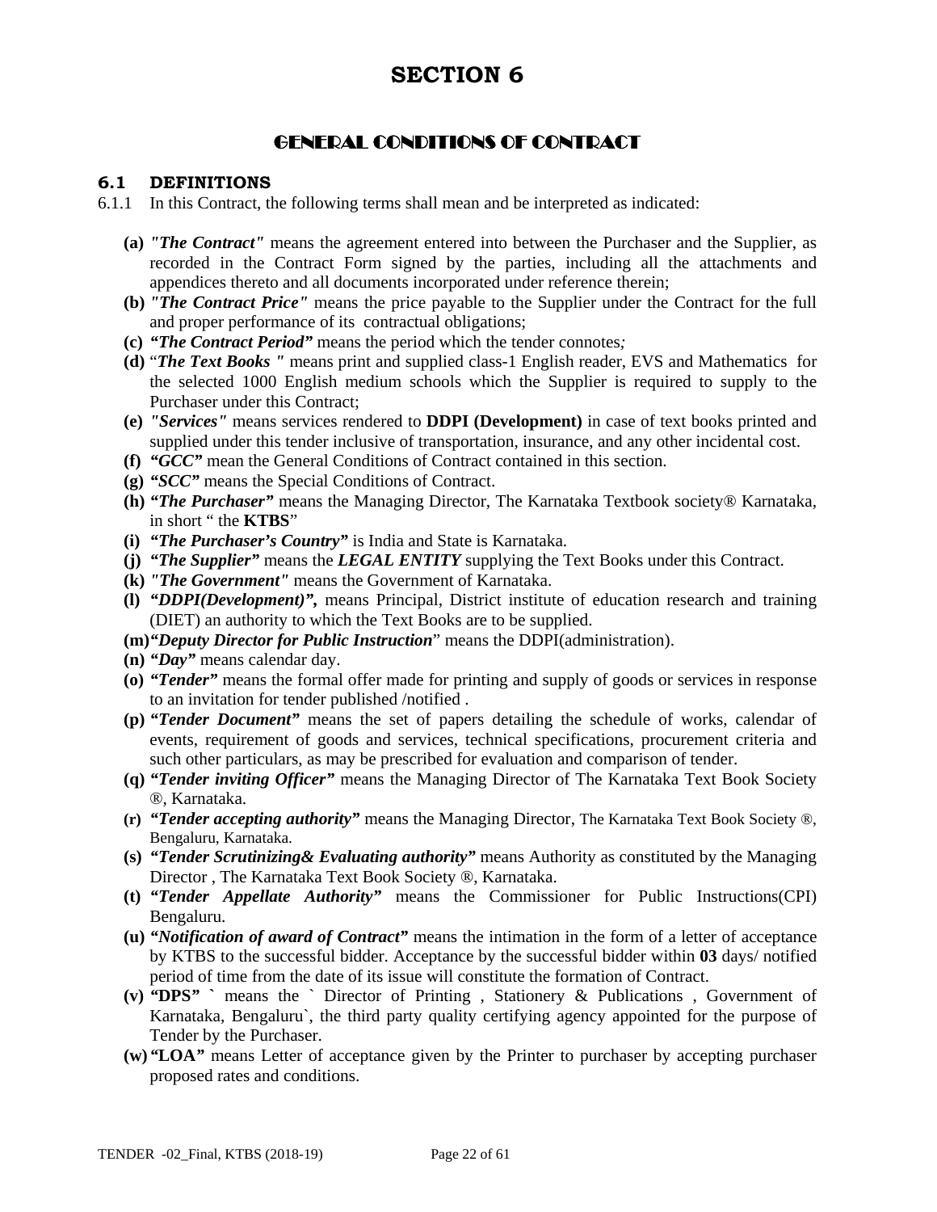# SECTION 6

## GENERAL CONDITIONS OF CONTRACT

### 6.1 DEFINITIONS

6.1.1 In this Contract, the following terms shall mean and be interpreted as indicated:

- **(a)** ***"The Contract"*** means the agreement entered into between the Purchaser and the Supplier, as recorded in the Contract Form signed by the parties, including all the attachments and appendices thereto and all documents incorporated under reference therein;
- **(b)** ***"The Contract Price"*** means the price payable to the Supplier under the Contract for the full and proper performance of its contractual obligations;
- **(c)** ***"The Contract Period"*** means the period which the tender connotes*;*
- **(d)** "***The Text Books "*** means print and supplied class-1 English reader, EVS and Mathematics for the selected 1000 English medium schools which the Supplier is required to supply to the Purchaser under this Contract;
- **(e)** ***"Services"*** means services rendered to **DDPI (Development)** in case of text books printed and supplied under this tender inclusive of transportation, insurance, and any other incidental cost.
- **(f)** ***"GCC"*** mean the General Conditions of Contract contained in this section.
- **(g)** ***"SCC"*** means the Special Conditions of Contract.
- **(h)** **"*The Purchaser*"** means the Managing Director, The Karnataka Textbook society® Karnataka, in short " the **KTBS**"
- **(i)** ***"The Purchaser's Country"*** is India and State is Karnataka.
- **(j)** ***"The Supplier"*** means the ***LEGAL ENTITY*** supplying the Text Books under this Contract.
- **(k)** ***"The Government"*** means the Government of Karnataka.
- **(l)** ***"DDPI(Development)",*** means Principal, District institute of education research and training (DIET) an authority to which the Text Books are to be supplied.
- **(m)** **"*Deputy Director for Public Instruction*"** means the DDPI(administration).
- **(n)** ***"Day"*** means calendar day.
- **(o)** ***"Tender"*** means the formal offer made for printing and supply of goods or services in response to an invitation for tender published /notified .
- **(p)** **"*Tender Document*"** means the set of papers detailing the schedule of works, calendar of events, requirement of goods and services, technical specifications, procurement criteria and such other particulars, as may be prescribed for evaluation and comparison of tender.
- **(q)** **"*Tender inviting Officer*"** means the Managing Director of The Karnataka Text Book Society ®, Karnataka.
- **(r)** ***"Tender accepting authority"*** means the Managing Director, The Karnataka Text Book Society ®, Bengaluru, Karnataka.
- **(s)** ***"Tender Scrutinizing& Evaluating authority"*** means Authority as constituted by the Managing Director , The Karnataka Text Book Society ®, Karnataka.
- **(t)** ***"Tender Appellate Authority"*** means the Commissioner for Public Instructions(CPI) Bengaluru.
- **(u)** ***"Notification of award of Contract"*** means the intimation in the form of a letter of acceptance by KTBS to the successful bidder. Acceptance by the successful bidder within **03** days/ notified period of time from the date of its issue will constitute the formation of Contract.
- **(v)** **"DPS" `** means the ` Director of Printing , Stationery & Publications , Government of Karnataka, Bengaluru`, the third party quality certifying agency appointed for the purpose of Tender by the Purchaser.
- **(w)** **"LOA"** means Letter of acceptance given by the Printer to purchaser by accepting purchaser proposed rates and conditions.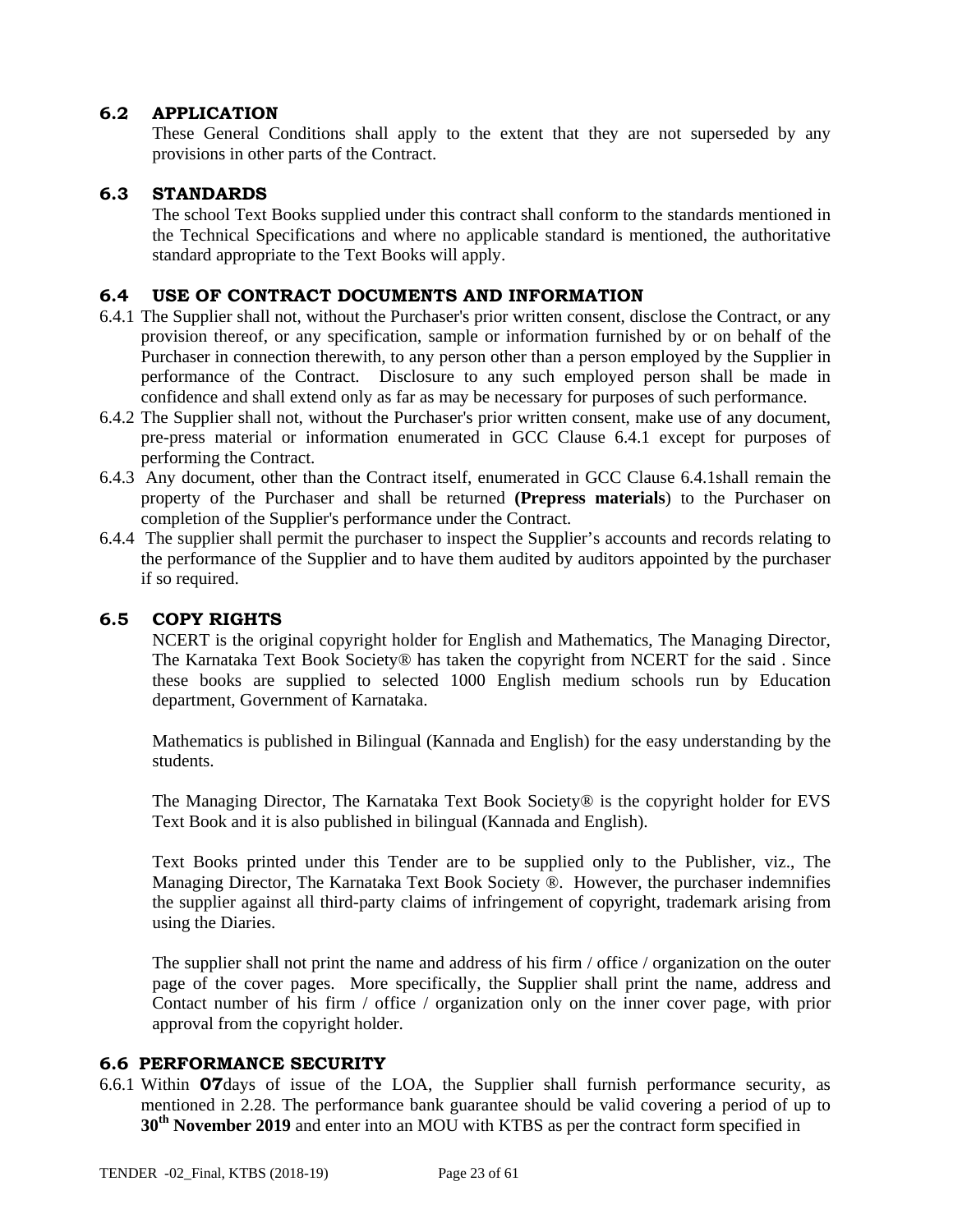### 6.2 APPLICATION

These General Conditions shall apply to the extent that they are not superseded by any provisions in other parts of the Contract.

### 6.3 STANDARDS

The school Text Books supplied under this contract shall conform to the standards mentioned in the Technical Specifications and where no applicable standard is mentioned, the authoritative standard appropriate to the Text Books will apply.

### 6.4 USE OF CONTRACT DOCUMENTS AND INFORMATION

6.4.1 The Supplier shall not, without the Purchaser's prior written consent, disclose the Contract, or any provision thereof, or any specification, sample or information furnished by or on behalf of the Purchaser in connection therewith, to any person other than a person employed by the Supplier in performance of the Contract. Disclosure to any such employed person shall be made in confidence and shall extend only as far as may be necessary for purposes of such performance.

6.4.2 The Supplier shall not, without the Purchaser's prior written consent, make use of any document, pre-press material or information enumerated in GCC Clause 6.4.1 except for purposes of performing the Contract.

6.4.3 Any document, other than the Contract itself, enumerated in GCC Clause 6.4.1shall remain the property of the Purchaser and shall be returned **(Prepress materials**) to the Purchaser on completion of the Supplier's performance under the Contract.

6.4.4 The supplier shall permit the purchaser to inspect the Supplier's accounts and records relating to the performance of the Supplier and to have them audited by auditors appointed by the purchaser if so required.

### 6.5 COPY RIGHTS

NCERT is the original copyright holder for English and Mathematics, The Managing Director, The Karnataka Text Book Society® has taken the copyright from NCERT for the said . Since these books are supplied to selected 1000 English medium schools run by Education department, Government of Karnataka.

Mathematics is published in Bilingual (Kannada and English) for the easy understanding by the students.

The Managing Director, The Karnataka Text Book Society® is the copyright holder for EVS Text Book and it is also published in bilingual (Kannada and English).

Text Books printed under this Tender are to be supplied only to the Publisher, viz., The Managing Director, The Karnataka Text Book Society ®. However, the purchaser indemnifies the supplier against all third-party claims of infringement of copyright, trademark arising from using the Diaries.

The supplier shall not print the name and address of his firm / office / organization on the outer page of the cover pages. More specifically, the Supplier shall print the name, address and Contact number of his firm / office / organization only on the inner cover page, with prior approval from the copyright holder.

### 6.6 PERFORMANCE SECURITY

6.6.1 Within **07**days of issue of the LOA, the Supplier shall furnish performance security, as mentioned in 2.28. The performance bank guarantee should be valid covering a period of up to **30th November 2019** and enter into an MOU with KTBS as per the contract form specified in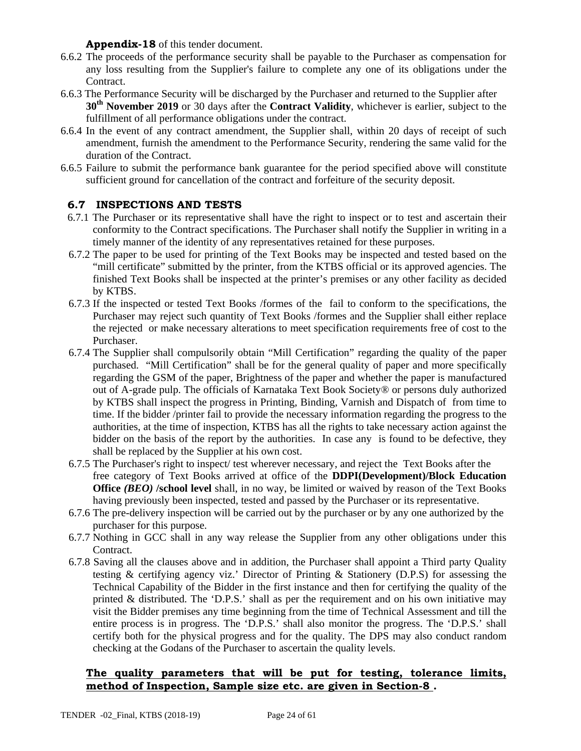**Appendix-18** of this tender document.

6.6.2 The proceeds of the performance security shall be payable to the Purchaser as compensation for any loss resulting from the Supplier's failure to complete any one of its obligations under the Contract.

6.6.3 The Performance Security will be discharged by the Purchaser and returned to the Supplier after **30th November 2019** or 30 days after the **Contract Validity**, whichever is earlier, subject to the fulfillment of all performance obligations under the contract.

6.6.4 In the event of any contract amendment, the Supplier shall, within 20 days of receipt of such amendment, furnish the amendment to the Performance Security, rendering the same valid for the duration of the Contract.

6.6.5 Failure to submit the performance bank guarantee for the period specified above will constitute sufficient ground for cancellation of the contract and forfeiture of the security deposit.

## 6.7 INSPECTIONS AND TESTS

6.7.1 The Purchaser or its representative shall have the right to inspect or to test and ascertain their conformity to the Contract specifications. The Purchaser shall notify the Supplier in writing in a timely manner of the identity of any representatives retained for these purposes.

6.7.2 The paper to be used for printing of the Text Books may be inspected and tested based on the "mill certificate" submitted by the printer, from the KTBS official or its approved agencies. The finished Text Books shall be inspected at the printer's premises or any other facility as decided by KTBS.

6.7.3 If the inspected or tested Text Books /formes of the fail to conform to the specifications, the Purchaser may reject such quantity of Text Books /formes and the Supplier shall either replace the rejected or make necessary alterations to meet specification requirements free of cost to the Purchaser.

6.7.4 The Supplier shall compulsorily obtain "Mill Certification" regarding the quality of the paper purchased. "Mill Certification" shall be for the general quality of paper and more specifically regarding the GSM of the paper, Brightness of the paper and whether the paper is manufactured out of A-grade pulp. The officials of Karnataka Text Book Society® or persons duly authorized by KTBS shall inspect the progress in Printing, Binding, Varnish and Dispatch of from time to time. If the bidder /printer fail to provide the necessary information regarding the progress to the authorities, at the time of inspection, KTBS has all the rights to take necessary action against the bidder on the basis of the report by the authorities. In case any is found to be defective, they shall be replaced by the Supplier at his own cost.

6.7.5 The Purchaser's right to inspect/ test wherever necessary, and reject the Text Books after the free category of Text Books arrived at office of the **DDPI(Development)/Block Education Office** ***(BEO)*** **/school level** shall, in no way, be limited or waived by reason of the Text Books having previously been inspected, tested and passed by the Purchaser or its representative.

6.7.6 The pre-delivery inspection will be carried out by the purchaser or by any one authorized by the purchaser for this purpose.

6.7.7 Nothing in GCC shall in any way release the Supplier from any other obligations under this Contract.

6.7.8 Saving all the clauses above and in addition, the Purchaser shall appoint a Third party Quality testing & certifying agency viz.' Director of Printing & Stationery (D.P.S) for assessing the Technical Capability of the Bidder in the first instance and then for certifying the quality of the printed & distributed. The 'D.P.S.' shall as per the requirement and on his own initiative may visit the Bidder premises any time beginning from the time of Technical Assessment and till the entire process is in progress. The 'D.P.S.' shall also monitor the progress. The 'D.P.S.' shall certify both for the physical progress and for the quality. The DPS may also conduct random checking at the Godans of the Purchaser to ascertain the quality levels.

**The quality parameters that will be put for testing, tolerance limits, method of Inspection, Sample size etc. are given in Section-8 .**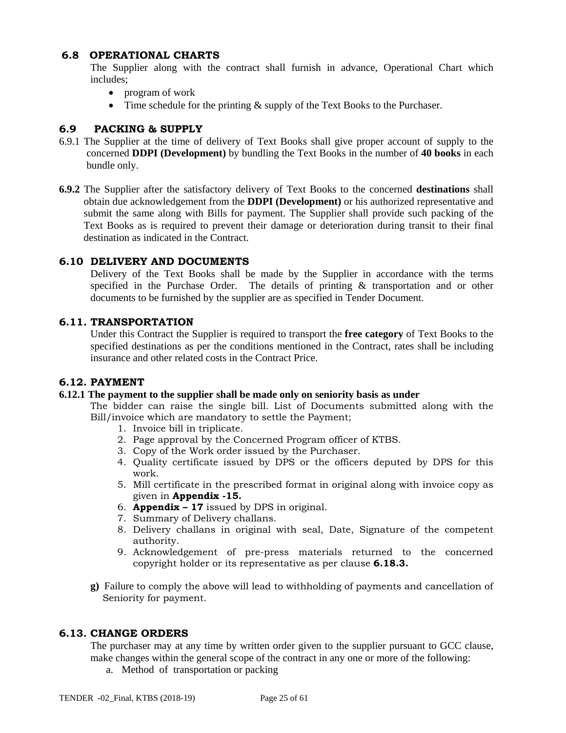## 6.8 OPERATIONAL CHARTS

The Supplier along with the contract shall furnish in advance, Operational Chart which includes;

- program of work
- Time schedule for the printing & supply of the Text Books to the Purchaser.

## 6.9 PACKING & SUPPLY

6.9.1 The Supplier at the time of delivery of Text Books shall give proper account of supply to the concerned **DDPI (Development)** by bundling the Text Books in the number of **40 books** in each bundle only.

**6.9.2** The Supplier after the satisfactory delivery of Text Books to the concerned **destinations** shall obtain due acknowledgement from the **DDPI (Development)** or his authorized representative and submit the same along with Bills for payment. The Supplier shall provide such packing of the Text Books as is required to prevent their damage or deterioration during transit to their final destination as indicated in the Contract.

## 6.10 DELIVERY AND DOCUMENTS

Delivery of the Text Books shall be made by the Supplier in accordance with the terms specified in the Purchase Order. The details of printing & transportation and or other documents to be furnished by the supplier are as specified in Tender Document.

## 6.11. TRANSPORTATION

Under this Contract the Supplier is required to transport the **free category** of Text Books to the specified destinations as per the conditions mentioned in the Contract, rates shall be including insurance and other related costs in the Contract Price.

## 6.12. PAYMENT

**6.12.1 The payment to the supplier shall be made only on seniority basis as under**

The bidder can raise the single bill. List of Documents submitted along with the Bill/invoice which are mandatory to settle the Payment;

1. Invoice bill in triplicate.
2. Page approval by the Concerned Program officer of KTBS.
3. Copy of the Work order issued by the Purchaser.
4. Quality certificate issued by DPS or the officers deputed by DPS for this work.
5. Mill certificate in the prescribed format in original along with invoice copy as given in **Appendix -15.**
6. **Appendix – 17** issued by DPS in original.
7. Summary of Delivery challans.
8. Delivery challans in original with seal, Date, Signature of the competent authority.
9. Acknowledgement of pre-press materials returned to the concerned copyright holder or its representative as per clause **6.18.3.**

**g)** Failure to comply the above will lead to withholding of payments and cancellation of Seniority for payment.

## 6.13. CHANGE ORDERS

The purchaser may at any time by written order given to the supplier pursuant to GCC clause, make changes within the general scope of the contract in any one or more of the following:

a. Method of transportation or packing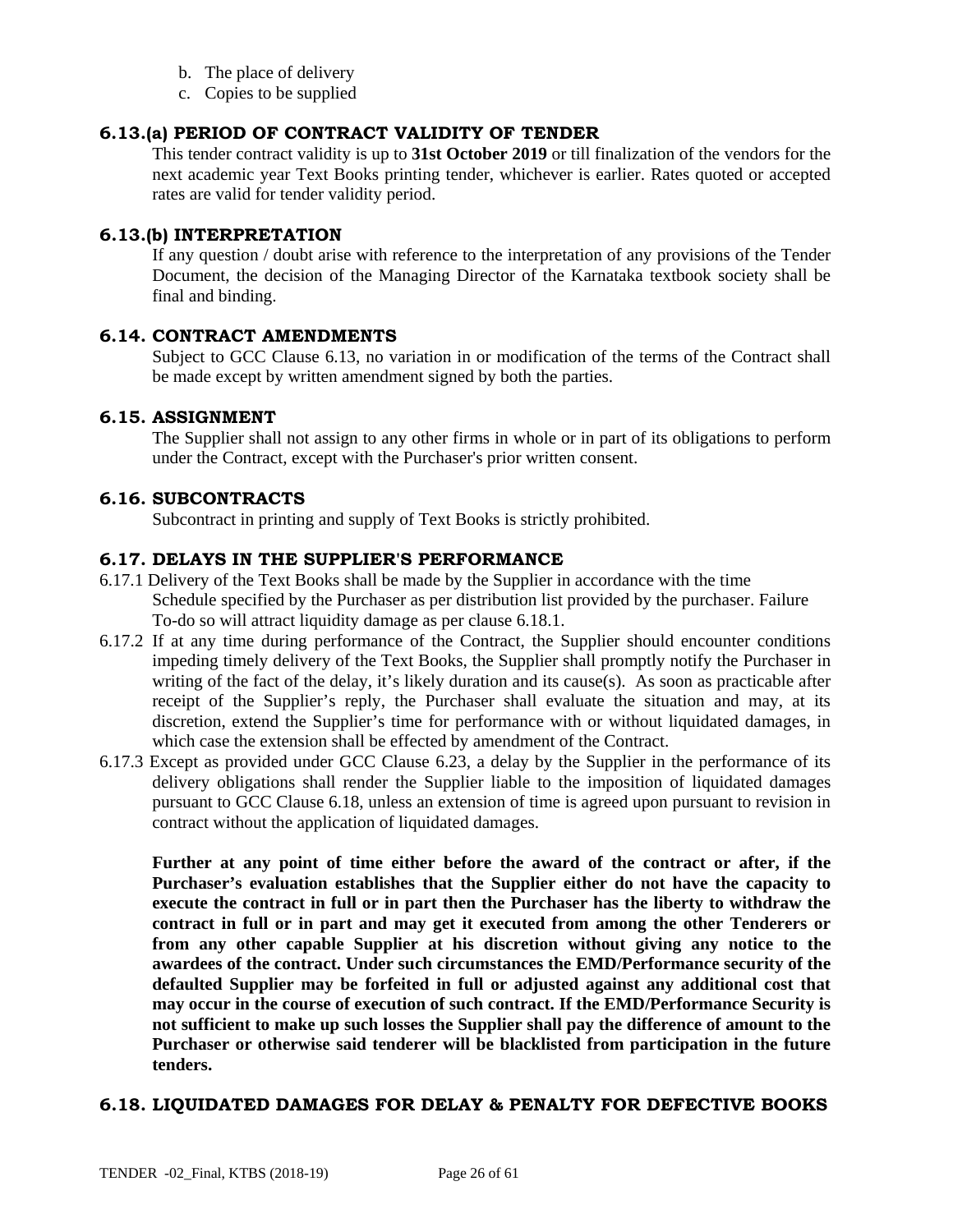b. The place of delivery
c. Copies to be supplied

### 6.13.(a) PERIOD OF CONTRACT VALIDITY OF TENDER

This tender contract validity is up to **31st October 2019** or till finalization of the vendors for the next academic year Text Books printing tender, whichever is earlier. Rates quoted or accepted rates are valid for tender validity period.

### 6.13.(b) INTERPRETATION

If any question / doubt arise with reference to the interpretation of any provisions of the Tender Document, the decision of the Managing Director of the Karnataka textbook society shall be final and binding.

### 6.14. CONTRACT AMENDMENTS

Subject to GCC Clause 6.13, no variation in or modification of the terms of the Contract shall be made except by written amendment signed by both the parties.

### 6.15. ASSIGNMENT

The Supplier shall not assign to any other firms in whole or in part of its obligations to perform under the Contract, except with the Purchaser's prior written consent.

### 6.16. SUBCONTRACTS

Subcontract in printing and supply of Text Books is strictly prohibited.

### 6.17. DELAYS IN THE SUPPLIER'S PERFORMANCE

6.17.1 Delivery of the Text Books shall be made by the Supplier in accordance with the time Schedule specified by the Purchaser as per distribution list provided by the purchaser. Failure To-do so will attract liquidity damage as per clause 6.18.1.

6.17.2 If at any time during performance of the Contract, the Supplier should encounter conditions impeding timely delivery of the Text Books, the Supplier shall promptly notify the Purchaser in writing of the fact of the delay, it's likely duration and its cause(s). As soon as practicable after receipt of the Supplier's reply, the Purchaser shall evaluate the situation and may, at its discretion, extend the Supplier's time for performance with or without liquidated damages, in which case the extension shall be effected by amendment of the Contract.

6.17.3 Except as provided under GCC Clause 6.23, a delay by the Supplier in the performance of its delivery obligations shall render the Supplier liable to the imposition of liquidated damages pursuant to GCC Clause 6.18, unless an extension of time is agreed upon pursuant to revision in contract without the application of liquidated damages.

**Further at any point of time either before the award of the contract or after, if the Purchaser's evaluation establishes that the Supplier either do not have the capacity to execute the contract in full or in part then the Purchaser has the liberty to withdraw the contract in full or in part and may get it executed from among the other Tenderers or from any other capable Supplier at his discretion without giving any notice to the awardees of the contract. Under such circumstances the EMD/Performance security of the defaulted Supplier may be forfeited in full or adjusted against any additional cost that may occur in the course of execution of such contract. If the EMD/Performance Security is not sufficient to make up such losses the Supplier shall pay the difference of amount to the Purchaser or otherwise said tenderer will be blacklisted from participation in the future tenders.**

### 6.18. LIQUIDATED DAMAGES FOR DELAY & PENALTY FOR DEFECTIVE BOOKS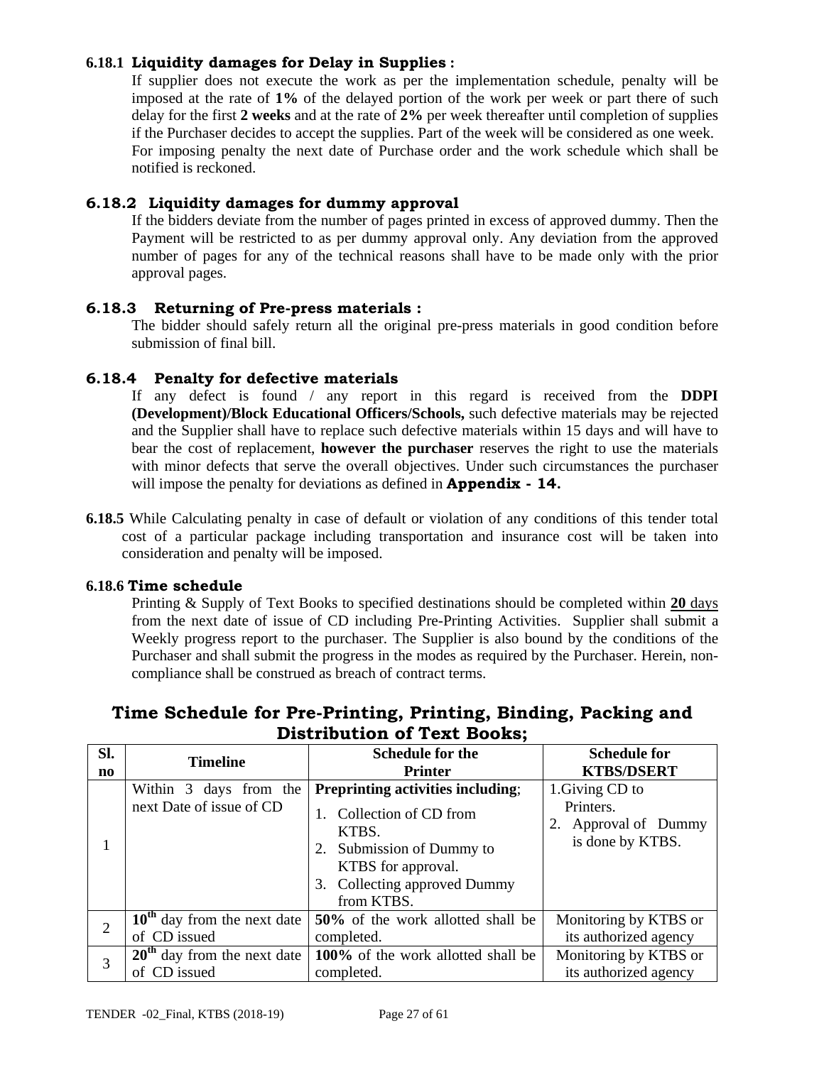#### 6.18.1 Liquidity damages for Delay in Supplies :

If supplier does not execute the work as per the implementation schedule, penalty will be imposed at the rate of **1%** of the delayed portion of the work per week or part there of such delay for the first **2 weeks** and at the rate of **2%** per week thereafter until completion of supplies if the Purchaser decides to accept the supplies. Part of the week will be considered as one week. For imposing penalty the next date of Purchase order and the work schedule which shall be notified is reckoned.

#### 6.18.2 Liquidity damages for dummy approval

If the bidders deviate from the number of pages printed in excess of approved dummy. Then the Payment will be restricted to as per dummy approval only. Any deviation from the approved number of pages for any of the technical reasons shall have to be made only with the prior approval pages.

#### 6.18.3 Returning of Pre-press materials :

The bidder should safely return all the original pre-press materials in good condition before submission of final bill.

#### 6.18.4 Penalty for defective materials

If any defect is found / any report in this regard is received from the **DDPI (Development)/Block Educational Officers/Schools,** such defective materials may be rejected and the Supplier shall have to replace such defective materials within 15 days and will have to bear the cost of replacement, **however the purchaser** reserves the right to use the materials with minor defects that serve the overall objectives. Under such circumstances the purchaser will impose the penalty for deviations as defined in **Appendix - 14.**

**6.18.5** While Calculating penalty in case of default or violation of any conditions of this tender total cost of a particular package including transportation and insurance cost will be taken into consideration and penalty will be imposed.

#### 6.18.6 Time schedule

Printing & Supply of Text Books to specified destinations should be completed within **20** days from the next date of issue of CD including Pre-Printing Activities. Supplier shall submit a Weekly progress report to the purchaser. The Supplier is also bound by the conditions of the Purchaser and shall submit the progress in the modes as required by the Purchaser. Herein, non-compliance shall be construed as breach of contract terms.

## Time Schedule for Pre-Printing, Printing, Binding, Packing and Distribution of Text Books;

| Sl. no | Timeline | Schedule for the Printer | Schedule for KTBS/DSERT |
|---|---|---|---|
| 1 | Within 3 days from the next Date of issue of CD | **Preprinting activities including**; 1. Collection of CD from KTBS. 2. Submission of Dummy to KTBS for approval. 3. Collecting approved Dummy from KTBS. | 1.Giving CD to Printers. 2. Approval of Dummy is done by KTBS. |
| 2 | **10th** day from the next date of CD issued | **50%** of the work allotted shall be completed. | Monitoring by KTBS or its authorized agency |
| 3 | **20th** day from the next date of CD issued | **100%** of the work allotted shall be completed. | Monitoring by KTBS or its authorized agency |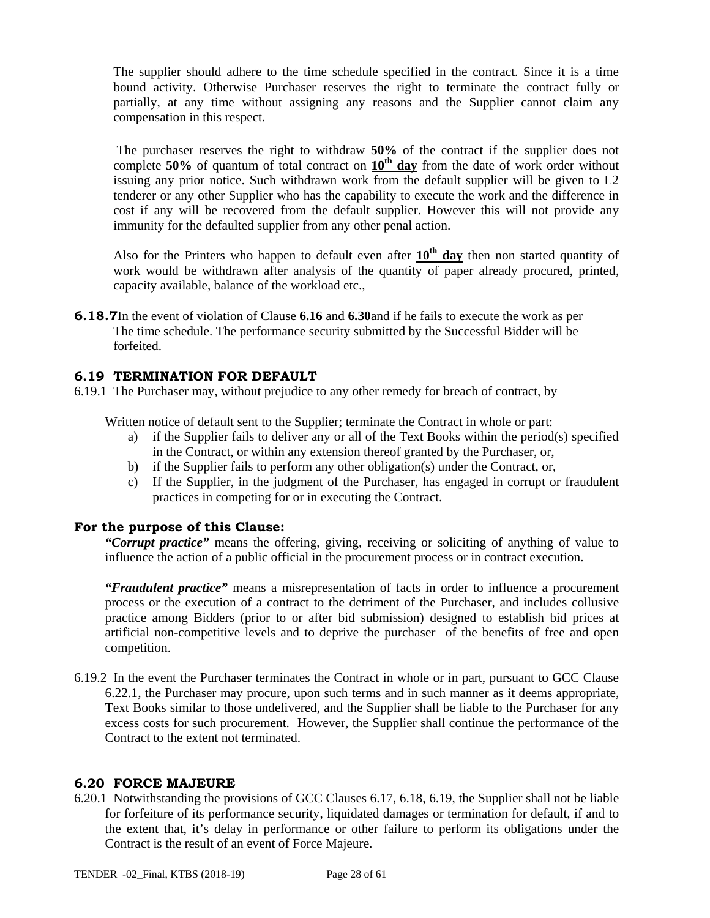The supplier should adhere to the time schedule specified in the contract. Since it is a time bound activity. Otherwise Purchaser reserves the right to terminate the contract fully or partially, at any time without assigning any reasons and the Supplier cannot claim any compensation in this respect.

The purchaser reserves the right to withdraw **50%** of the contract if the supplier does not complete **50%** of quantum of total contract on **<u>10th day</u>** from the date of work order without issuing any prior notice. Such withdrawn work from the default supplier will be given to L2 tenderer or any other Supplier who has the capability to execute the work and the difference in cost if any will be recovered from the default supplier. However this will not provide any immunity for the defaulted supplier from any other penal action.

Also for the Printers who happen to default even after **<u>10th day</u>** then non started quantity of work would be withdrawn after analysis of the quantity of paper already procured, printed, capacity available, balance of the workload etc.,

**6.18.7** In the event of violation of Clause **6.16** and **6.30** and if he fails to execute the work as per The time schedule. The performance security submitted by the Successful Bidder will be forfeited.

### 6.19 TERMINATION FOR DEFAULT

6.19.1 The Purchaser may, without prejudice to any other remedy for breach of contract, by

Written notice of default sent to the Supplier; terminate the Contract in whole or part:

a) if the Supplier fails to deliver any or all of the Text Books within the period(s) specified in the Contract, or within any extension thereof granted by the Purchaser, or,
b) if the Supplier fails to perform any other obligation(s) under the Contract, or,
c) If the Supplier, in the judgment of the Purchaser, has engaged in corrupt or fraudulent practices in competing for or in executing the Contract.

**For the purpose of this Clause:**

***"Corrupt practice"*** means the offering, giving, receiving or soliciting of anything of value to influence the action of a public official in the procurement process or in contract execution.

***"Fraudulent practice"*** means a misrepresentation of facts in order to influence a procurement process or the execution of a contract to the detriment of the Purchaser, and includes collusive practice among Bidders (prior to or after bid submission) designed to establish bid prices at artificial non-competitive levels and to deprive the purchaser of the benefits of free and open competition.

6.19.2 In the event the Purchaser terminates the Contract in whole or in part, pursuant to GCC Clause 6.22.1, the Purchaser may procure, upon such terms and in such manner as it deems appropriate, Text Books similar to those undelivered, and the Supplier shall be liable to the Purchaser for any excess costs for such procurement. However, the Supplier shall continue the performance of the Contract to the extent not terminated.

### 6.20 FORCE MAJEURE

6.20.1 Notwithstanding the provisions of GCC Clauses 6.17, 6.18, 6.19, the Supplier shall not be liable for forfeiture of its performance security, liquidated damages or termination for default, if and to the extent that, it's delay in performance or other failure to perform its obligations under the Contract is the result of an event of Force Majeure.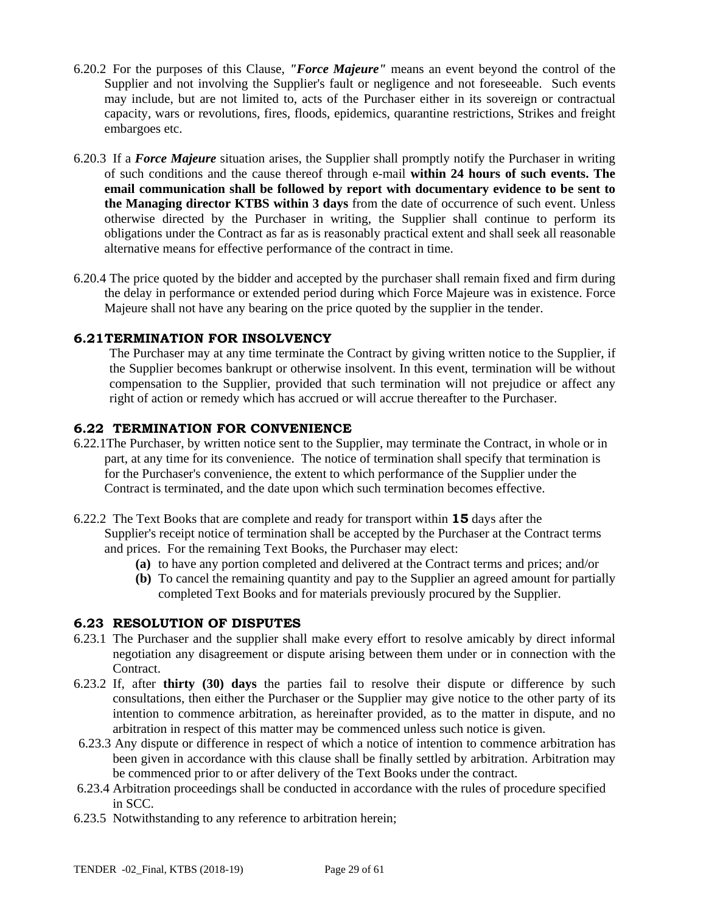6.20.2 For the purposes of this Clause, ***"Force Majeure"*** means an event beyond the control of the Supplier and not involving the Supplier's fault or negligence and not foreseeable. Such events may include, but are not limited to, acts of the Purchaser either in its sovereign or contractual capacity, wars or revolutions, fires, floods, epidemics, quarantine restrictions, Strikes and freight embargoes etc.

6.20.3 If a ***Force Majeure*** situation arises, the Supplier shall promptly notify the Purchaser in writing of such conditions and the cause thereof through e-mail **within 24 hours of such events. The email communication shall be followed by report with documentary evidence to be sent to the Managing director KTBS within 3 days** from the date of occurrence of such event. Unless otherwise directed by the Purchaser in writing, the Supplier shall continue to perform its obligations under the Contract as far as is reasonably practical extent and shall seek all reasonable alternative means for effective performance of the contract in time.

6.20.4 The price quoted by the bidder and accepted by the purchaser shall remain fixed and firm during the delay in performance or extended period during which Force Majeure was in existence. Force Majeure shall not have any bearing on the price quoted by the supplier in the tender.

### 6.21 TERMINATION FOR INSOLVENCY

The Purchaser may at any time terminate the Contract by giving written notice to the Supplier, if the Supplier becomes bankrupt or otherwise insolvent. In this event, termination will be without compensation to the Supplier, provided that such termination will not prejudice or affect any right of action or remedy which has accrued or will accrue thereafter to the Purchaser.

### 6.22 TERMINATION FOR CONVENIENCE

6.22.1 The Purchaser, by written notice sent to the Supplier, may terminate the Contract, in whole or in part, at any time for its convenience. The notice of termination shall specify that termination is for the Purchaser's convenience, the extent to which performance of the Supplier under the Contract is terminated, and the date upon which such termination becomes effective.

6.22.2 The Text Books that are complete and ready for transport within **15** days after the Supplier's receipt notice of termination shall be accepted by the Purchaser at the Contract terms and prices. For the remaining Text Books, the Purchaser may elect:

- **(a)** to have any portion completed and delivered at the Contract terms and prices; and/or
- **(b)** To cancel the remaining quantity and pay to the Supplier an agreed amount for partially completed Text Books and for materials previously procured by the Supplier.

### 6.23 RESOLUTION OF DISPUTES

6.23.1 The Purchaser and the supplier shall make every effort to resolve amicably by direct informal negotiation any disagreement or dispute arising between them under or in connection with the Contract.

6.23.2 If, after **thirty (30) days** the parties fail to resolve their dispute or difference by such consultations, then either the Purchaser or the Supplier may give notice to the other party of its intention to commence arbitration, as hereinafter provided, as to the matter in dispute, and no arbitration in respect of this matter may be commenced unless such notice is given.

6.23.3 Any dispute or difference in respect of which a notice of intention to commence arbitration has been given in accordance with this clause shall be finally settled by arbitration. Arbitration may be commenced prior to or after delivery of the Text Books under the contract.

6.23.4 Arbitration proceedings shall be conducted in accordance with the rules of procedure specified in SCC.

6.23.5 Notwithstanding to any reference to arbitration herein;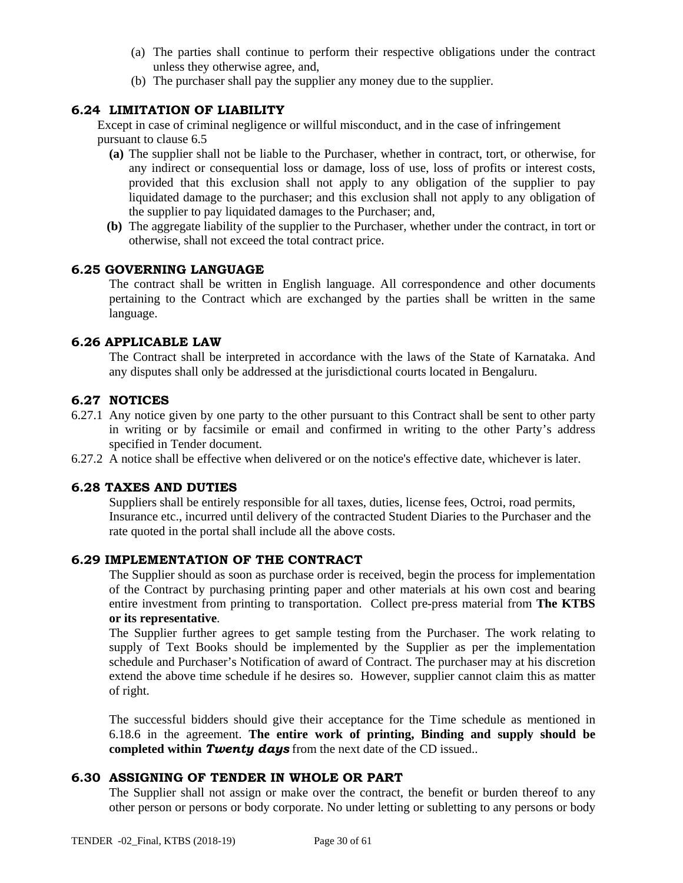(a) The parties shall continue to perform their respective obligations under the contract unless they otherwise agree, and,
(b) The purchaser shall pay the supplier any money due to the supplier.

## 6.24 LIMITATION OF LIABILITY

Except in case of criminal negligence or willful misconduct, and in the case of infringement pursuant to clause 6.5

**(a)** The supplier shall not be liable to the Purchaser, whether in contract, tort, or otherwise, for any indirect or consequential loss or damage, loss of use, loss of profits or interest costs, provided that this exclusion shall not apply to any obligation of the supplier to pay liquidated damage to the purchaser; and this exclusion shall not apply to any obligation of the supplier to pay liquidated damages to the Purchaser; and,

**(b)** The aggregate liability of the supplier to the Purchaser, whether under the contract, in tort or otherwise, shall not exceed the total contract price.

## 6.25 GOVERNING LANGUAGE

The contract shall be written in English language. All correspondence and other documents pertaining to the Contract which are exchanged by the parties shall be written in the same language.

## 6.26 APPLICABLE LAW

The Contract shall be interpreted in accordance with the laws of the State of Karnataka. And any disputes shall only be addressed at the jurisdictional courts located in Bengaluru.

## 6.27 NOTICES

6.27.1 Any notice given by one party to the other pursuant to this Contract shall be sent to other party in writing or by facsimile or email and confirmed in writing to the other Party's address specified in Tender document.

6.27.2 A notice shall be effective when delivered or on the notice's effective date, whichever is later.

## 6.28 TAXES AND DUTIES

Suppliers shall be entirely responsible for all taxes, duties, license fees, Octroi, road permits, Insurance etc., incurred until delivery of the contracted Student Diaries to the Purchaser and the rate quoted in the portal shall include all the above costs.

## 6.29 IMPLEMENTATION OF THE CONTRACT

The Supplier should as soon as purchase order is received, begin the process for implementation of the Contract by purchasing printing paper and other materials at his own cost and bearing entire investment from printing to transportation. Collect pre-press material from **The KTBS or its representative**.

The Supplier further agrees to get sample testing from the Purchaser. The work relating to supply of Text Books should be implemented by the Supplier as per the implementation schedule and Purchaser's Notification of award of Contract. The purchaser may at his discretion extend the above time schedule if he desires so. However, supplier cannot claim this as matter of right.

The successful bidders should give their acceptance for the Time schedule as mentioned in 6.18.6 in the agreement. **The entire work of printing, Binding and supply should be completed within *Twenty days*** from the next date of the CD issued..

## 6.30 ASSIGNING OF TENDER IN WHOLE OR PART

The Supplier shall not assign or make over the contract, the benefit or burden thereof to any other person or persons or body corporate. No under letting or subletting to any persons or body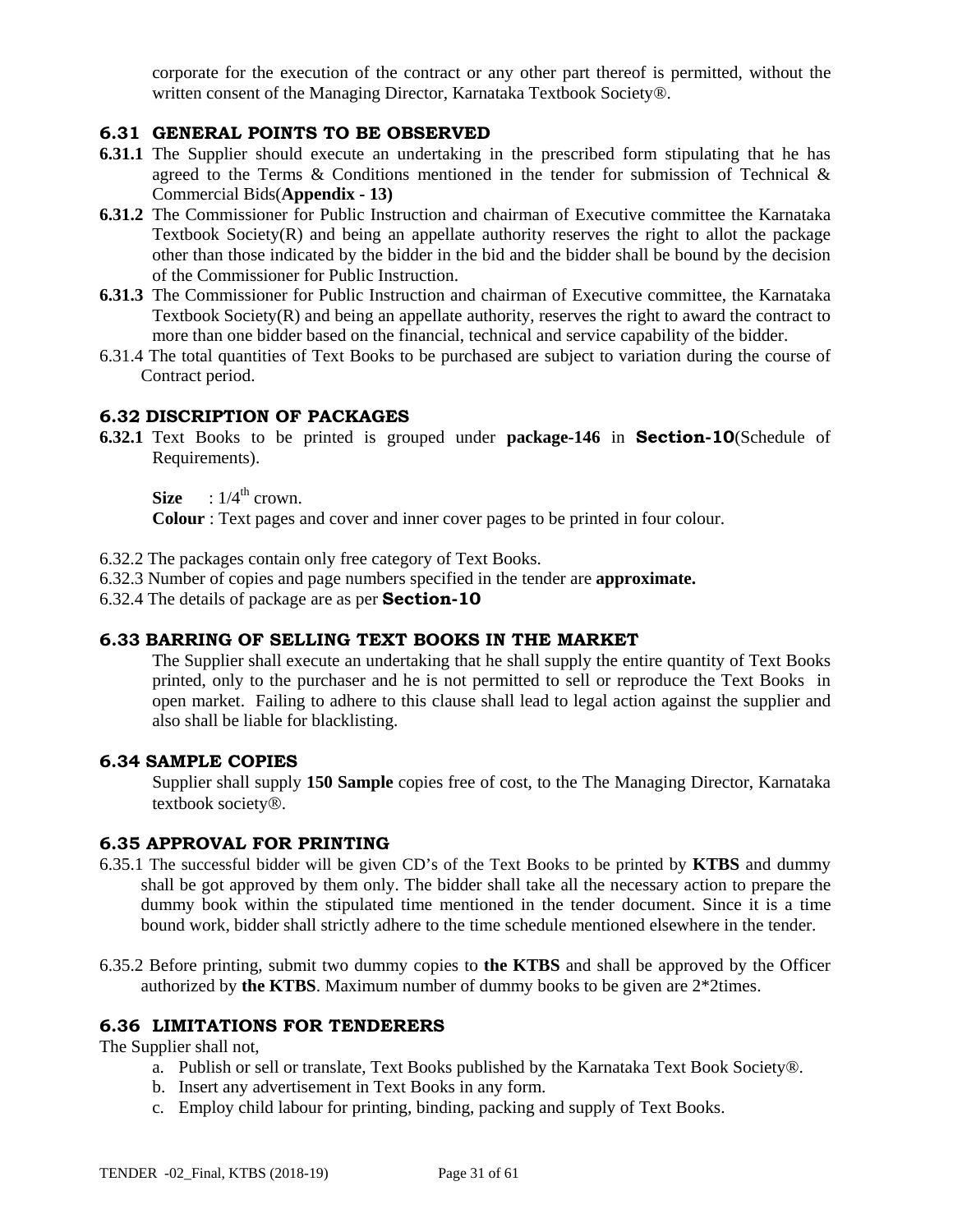corporate for the execution of the contract or any other part thereof is permitted, without the written consent of the Managing Director, Karnataka Textbook Society®.

### 6.31 GENERAL POINTS TO BE OBSERVED

**6.31.1** The Supplier should execute an undertaking in the prescribed form stipulating that he has agreed to the Terms & Conditions mentioned in the tender for submission of Technical & Commercial Bids(**Appendix - 13)**

**6.31.2** The Commissioner for Public Instruction and chairman of Executive committee the Karnataka Textbook Society(R) and being an appellate authority reserves the right to allot the package other than those indicated by the bidder in the bid and the bidder shall be bound by the decision of the Commissioner for Public Instruction.

**6.31.3** The Commissioner for Public Instruction and chairman of Executive committee, the Karnataka Textbook Society(R) and being an appellate authority, reserves the right to award the contract to more than one bidder based on the financial, technical and service capability of the bidder.

6.31.4 The total quantities of Text Books to be purchased are subject to variation during the course of Contract period.

### 6.32 DISCRIPTION OF PACKAGES

**6.32.1** Text Books to be printed is grouped under **package-146** in **Section-10**(Schedule of Requirements).

**Size** : 1/4th crown.

**Colour** : Text pages and cover and inner cover pages to be printed in four colour.

6.32.2 The packages contain only free category of Text Books.

6.32.3 Number of copies and page numbers specified in the tender are **approximate.**

6.32.4 The details of package are as per **Section-10**

### 6.33 BARRING OF SELLING TEXT BOOKS IN THE MARKET

The Supplier shall execute an undertaking that he shall supply the entire quantity of Text Books printed, only to the purchaser and he is not permitted to sell or reproduce the Text Books in open market. Failing to adhere to this clause shall lead to legal action against the supplier and also shall be liable for blacklisting.

### 6.34 SAMPLE COPIES

Supplier shall supply **150 Sample** copies free of cost, to the The Managing Director, Karnataka textbook society®.

### 6.35 APPROVAL FOR PRINTING

6.35.1 The successful bidder will be given CD's of the Text Books to be printed by **KTBS** and dummy shall be got approved by them only. The bidder shall take all the necessary action to prepare the dummy book within the stipulated time mentioned in the tender document. Since it is a time bound work, bidder shall strictly adhere to the time schedule mentioned elsewhere in the tender.

6.35.2 Before printing, submit two dummy copies to **the KTBS** and shall be approved by the Officer authorized by **the KTBS**. Maximum number of dummy books to be given are 2*2times.

### 6.36 LIMITATIONS FOR TENDERERS

The Supplier shall not,

a. Publish or sell or translate, Text Books published by the Karnataka Text Book Society®.
b. Insert any advertisement in Text Books in any form.
c. Employ child labour for printing, binding, packing and supply of Text Books.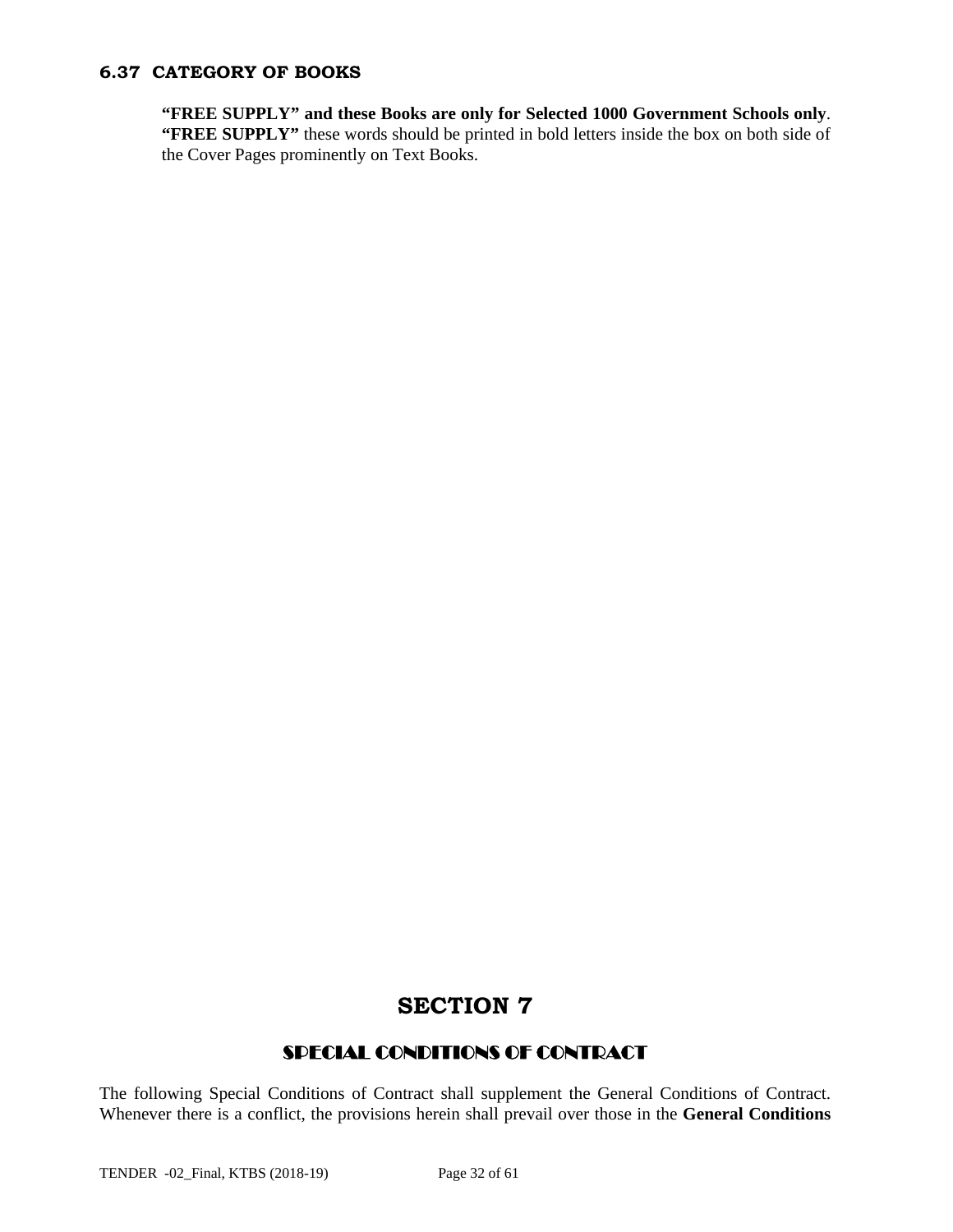### 6.37 CATEGORY OF BOOKS

**"FREE SUPPLY" and these Books are only for Selected 1000 Government Schools only**. **"FREE SUPPLY"** these words should be printed in bold letters inside the box on both side of the Cover Pages prominently on Text Books.

# SECTION 7

## SPECIAL CONDITIONS OF CONTRACT

The following Special Conditions of Contract shall supplement the General Conditions of Contract. Whenever there is a conflict, the provisions herein shall prevail over those in the **General Conditions**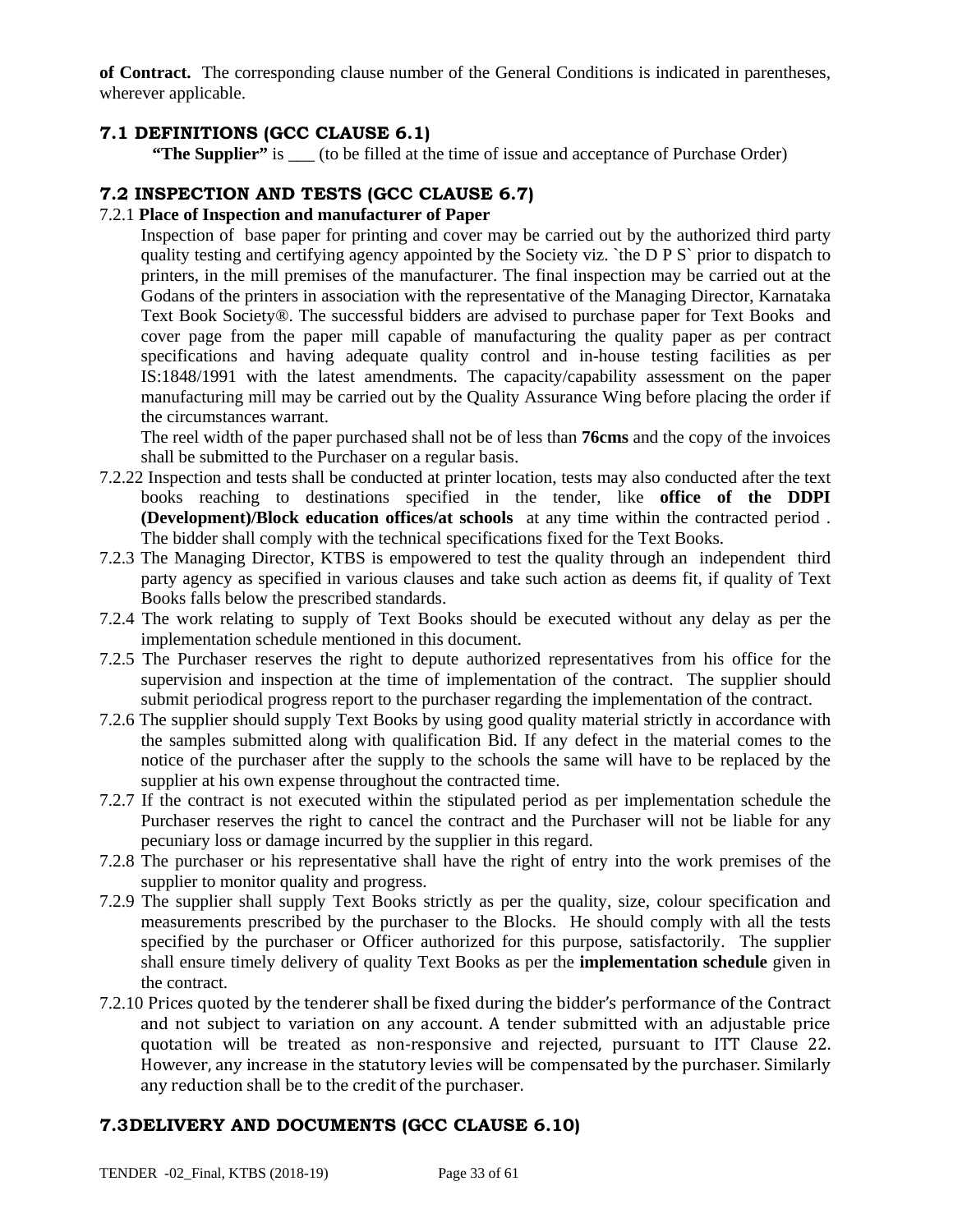**of Contract.** The corresponding clause number of the General Conditions is indicated in parentheses, wherever applicable.

## 7.1 DEFINITIONS (GCC CLAUSE 6.1)

**"The Supplier"** is ___ (to be filled at the time of issue and acceptance of Purchase Order)

## 7.2 INSPECTION AND TESTS (GCC CLAUSE 6.7)

7.2.1 **Place of Inspection and manufacturer of Paper**

Inspection of base paper for printing and cover may be carried out by the authorized third party quality testing and certifying agency appointed by the Society viz. `the D P S` prior to dispatch to printers, in the mill premises of the manufacturer. The final inspection may be carried out at the Godans of the printers in association with the representative of the Managing Director, Karnataka Text Book Society®. The successful bidders are advised to purchase paper for Text Books and cover page from the paper mill capable of manufacturing the quality paper as per contract specifications and having adequate quality control and in-house testing facilities as per IS:1848/1991 with the latest amendments. The capacity/capability assessment on the paper manufacturing mill may be carried out by the Quality Assurance Wing before placing the order if the circumstances warrant.

The reel width of the paper purchased shall not be of less than **76cms** and the copy of the invoices shall be submitted to the Purchaser on a regular basis.

7.2.22 Inspection and tests shall be conducted at printer location, tests may also conducted after the text books reaching to destinations specified in the tender, like **office of the DDPI (Development)/Block education offices/at schools** at any time within the contracted period . The bidder shall comply with the technical specifications fixed for the Text Books.

7.2.3 The Managing Director, KTBS is empowered to test the quality through an independent third party agency as specified in various clauses and take such action as deems fit, if quality of Text Books falls below the prescribed standards.

7.2.4 The work relating to supply of Text Books should be executed without any delay as per the implementation schedule mentioned in this document.

7.2.5 The Purchaser reserves the right to depute authorized representatives from his office for the supervision and inspection at the time of implementation of the contract. The supplier should submit periodical progress report to the purchaser regarding the implementation of the contract.

7.2.6 The supplier should supply Text Books by using good quality material strictly in accordance with the samples submitted along with qualification Bid. If any defect in the material comes to the notice of the purchaser after the supply to the schools the same will have to be replaced by the supplier at his own expense throughout the contracted time.

7.2.7 If the contract is not executed within the stipulated period as per implementation schedule the Purchaser reserves the right to cancel the contract and the Purchaser will not be liable for any pecuniary loss or damage incurred by the supplier in this regard.

7.2.8 The purchaser or his representative shall have the right of entry into the work premises of the supplier to monitor quality and progress.

7.2.9 The supplier shall supply Text Books strictly as per the quality, size, colour specification and measurements prescribed by the purchaser to the Blocks. He should comply with all the tests specified by the purchaser or Officer authorized for this purpose, satisfactorily. The supplier shall ensure timely delivery of quality Text Books as per the **implementation schedule** given in the contract.

7.2.10 Prices quoted by the tenderer shall be fixed during the bidder's performance of the Contract and not subject to variation on any account. A tender submitted with an adjustable price quotation will be treated as non-responsive and rejected, pursuant to ITT Clause 22. However, any increase in the statutory levies will be compensated by the purchaser. Similarly any reduction shall be to the credit of the purchaser.

## 7.3DELIVERY AND DOCUMENTS (GCC CLAUSE 6.10)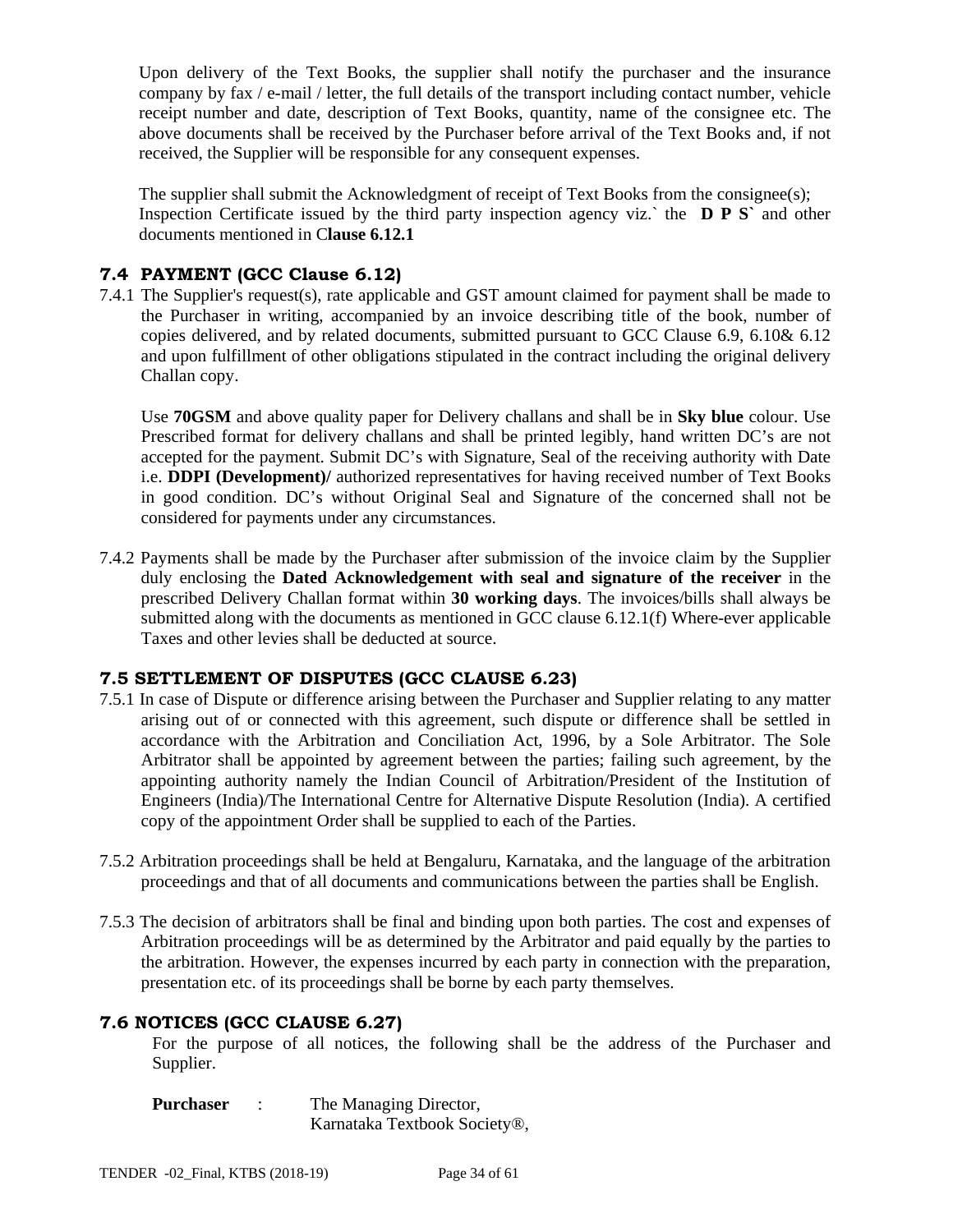Upon delivery of the Text Books, the supplier shall notify the purchaser and the insurance company by fax / e-mail / letter, the full details of the transport including contact number, vehicle receipt number and date, description of Text Books, quantity, name of the consignee etc. The above documents shall be received by the Purchaser before arrival of the Text Books and, if not received, the Supplier will be responsible for any consequent expenses.

The supplier shall submit the Acknowledgment of receipt of Text Books from the consignee(s); Inspection Certificate issued by the third party inspection agency viz.` the **D P S`** and other documents mentioned in C**lause 6.12.1**

## 7.4 PAYMENT (GCC Clause 6.12)

7.4.1 The Supplier's request(s), rate applicable and GST amount claimed for payment shall be made to the Purchaser in writing, accompanied by an invoice describing title of the book, number of copies delivered, and by related documents, submitted pursuant to GCC Clause 6.9, 6.10& 6.12 and upon fulfillment of other obligations stipulated in the contract including the original delivery Challan copy.

Use **70GSM** and above quality paper for Delivery challans and shall be in **Sky blue** colour. Use Prescribed format for delivery challans and shall be printed legibly, hand written DC's are not accepted for the payment. Submit DC's with Signature, Seal of the receiving authority with Date i.e. **DDPI (Development)/** authorized representatives for having received number of Text Books in good condition. DC's without Original Seal and Signature of the concerned shall not be considered for payments under any circumstances.

7.4.2 Payments shall be made by the Purchaser after submission of the invoice claim by the Supplier duly enclosing the **Dated Acknowledgement with seal and signature of the receiver** in the prescribed Delivery Challan format within **30 working days**. The invoices/bills shall always be submitted along with the documents as mentioned in GCC clause 6.12.1(f) Where-ever applicable Taxes and other levies shall be deducted at source.

## 7.5 SETTLEMENT OF DISPUTES (GCC CLAUSE 6.23)

7.5.1 In case of Dispute or difference arising between the Purchaser and Supplier relating to any matter arising out of or connected with this agreement, such dispute or difference shall be settled in accordance with the Arbitration and Conciliation Act, 1996, by a Sole Arbitrator. The Sole Arbitrator shall be appointed by agreement between the parties; failing such agreement, by the appointing authority namely the Indian Council of Arbitration/President of the Institution of Engineers (India)/The International Centre for Alternative Dispute Resolution (India). A certified copy of the appointment Order shall be supplied to each of the Parties.

7.5.2 Arbitration proceedings shall be held at Bengaluru, Karnataka, and the language of the arbitration proceedings and that of all documents and communications between the parties shall be English.

7.5.3 The decision of arbitrators shall be final and binding upon both parties. The cost and expenses of Arbitration proceedings will be as determined by the Arbitrator and paid equally by the parties to the arbitration. However, the expenses incurred by each party in connection with the preparation, presentation etc. of its proceedings shall be borne by each party themselves.

## 7.6 NOTICES (GCC CLAUSE 6.27)

For the purpose of all notices, the following shall be the address of the Purchaser and Supplier.

**Purchaser** : The Managing Director,
Karnataka Textbook Society®,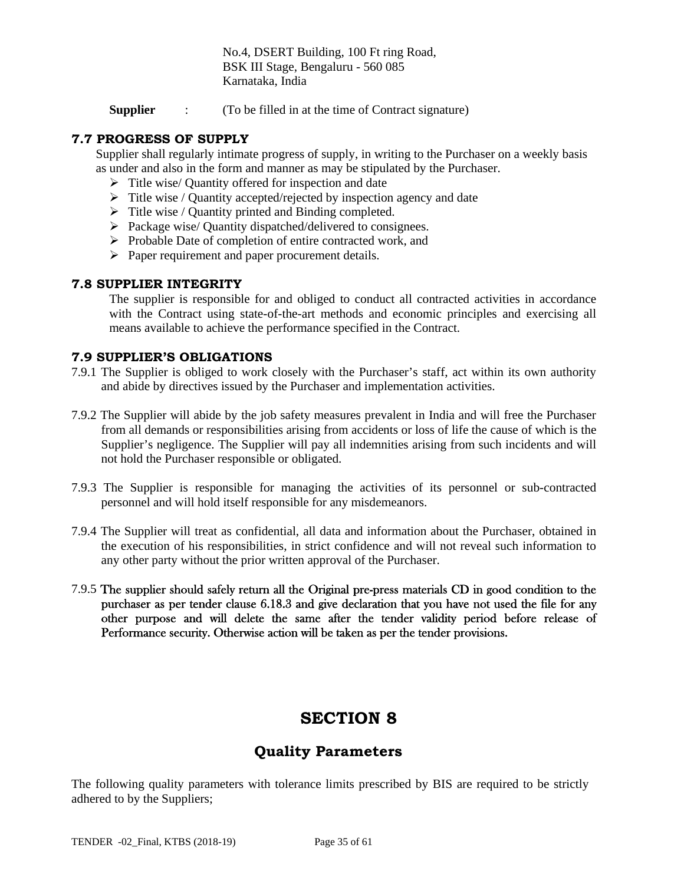No.4, DSERT Building, 100 Ft ring Road,
BSK III Stage, Bengaluru - 560 085
Karnataka, India

**Supplier** : (To be filled in at the time of Contract signature)

### 7.7 PROGRESS OF SUPPLY

Supplier shall regularly intimate progress of supply, in writing to the Purchaser on a weekly basis as under and also in the form and manner as may be stipulated by the Purchaser.

- Title wise/ Quantity offered for inspection and date
- Title wise / Quantity accepted/rejected by inspection agency and date
- Title wise / Quantity printed and Binding completed.
- Package wise/ Quantity dispatched/delivered to consignees.
- Probable Date of completion of entire contracted work, and
- Paper requirement and paper procurement details.

### 7.8 SUPPLIER INTEGRITY

The supplier is responsible for and obliged to conduct all contracted activities in accordance with the Contract using state-of-the-art methods and economic principles and exercising all means available to achieve the performance specified in the Contract.

### 7.9 SUPPLIER'S OBLIGATIONS

7.9.1 The Supplier is obliged to work closely with the Purchaser's staff, act within its own authority and abide by directives issued by the Purchaser and implementation activities.

7.9.2 The Supplier will abide by the job safety measures prevalent in India and will free the Purchaser from all demands or responsibilities arising from accidents or loss of life the cause of which is the Supplier's negligence. The Supplier will pay all indemnities arising from such incidents and will not hold the Purchaser responsible or obligated.

7.9.3 The Supplier is responsible for managing the activities of its personnel or sub-contracted personnel and will hold itself responsible for any misdemeanors.

7.9.4 The Supplier will treat as confidential, all data and information about the Purchaser, obtained in the execution of his responsibilities, in strict confidence and will not reveal such information to any other party without the prior written approval of the Purchaser.

7.9.5 The supplier should safely return all the Original pre-press materials CD in good condition to the purchaser as per tender clause 6.18.3 and give declaration that you have not used the file for any other purpose and will delete the same after the tender validity period before release of Performance security. Otherwise action will be taken as per the tender provisions.

# SECTION 8

## Quality Parameters

The following quality parameters with tolerance limits prescribed by BIS are required to be strictly adhered to by the Suppliers;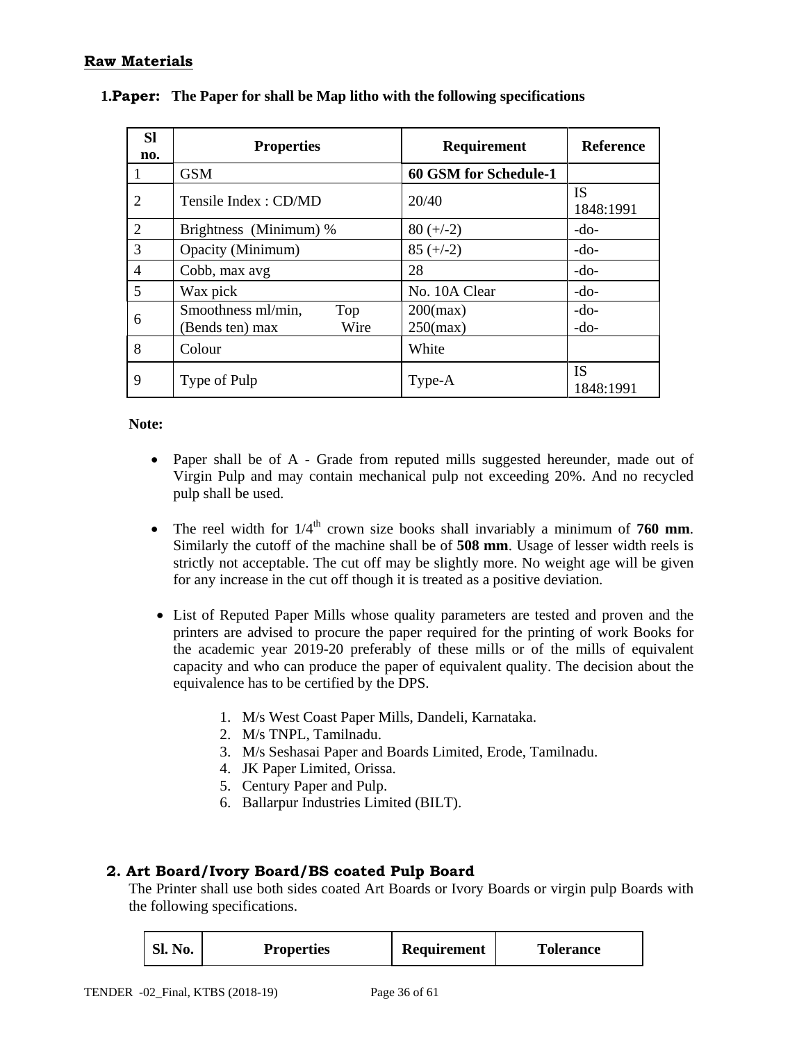**Raw Materials**

**1.Paper: The Paper for shall be Map litho with the following specifications**

| Sl no. | Properties | Requirement | Reference |
|---|---|---|---|
| 1 | GSM | **60 GSM for Schedule-1** | |
| 2 | Tensile Index : CD/MD | 20/40 | IS 1848:1991 |
| 2 | Brightness (Minimum) % | 80 (+/-2) | -do- |
| 3 | Opacity (Minimum) | 85 (+/-2) | -do- |
| 4 | Cobb, max avg | 28 | -do- |
| 5 | Wax pick | No. 10A Clear | -do- |
| 6 | Smoothness ml/min, Top<br>(Bends ten) max Wire | 200(max)<br>250(max) | -do-<br>-do- |
| 8 | Colour | White | |
| 9 | Type of Pulp | Type-A | IS 1848:1991 |

**Note:**

- Paper shall be of A - Grade from reputed mills suggested hereunder, made out of Virgin Pulp and may contain mechanical pulp not exceeding 20%. And no recycled pulp shall be used.
- The reel width for 1/4th crown size books shall invariably a minimum of **760 mm**. Similarly the cutoff of the machine shall be of **508 mm**. Usage of lesser width reels is strictly not acceptable. The cut off may be slightly more. No weight age will be given for any increase in the cut off though it is treated as a positive deviation.
- List of Reputed Paper Mills whose quality parameters are tested and proven and the printers are advised to procure the paper required for the printing of work Books for the academic year 2019-20 preferably of these mills or of the mills of equivalent capacity and who can produce the paper of equivalent quality. The decision about the equivalence has to be certified by the DPS.

    1. M/s West Coast Paper Mills, Dandeli, Karnataka.
    2. M/s TNPL, Tamilnadu.
    3. M/s Seshasai Paper and Boards Limited, Erode, Tamilnadu.
    4. JK Paper Limited, Orissa.
    5. Century Paper and Pulp.
    6. Ballarpur Industries Limited (BILT).

**2. Art Board/Ivory Board/BS coated Pulp Board**

The Printer shall use both sides coated Art Boards or Ivory Boards or virgin pulp Boards with the following specifications.

| Sl. No. | Properties | Requirement | Tolerance |
|---|---|---|---|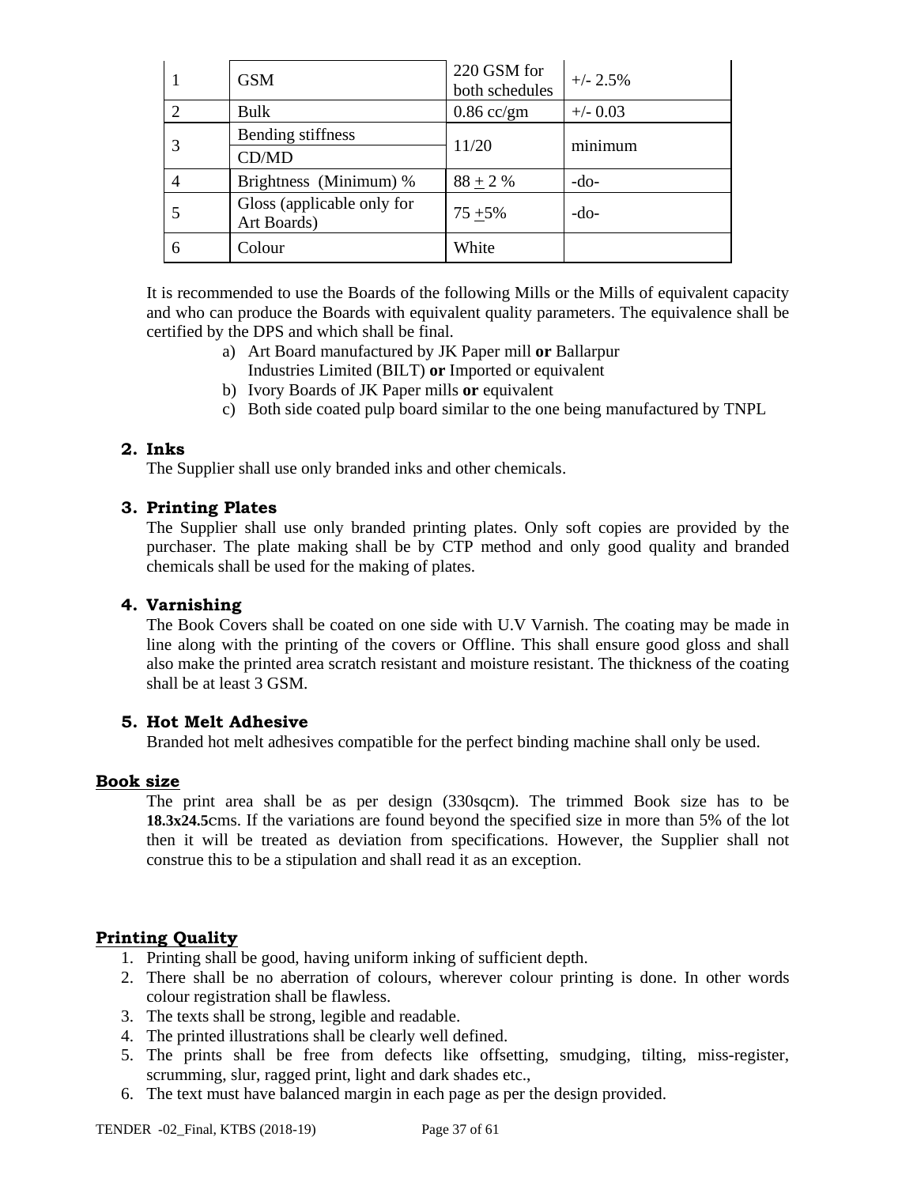| 1 | GSM | 220 GSM for both schedules | +/- 2.5% |
|---|---|---|---|
| 2 | Bulk | 0.86 cc/gm | +/- 0.03 |
| 3 | Bending stiffness<br>CD/MD | 11/20 | minimum |
| 4 | Brightness (Minimum) % | 88 ± 2 % | -do- |
| 5 | Gloss (applicable only for Art Boards) | 75 ±5% | -do- |
| 6 | Colour | White | |

It is recommended to use the Boards of the following Mills or the Mills of equivalent capacity and who can produce the Boards with equivalent quality parameters. The equivalence shall be certified by the DPS and which shall be final.

a) Art Board manufactured by JK Paper mill **or** Ballarpur Industries Limited (BILT) **or** Imported or equivalent
b) Ivory Boards of JK Paper mills **or** equivalent
c) Both side coated pulp board similar to the one being manufactured by TNPL

**2. Inks**

The Supplier shall use only branded inks and other chemicals.

**3. Printing Plates**

The Supplier shall use only branded printing plates. Only soft copies are provided by the purchaser. The plate making shall be by CTP method and only good quality and branded chemicals shall be used for the making of plates.

**4. Varnishing**

The Book Covers shall be coated on one side with U.V Varnish. The coating may be made in line along with the printing of the covers or Offline. This shall ensure good gloss and shall also make the printed area scratch resistant and moisture resistant. The thickness of the coating shall be at least 3 GSM.

**5. Hot Melt Adhesive**

Branded hot melt adhesives compatible for the perfect binding machine shall only be used.

**Book size**

The print area shall be as per design (330sqcm). The trimmed Book size has to be **18.3x24.5**cms. If the variations are found beyond the specified size in more than 5% of the lot then it will be treated as deviation from specifications. However, the Supplier shall not construe this to be a stipulation and shall read it as an exception.

**Printing Quality**

1. Printing shall be good, having uniform inking of sufficient depth.
2. There shall be no aberration of colours, wherever colour printing is done. In other words colour registration shall be flawless.
3. The texts shall be strong, legible and readable.
4. The printed illustrations shall be clearly well defined.
5. The prints shall be free from defects like offsetting, smudging, tilting, miss-register, scrumming, slur, ragged print, light and dark shades etc.,
6. The text must have balanced margin in each page as per the design provided.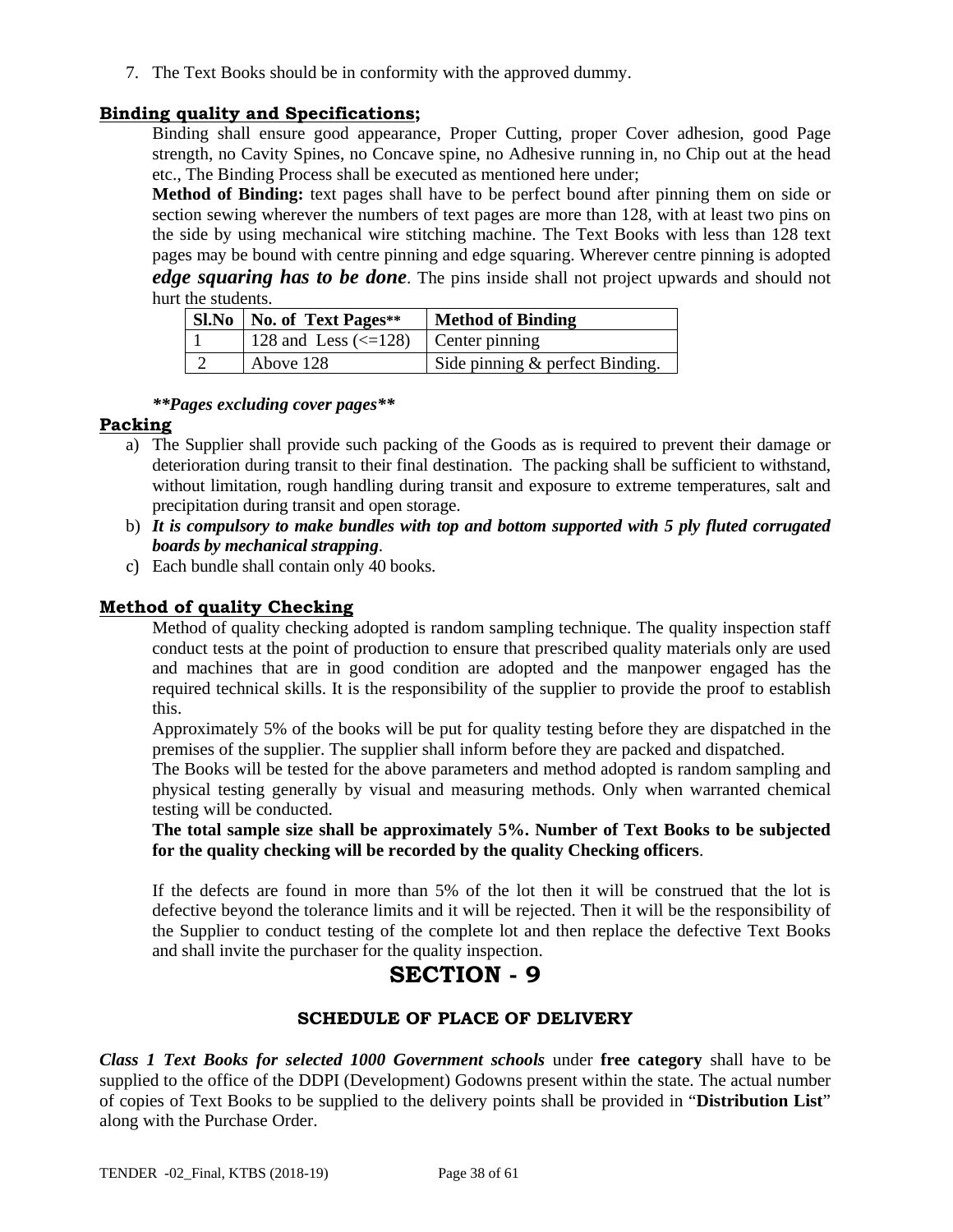7. The Text Books should be in conformity with the approved dummy.

**Binding quality and Specifications;**

Binding shall ensure good appearance, Proper Cutting, proper Cover adhesion, good Page strength, no Cavity Spines, no Concave spine, no Adhesive running in, no Chip out at the head etc., The Binding Process shall be executed as mentioned here under;

**Method of Binding:** text pages shall have to be perfect bound after pinning them on side or section sewing wherever the numbers of text pages are more than 128, with at least two pins on the side by using mechanical wire stitching machine. The Text Books with less than 128 text pages may be bound with centre pinning and edge squaring. Wherever centre pinning is adopted ***edge squaring has to be done***. The pins inside shall not project upwards and should not hurt the students.

| Sl.No | No. of Text Pages** | Method of Binding |
|---|---|---|
| 1 | 128 and Less (<=128) | Center pinning |
| 2 | Above 128 | Side pinning & perfect Binding. |

***\*\*Pages excluding cover pages\*\****

**Packing**

a) The Supplier shall provide such packing of the Goods as is required to prevent their damage or deterioration during transit to their final destination. The packing shall be sufficient to withstand, without limitation, rough handling during transit and exposure to extreme temperatures, salt and precipitation during transit and open storage.
b) ***It is compulsory to make bundles with top and bottom supported with 5 ply fluted corrugated boards by mechanical strapping***.
c) Each bundle shall contain only 40 books.

**Method of quality Checking**

Method of quality checking adopted is random sampling technique. The quality inspection staff conduct tests at the point of production to ensure that prescribed quality materials only are used and machines that are in good condition are adopted and the manpower engaged has the required technical skills. It is the responsibility of the supplier to provide the proof to establish this.

Approximately 5% of the books will be put for quality testing before they are dispatched in the premises of the supplier. The supplier shall inform before they are packed and dispatched.

The Books will be tested for the above parameters and method adopted is random sampling and physical testing generally by visual and measuring methods. Only when warranted chemical testing will be conducted.

**The total sample size shall be approximately 5%. Number of Text Books to be subjected for the quality checking will be recorded by the quality Checking officers**.

If the defects are found in more than 5% of the lot then it will be construed that the lot is defective beyond the tolerance limits and it will be rejected. Then it will be the responsibility of the Supplier to conduct testing of the complete lot and then replace the defective Text Books and shall invite the purchaser for the quality inspection.

# SECTION - 9

## SCHEDULE OF PLACE OF DELIVERY

***Class 1 Text Books for selected 1000 Government schools*** under **free category** shall have to be supplied to the office of the DDPI (Development) Godowns present within the state. The actual number of copies of Text Books to be supplied to the delivery points shall be provided in "**Distribution List**" along with the Purchase Order.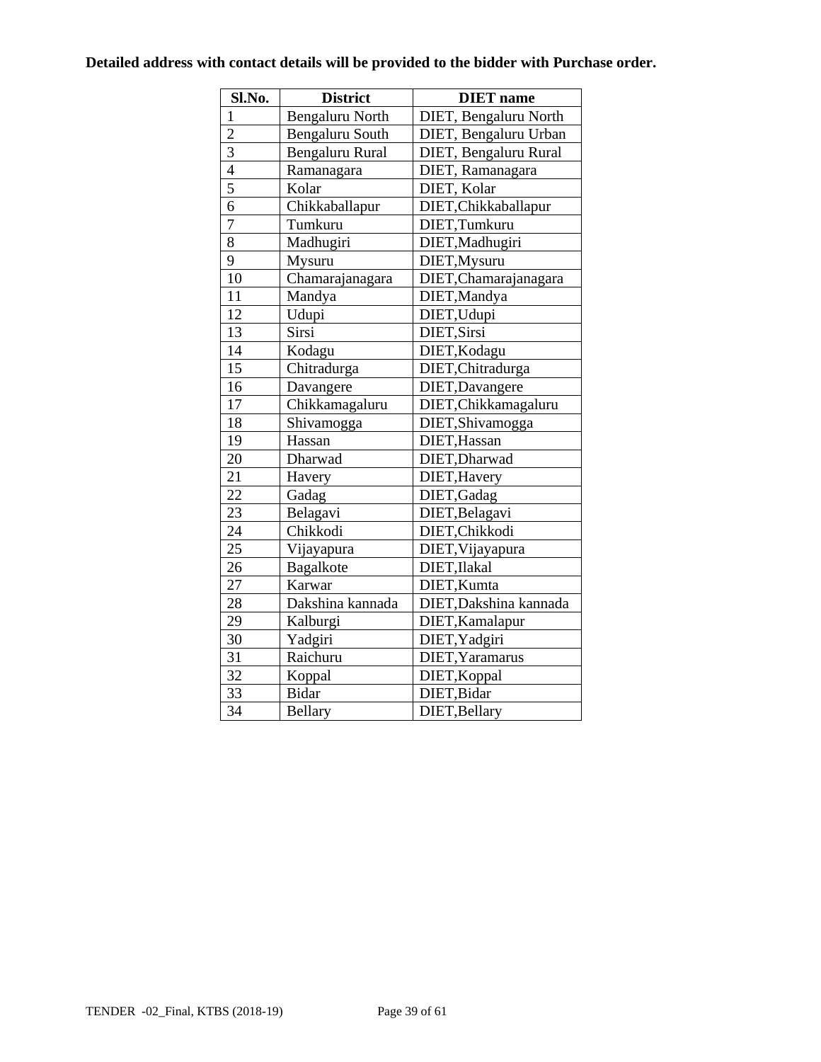**Detailed address with contact details will be provided to the bidder with Purchase order.**

| Sl.No. | District | DIET name |
|---|---|---|
| 1 | Bengaluru North | DIET, Bengaluru North |
| 2 | Bengaluru South | DIET, Bengaluru Urban |
| 3 | Bengaluru Rural | DIET, Bengaluru Rural |
| 4 | Ramanagara | DIET, Ramanagara |
| 5 | Kolar | DIET, Kolar |
| 6 | Chikkaballapur | DIET,Chikkaballapur |
| 7 | Tumkuru | DIET,Tumkuru |
| 8 | Madhugiri | DIET,Madhugiri |
| 9 | Mysuru | DIET,Mysuru |
| 10 | Chamarajanagara | DIET,Chamarajanagara |
| 11 | Mandya | DIET,Mandya |
| 12 | Udupi | DIET,Udupi |
| 13 | Sirsi | DIET,Sirsi |
| 14 | Kodagu | DIET,Kodagu |
| 15 | Chitradurga | DIET,Chitradurga |
| 16 | Davangere | DIET,Davangere |
| 17 | Chikkamagaluru | DIET,Chikkamagaluru |
| 18 | Shivamogga | DIET,Shivamogga |
| 19 | Hassan | DIET,Hassan |
| 20 | Dharwad | DIET,Dharwad |
| 21 | Havery | DIET,Havery |
| 22 | Gadag | DIET,Gadag |
| 23 | Belagavi | DIET,Belagavi |
| 24 | Chikkodi | DIET,Chikkodi |
| 25 | Vijayapura | DIET,Vijayapura |
| 26 | Bagalkote | DIET,Ilakal |
| 27 | Karwar | DIET,Kumta |
| 28 | Dakshina kannada | DIET,Dakshina kannada |
| 29 | Kalburgi | DIET,Kamalapur |
| 30 | Yadgiri | DIET,Yadgiri |
| 31 | Raichuru | DIET,Yaramarus |
| 32 | Koppal | DIET,Koppal |
| 33 | Bidar | DIET,Bidar |
| 34 | Bellary | DIET,Bellary |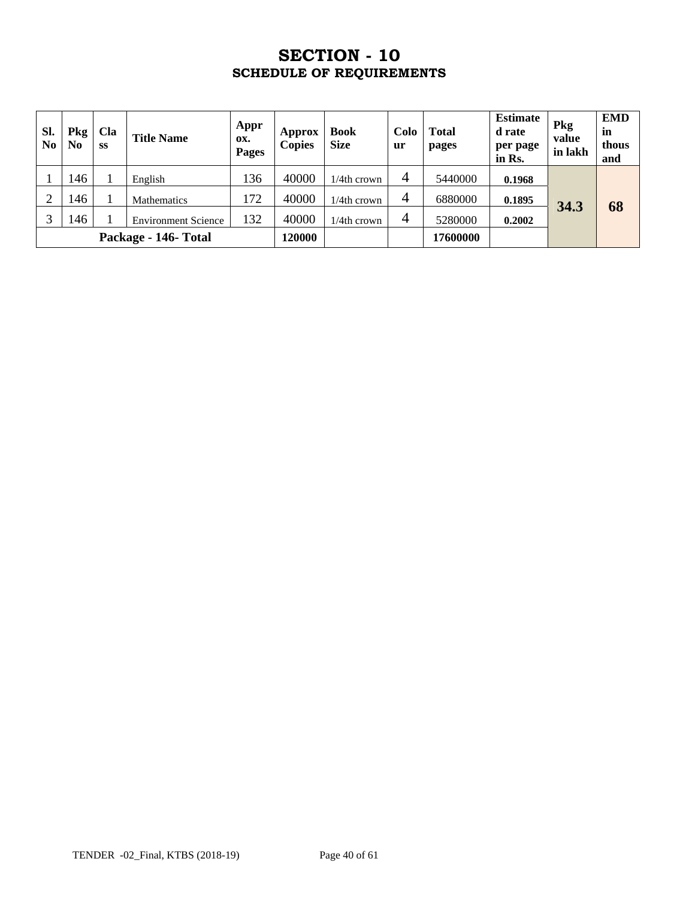# SECTION - 10

## SCHEDULE OF REQUIREMENTS

| Sl. No | Pkg No | Class | Title Name | Approx. Pages | Approx Copies | Book Size | Colour | Total pages | Estimated rate per page in Rs. | Pkg value in lakh | EMD in thousand |
|---|---|---|---|---|---|---|---|---|---|---|---|
| 1 | 146 | 1 | English | 136 | 40000 | 1/4th crown | 4 | 5440000 | 0.1968 | 34.3 | 68 |
| 2 | 146 | 1 | Mathematics | 172 | 40000 | 1/4th crown | 4 | 6880000 | 0.1895 | | |
| 3 | 146 | 1 | Environment Science | 132 | 40000 | 1/4th crown | 4 | 5280000 | 0.2002 | | |
| **Package - 146- Total** | | | | | **120000** | | | **17600000** | | | |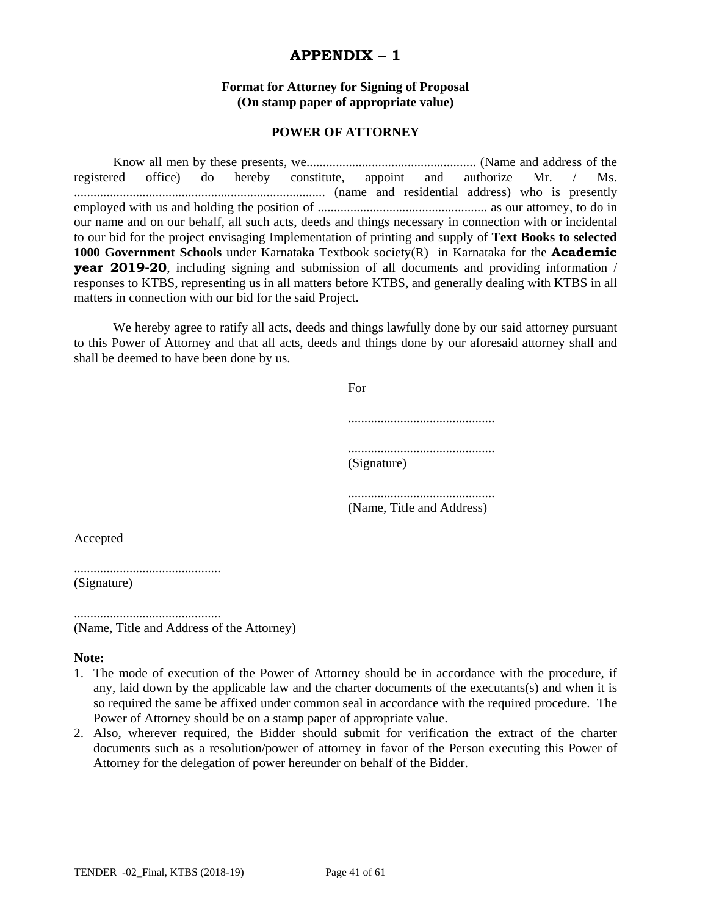# APPENDIX – 1

**Format for Attorney for Signing of Proposal**
**(On stamp paper of appropriate value)**

**POWER OF ATTORNEY**

Know all men by these presents, we.................................................... (Name and address of the registered office) do hereby constitute, appoint and authorize Mr. / Ms. ............................................................................ (name and residential address) who is presently employed with us and holding the position of .................................................... as our attorney, to do in our name and on our behalf, all such acts, deeds and things necessary in connection with or incidental to our bid for the project envisaging Implementation of printing and supply of **Text Books to selected 1000 Government Schools** under Karnataka Textbook society(R) in Karnataka for the **Academic year 2019-20**, including signing and submission of all documents and providing information / responses to KTBS, representing us in all matters before KTBS, and generally dealing with KTBS in all matters in connection with our bid for the said Project.

We hereby agree to ratify all acts, deeds and things lawfully done by our said attorney pursuant to this Power of Attorney and that all acts, deeds and things done by our aforesaid attorney shall and shall be deemed to have been done by us.

For

.............................................

.............................................
(Signature)

.............................................
(Name, Title and Address)

Accepted

.............................................
(Signature)

.............................................
(Name, Title and Address of the Attorney)

**Note:**

1. The mode of execution of the Power of Attorney should be in accordance with the procedure, if any, laid down by the applicable law and the charter documents of the executants(s) and when it is so required the same be affixed under common seal in accordance with the required procedure. The Power of Attorney should be on a stamp paper of appropriate value.
2. Also, wherever required, the Bidder should submit for verification the extract of the charter documents such as a resolution/power of attorney in favor of the Person executing this Power of Attorney for the delegation of power hereunder on behalf of the Bidder.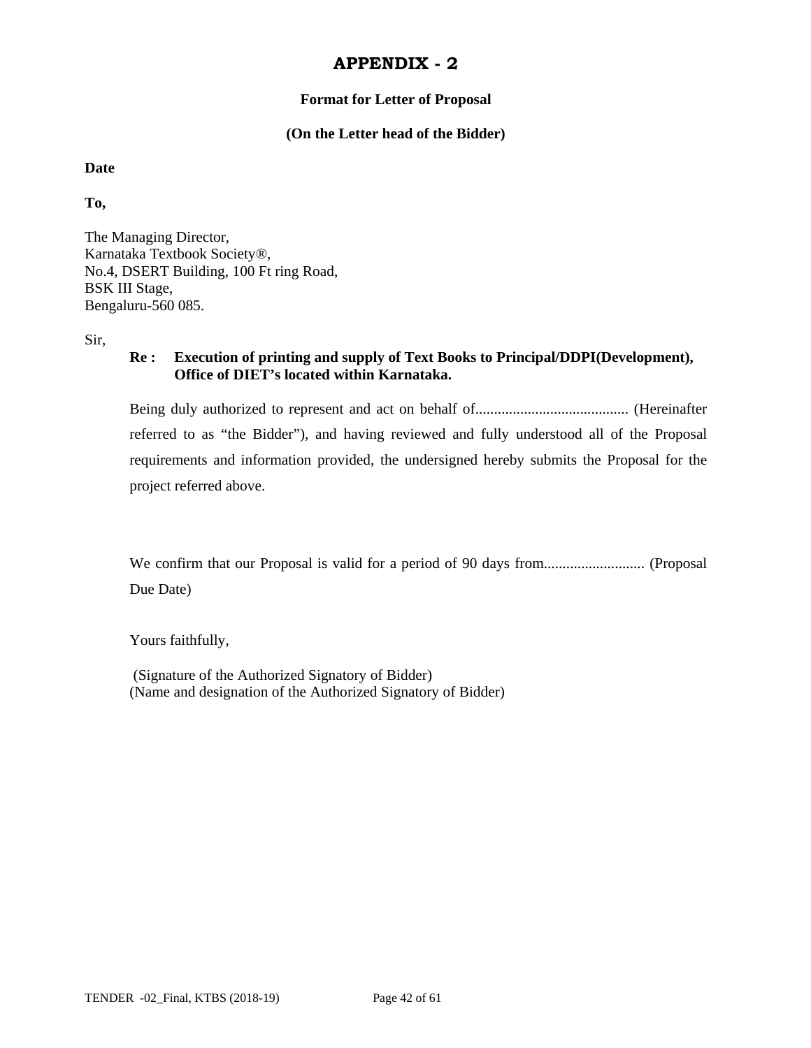# APPENDIX - 2

**Format for Letter of Proposal**

**(On the Letter head of the Bidder)**

**Date**

**To,**

The Managing Director,
Karnataka Textbook Society®,
No.4, DSERT Building, 100 Ft ring Road,
BSK III Stage,
Bengaluru-560 085.

Sir,

**Re : Execution of printing and supply of Text Books to Principal/DDPI(Development), Office of DIET's located within Karnataka.**

Being duly authorized to represent and act on behalf of......................................... (Hereinafter referred to as "the Bidder"), and having reviewed and fully understood all of the Proposal requirements and information provided, the undersigned hereby submits the Proposal for the project referred above.

We confirm that our Proposal is valid for a period of 90 days from........................... (Proposal Due Date)

Yours faithfully,

(Signature of the Authorized Signatory of Bidder)
(Name and designation of the Authorized Signatory of Bidder)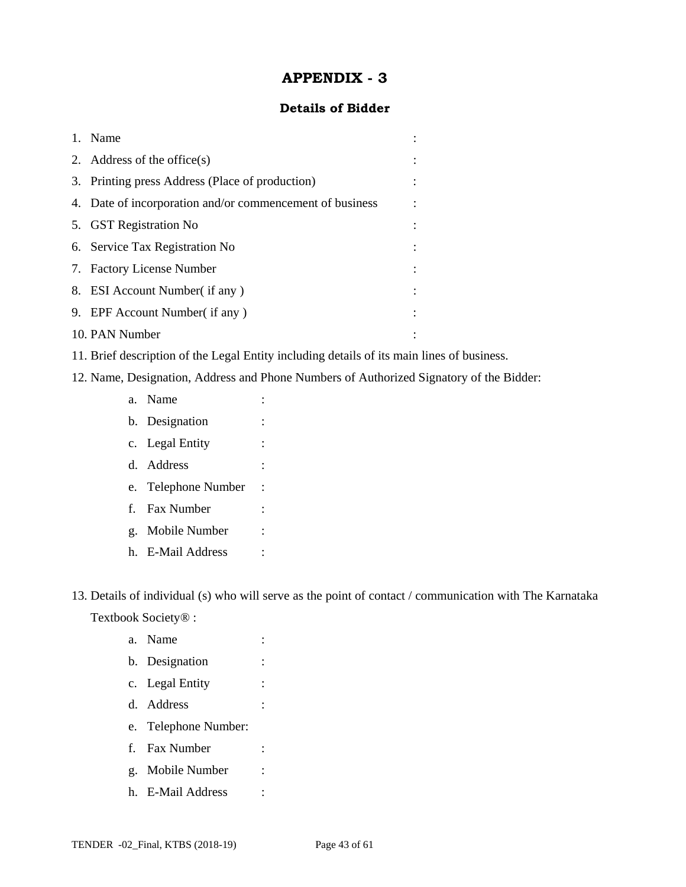# APPENDIX - 3

## Details of Bidder

1. Name :
2. Address of the office(s) :
3. Printing press Address (Place of production) :
4. Date of incorporation and/or commencement of business :
5. GST Registration No :
6. Service Tax Registration No :
7. Factory License Number :
8. ESI Account Number( if any ) :
9. EPF Account Number( if any ) :
10. PAN Number :
11. Brief description of the Legal Entity including details of its main lines of business.
12. Name, Designation, Address and Phone Numbers of Authorized Signatory of the Bidder:
    a. Name :
    b. Designation :
    c. Legal Entity :
    d. Address :
    e. Telephone Number :
    f. Fax Number :
    g. Mobile Number :
    h. E-Mail Address :

13. Details of individual (s) who will serve as the point of contact / communication with The Karnataka Textbook Society® :
    a. Name :
    b. Designation :
    c. Legal Entity :
    d. Address :
    e. Telephone Number:
    f. Fax Number :
    g. Mobile Number :
    h. E-Mail Address :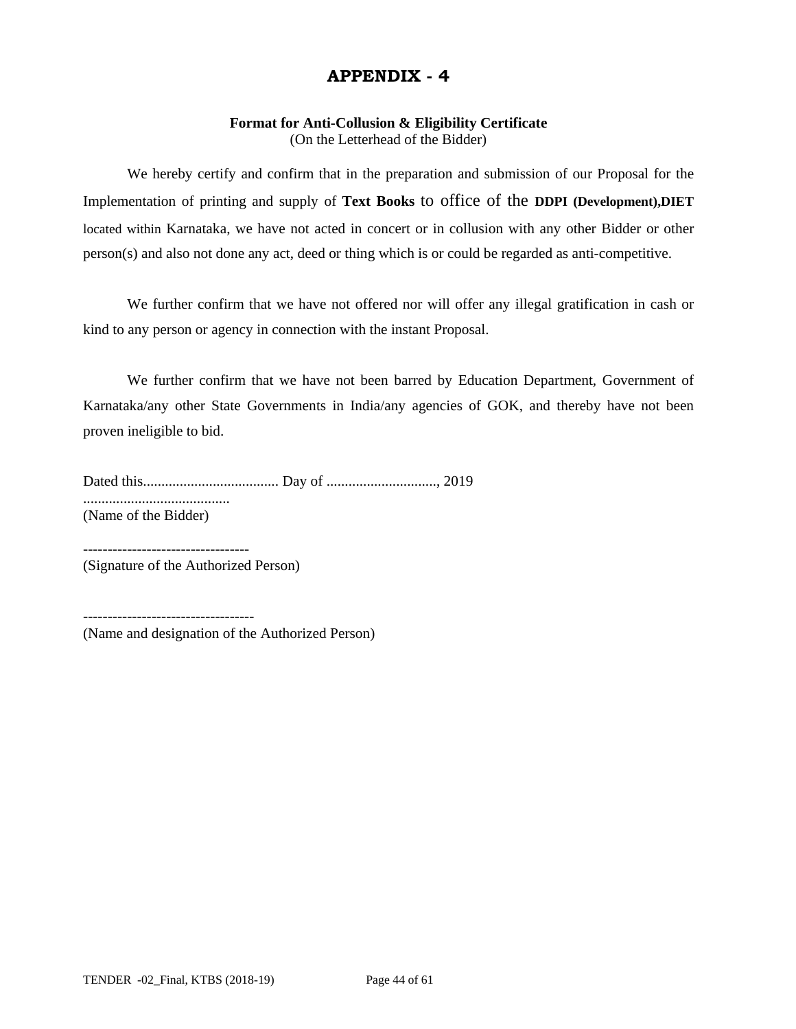# APPENDIX - 4

**Format for Anti-Collusion & Eligibility Certificate**
(On the Letterhead of the Bidder)

We hereby certify and confirm that in the preparation and submission of our Proposal for the Implementation of printing and supply of **Text Books** to office of the **DDPI (Development),DIET** located within Karnataka, we have not acted in concert or in collusion with any other Bidder or other person(s) and also not done any act, deed or thing which is or could be regarded as anti-competitive.

We further confirm that we have not offered nor will offer any illegal gratification in cash or kind to any person or agency in connection with the instant Proposal.

We further confirm that we have not been barred by Education Department, Government of Karnataka/any other State Governments in India/any agencies of GOK, and thereby have not been proven ineligible to bid.

Dated this..................................... Day of .............................., 2019

........................................
(Name of the Bidder)

----------------------------------
(Signature of the Authorized Person)

-----------------------------------
(Name and designation of the Authorized Person)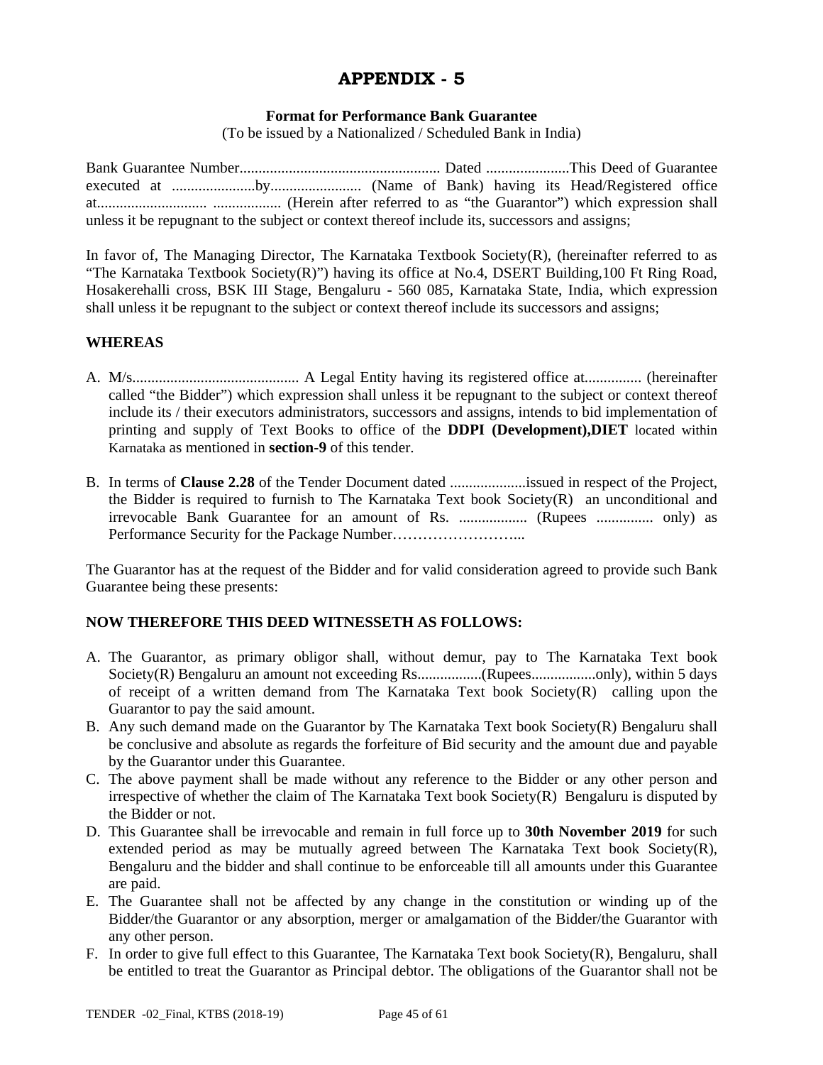# APPENDIX - 5

**Format for Performance Bank Guarantee**

(To be issued by a Nationalized / Scheduled Bank in India)

Bank Guarantee Number..................................................... Dated ......................This Deed of Guarantee executed at ......................by........................ (Name of Bank) having its Head/Registered office at............................. .................. (Herein after referred to as "the Guarantor") which expression shall unless it be repugnant to the subject or context thereof include its, successors and assigns;

In favor of, The Managing Director, The Karnataka Textbook Society(R), (hereinafter referred to as "The Karnataka Textbook Society(R)") having its office at No.4, DSERT Building,100 Ft Ring Road, Hosakerehalli cross, BSK III Stage, Bengaluru - 560 085, Karnataka State, India, which expression shall unless it be repugnant to the subject or context thereof include its successors and assigns;

**WHEREAS**

A. M/s............................................ A Legal Entity having its registered office at............... (hereinafter called "the Bidder") which expression shall unless it be repugnant to the subject or context thereof include its / their executors administrators, successors and assigns, intends to bid implementation of printing and supply of Text Books to office of the **DDPI (Development),DIET** located within Karnataka as mentioned in **section-9** of this tender.

B. In terms of **Clause 2.28** of the Tender Document dated ....................issued in respect of the Project, the Bidder is required to furnish to The Karnataka Text book Society(R) an unconditional and irrevocable Bank Guarantee for an amount of Rs. .................. (Rupees ............... only) as Performance Security for the Package Number……………………...

The Guarantor has at the request of the Bidder and for valid consideration agreed to provide such Bank Guarantee being these presents:

**NOW THEREFORE THIS DEED WITNESSETH AS FOLLOWS:**

A. The Guarantor, as primary obligor shall, without demur, pay to The Karnataka Text book Society(R) Bengaluru an amount not exceeding Rs.................(Rupees.................only), within 5 days of receipt of a written demand from The Karnataka Text book Society(R) calling upon the Guarantor to pay the said amount.
B. Any such demand made on the Guarantor by The Karnataka Text book Society(R) Bengaluru shall be conclusive and absolute as regards the forfeiture of Bid security and the amount due and payable by the Guarantor under this Guarantee.
C. The above payment shall be made without any reference to the Bidder or any other person and irrespective of whether the claim of The Karnataka Text book Society(R) Bengaluru is disputed by the Bidder or not.
D. This Guarantee shall be irrevocable and remain in full force up to **30th November 2019** for such extended period as may be mutually agreed between The Karnataka Text book Society(R), Bengaluru and the bidder and shall continue to be enforceable till all amounts under this Guarantee are paid.
E. The Guarantee shall not be affected by any change in the constitution or winding up of the Bidder/the Guarantor or any absorption, merger or amalgamation of the Bidder/the Guarantor with any other person.
F. In order to give full effect to this Guarantee, The Karnataka Text book Society(R), Bengaluru, shall be entitled to treat the Guarantor as Principal debtor. The obligations of the Guarantor shall not be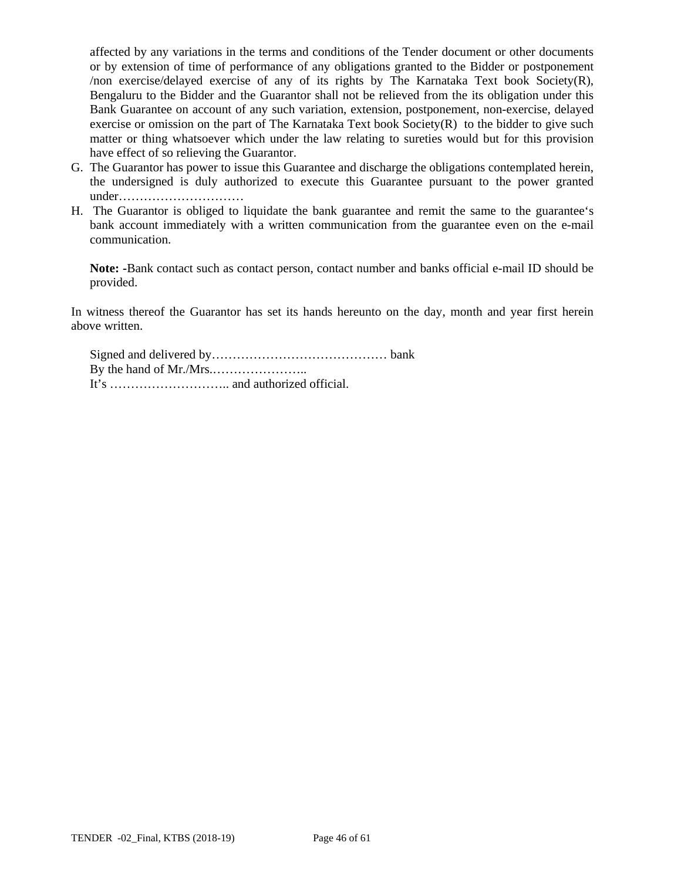affected by any variations in the terms and conditions of the Tender document or other documents or by extension of time of performance of any obligations granted to the Bidder or postponement /non exercise/delayed exercise of any of its rights by The Karnataka Text book Society(R), Bengaluru to the Bidder and the Guarantor shall not be relieved from the its obligation under this Bank Guarantee on account of any such variation, extension, postponement, non-exercise, delayed exercise or omission on the part of The Karnataka Text book Society(R) to the bidder to give such matter or thing whatsoever which under the law relating to sureties would but for this provision have effect of so relieving the Guarantor.

G. The Guarantor has power to issue this Guarantee and discharge the obligations contemplated herein, the undersigned is duly authorized to execute this Guarantee pursuant to the power granted under…………………………

H. The Guarantor is obliged to liquidate the bank guarantee and remit the same to the guarantee's bank account immediately with a written communication from the guarantee even on the e-mail communication.

**Note: -**Bank contact such as contact person, contact number and banks official e-mail ID should be provided.

In witness thereof the Guarantor has set its hands hereunto on the day, month and year first herein above written.

Signed and delivered by…………………………………… bank
By the hand of Mr./Mrs.…………………..
It's ……………………….. and authorized official.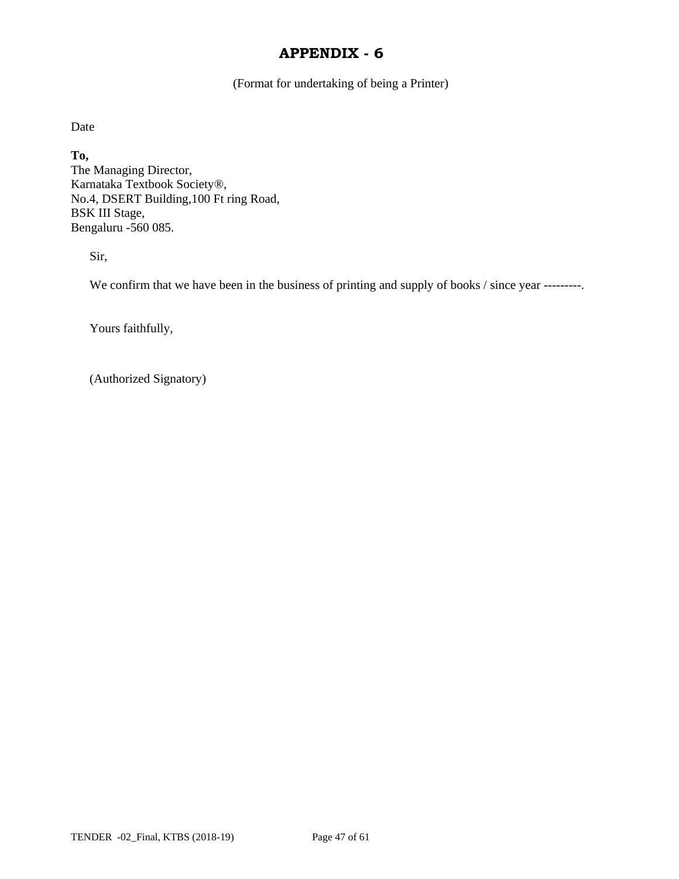# APPENDIX - 6

(Format for undertaking of being a Printer)

Date

**To,**
The Managing Director,
Karnataka Textbook Society®,
No.4, DSERT Building,100 Ft ring Road,
BSK III Stage,
Bengaluru -560 085.

Sir,

We confirm that we have been in the business of printing and supply of books / since year ---------.

Yours faithfully,

(Authorized Signatory)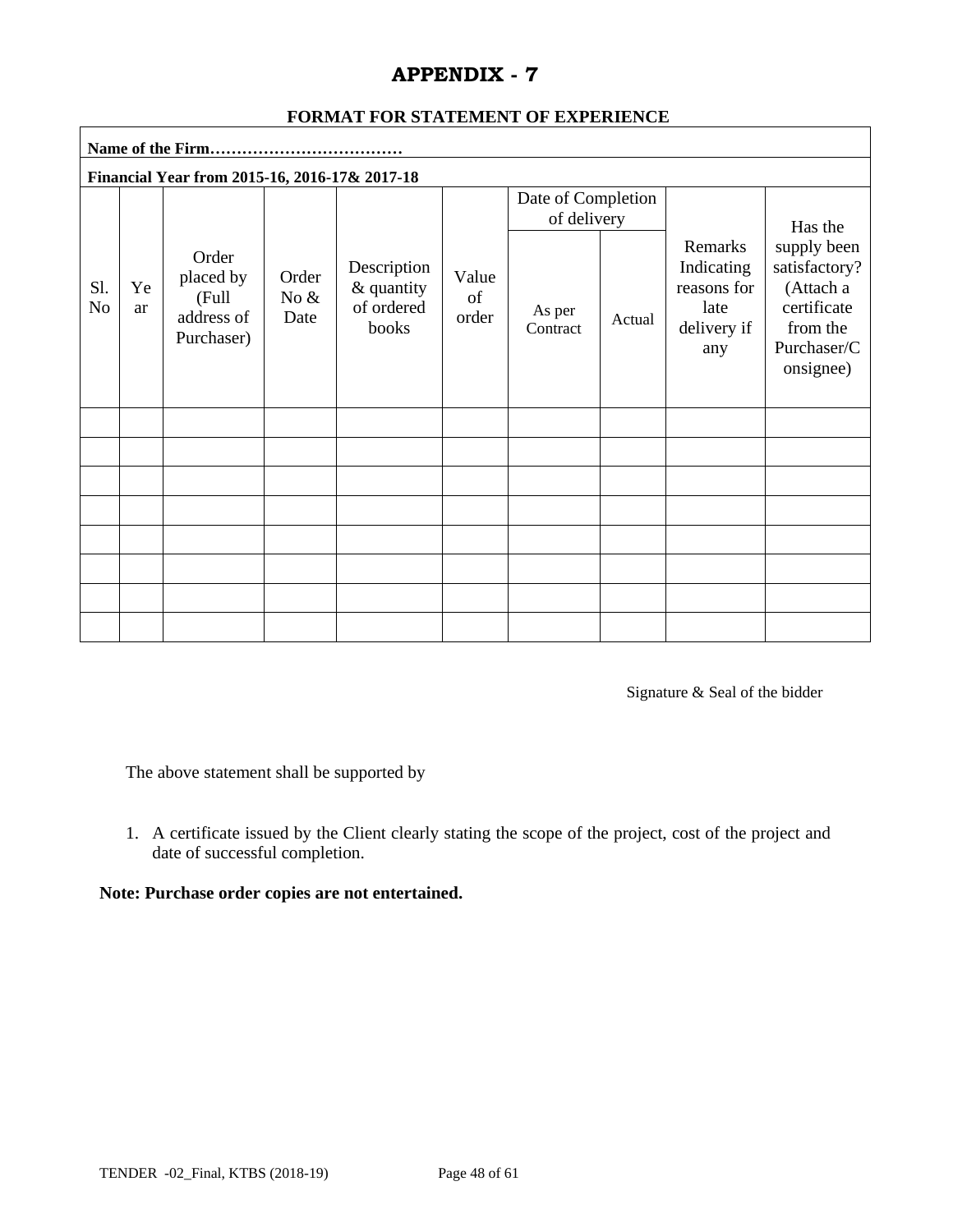# APPENDIX - 7

**FORMAT FOR STATEMENT OF EXPERIENCE**

**Name of the Firm………………………………**

**Financial Year from 2015-16, 2016-17& 2017-18**

| Sl. No | Year | Order placed by (Full address of Purchaser) | Order No & Date | Description & quantity of ordered books | Value of order | Date of Completion of delivery | | Remarks Indicating reasons for late delivery if any | Has the supply been satisfactory? (Attach a certificate from the Purchaser/Consignee) |
|---|---|---|---|---|---|---|---|---|---|
| | | | | | | As per Contract | Actual | | |
| | | | | | | | | | |
| | | | | | | | | | |
| | | | | | | | | | |
| | | | | | | | | | |
| | | | | | | | | | |
| | | | | | | | | | |
| | | | | | | | | | |
| | | | | | | | | | |

Signature & Seal of the bidder

The above statement shall be supported by

1. A certificate issued by the Client clearly stating the scope of the project, cost of the project and date of successful completion.

**Note: Purchase order copies are not entertained.**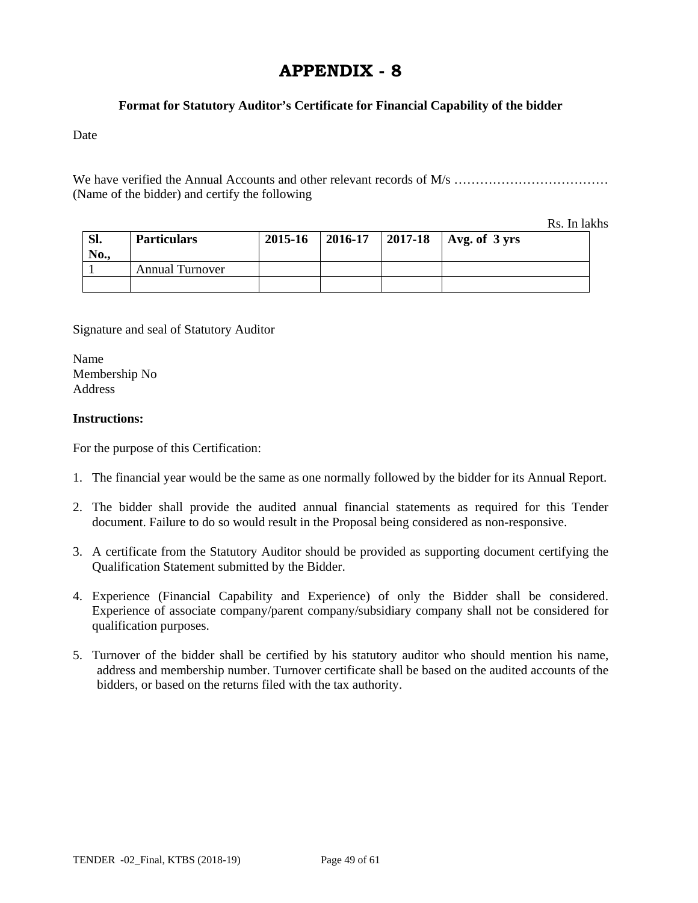# APPENDIX - 8

**Format for Statutory Auditor's Certificate for Financial Capability of the bidder**

Date

We have verified the Annual Accounts and other relevant records of M/s ……………………………… (Name of the bidder) and certify the following

Rs. In lakhs

| Sl. No., | Particulars | 2015-16 | 2016-17 | 2017-18 | Avg. of 3 yrs |
|---|---|---|---|---|---|
| 1 | Annual Turnover | | | | |
| | | | | | |

Signature and seal of Statutory Auditor

Name
Membership No
Address

**Instructions:**

For the purpose of this Certification:

1. The financial year would be the same as one normally followed by the bidder for its Annual Report.
2. The bidder shall provide the audited annual financial statements as required for this Tender document. Failure to do so would result in the Proposal being considered as non-responsive.
3. A certificate from the Statutory Auditor should be provided as supporting document certifying the Qualification Statement submitted by the Bidder.
4. Experience (Financial Capability and Experience) of only the Bidder shall be considered. Experience of associate company/parent company/subsidiary company shall not be considered for qualification purposes.
5. Turnover of the bidder shall be certified by his statutory auditor who should mention his name, address and membership number. Turnover certificate shall be based on the audited accounts of the bidders, or based on the returns filed with the tax authority.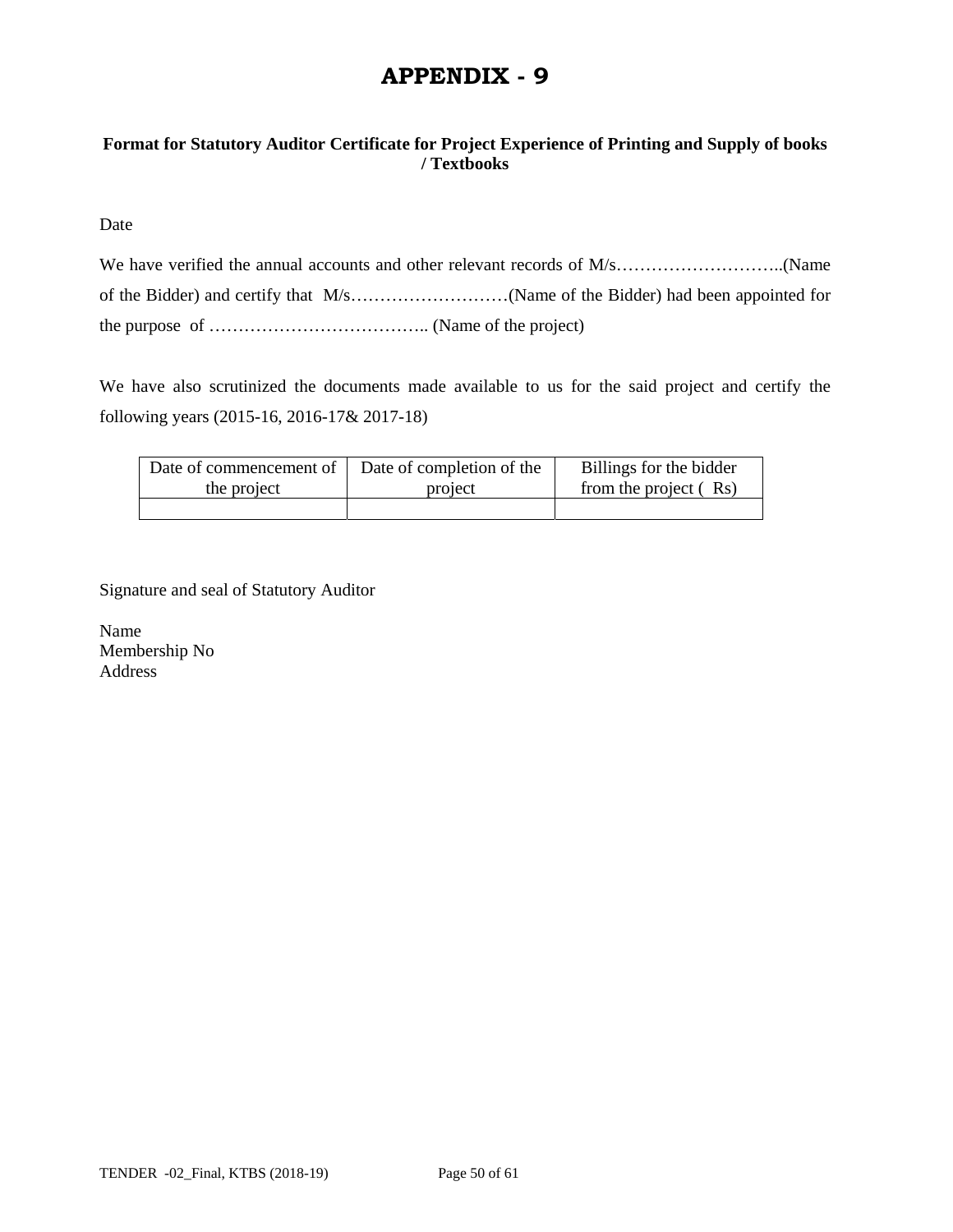# APPENDIX - 9

**Format for Statutory Auditor Certificate for Project Experience of Printing and Supply of books / Textbooks**

Date

We have verified the annual accounts and other relevant records of M/s………………………..(Name of the Bidder) and certify that M/s………………………(Name of the Bidder) had been appointed for the purpose of ……………………………….. (Name of the project)

We have also scrutinized the documents made available to us for the said project and certify the following years (2015-16, 2016-17& 2017-18)

| Date of commencement of the project | Date of completion of the project | Billings for the bidder from the project ( Rs) |
|---|---|---|
| | | |

Signature and seal of Statutory Auditor

Name
Membership No
Address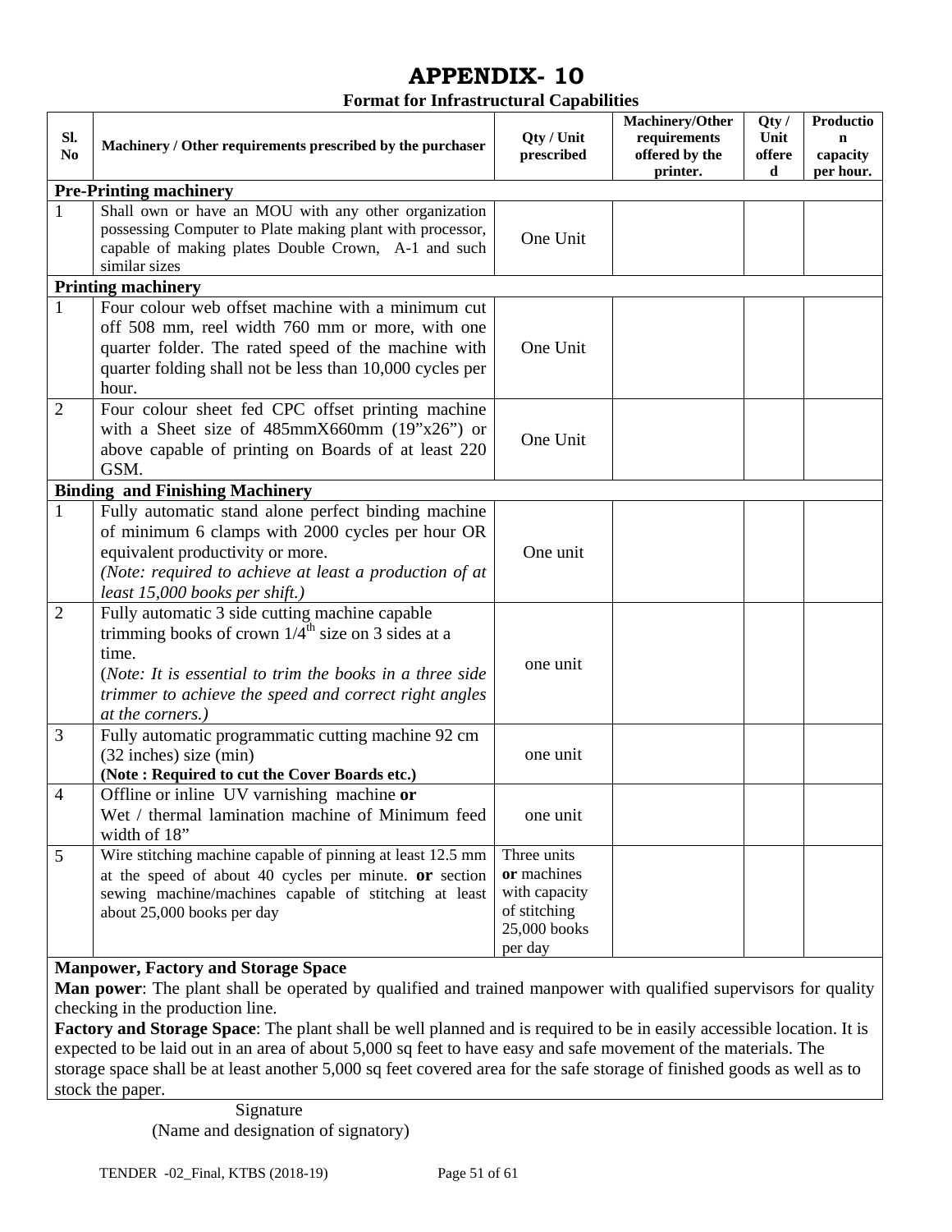# APPENDIX- 10

## Format for Infrastructural Capabilities

| Sl. No | Machinery / Other requirements prescribed by the purchaser | Qty / Unit prescribed | Machinery/Other requirements offered by the printer. | Qty / Unit offered | Production capacity per hour. |
|---|---|---|---|---|---|
| **Pre-Printing machinery** | | | | | |
| 1 | Shall own or have an MOU with any other organization possessing Computer to Plate making plant with processor, capable of making plates Double Crown, A-1 and such similar sizes | One Unit | | | |
| **Printing machinery** | | | | | |
| 1 | Four colour web offset machine with a minimum cut off 508 mm, reel width 760 mm or more, with one quarter folder. The rated speed of the machine with quarter folding shall not be less than 10,000 cycles per hour. | One Unit | | | |
| 2 | Four colour sheet fed CPC offset printing machine with a Sheet size of 485mmX660mm (19"x26") or above capable of printing on Boards of at least 220 GSM. | One Unit | | | |
| **Binding and Finishing Machinery** | | | | | |
| 1 | Fully automatic stand alone perfect binding machine of minimum 6 clamps with 2000 cycles per hour OR equivalent productivity or more. *(Note: required to achieve at least a production of at least 15,000 books per shift.)* | One unit | | | |
| 2 | Fully automatic 3 side cutting machine capable trimming books of crown 1/4th size on 3 sides at a time. (*Note: It is essential to trim the books in a three side trimmer to achieve the speed and correct right angles at the corners.)* | one unit | | | |
| 3 | Fully automatic programmatic cutting machine 92 cm (32 inches) size (min) **(Note : Required to cut the Cover Boards etc.)** | one unit | | | |
| 4 | Offline or inline UV varnishing machine **or** Wet / thermal lamination machine of Minimum feed width of 18" | one unit | | | |
| 5 | Wire stitching machine capable of pinning at least 12.5 mm at the speed of about 40 cycles per minute. **or** section sewing machine/machines capable of stitching at least about 25,000 books per day | Three units **or** machines with capacity of stitching 25,000 books per day | | | |

**Manpower, Factory and Storage Space**

**Man power**: The plant shall be operated by qualified and trained manpower with qualified supervisors for quality checking in the production line.

**Factory and Storage Space**: The plant shall be well planned and is required to be in easily accessible location. It is expected to be laid out in an area of about 5,000 sq feet to have easy and safe movement of the materials. The storage space shall be at least another 5,000 sq feet covered area for the safe storage of finished goods as well as to stock the paper.

Signature

(Name and designation of signatory)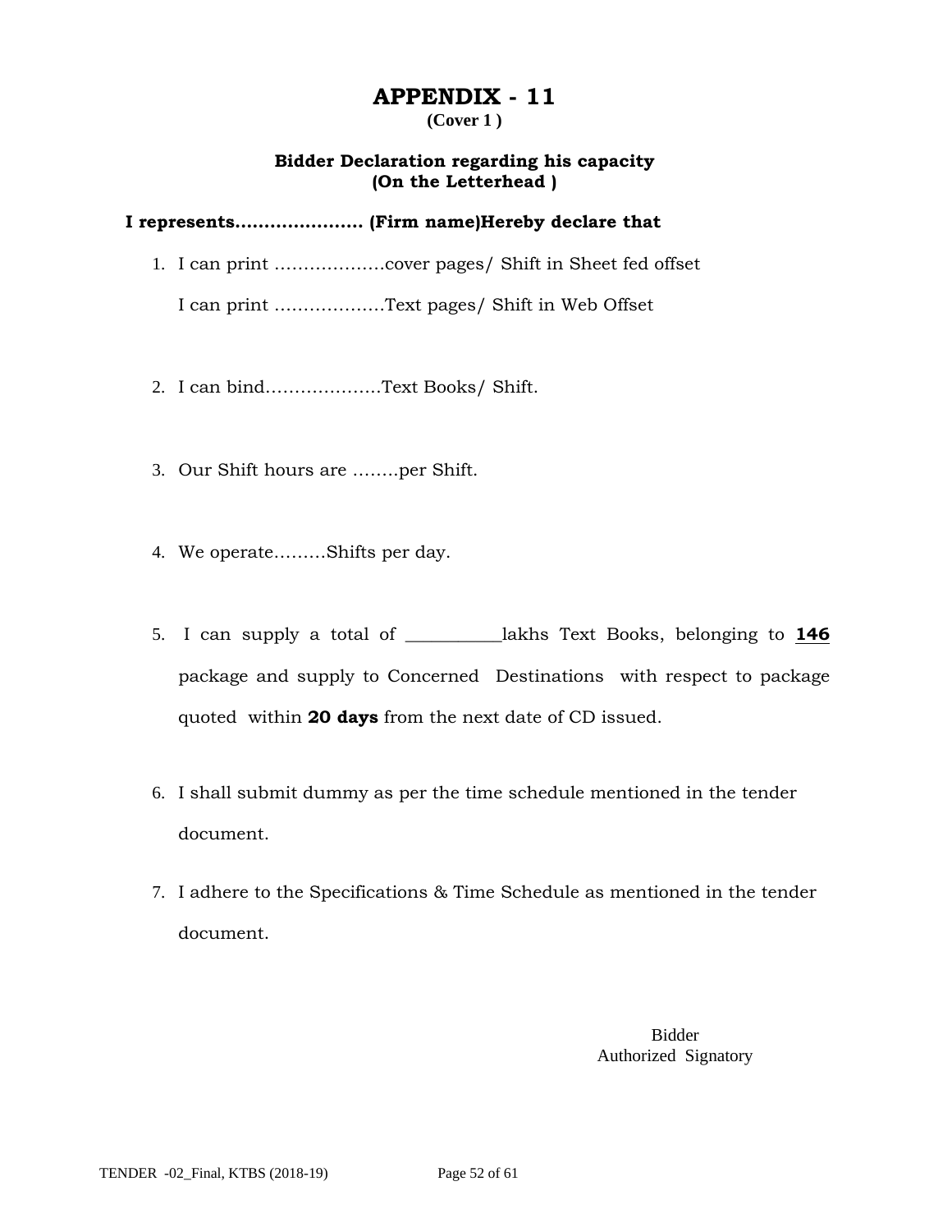# APPENDIX - 11

**(Cover 1 )**

**Bidder Declaration regarding his capacity**
**(On the Letterhead )**

**I represents………………… (Firm name)Hereby declare that**

1. I can print ……………….cover pages/ Shift in Sheet fed offset

   I can print ……………….Text pages/ Shift in Web Offset

2. I can bind………………..Text Books/ Shift.

3. Our Shift hours are ……..per Shift.

4. We operate………Shifts per day.

5. I can supply a total of __________lakhs Text Books, belonging to **146** package and supply to Concerned Destinations with respect to package quoted within **20 days** from the next date of CD issued.

6. I shall submit dummy as per the time schedule mentioned in the tender document.

7. I adhere to the Specifications & Time Schedule as mentioned in the tender document.

Bidder
Authorized Signatory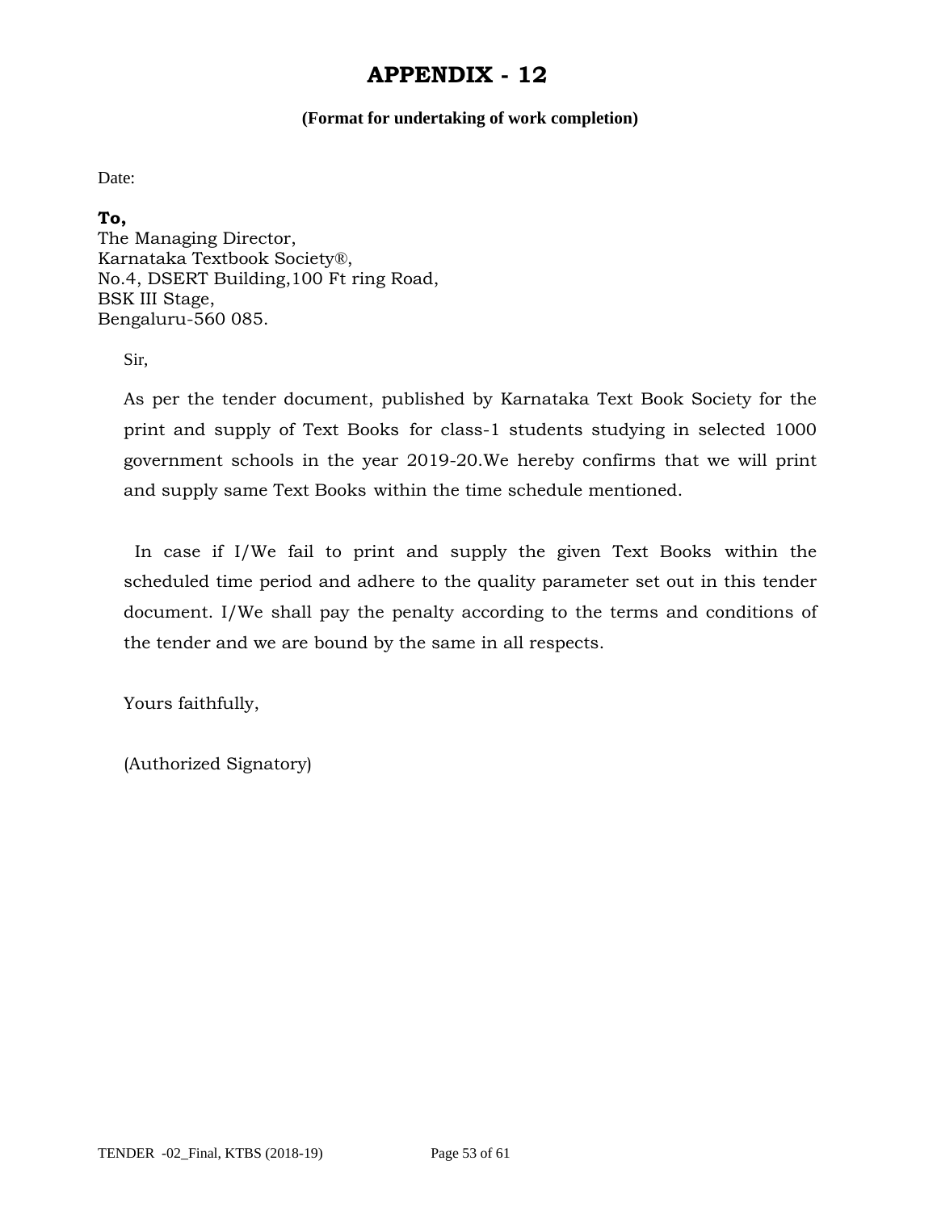# APPENDIX - 12

**(Format for undertaking of work completion)**

Date:

**To,**
The Managing Director,
Karnataka Textbook Society®,
No.4, DSERT Building,100 Ft ring Road,
BSK III Stage,
Bengaluru-560 085.

Sir,

As per the tender document, published by Karnataka Text Book Society for the print and supply of Text Books for class-1 students studying in selected 1000 government schools in the year 2019-20.We hereby confirms that we will print and supply same Text Books within the time schedule mentioned.

In case if I/We fail to print and supply the given Text Books within the scheduled time period and adhere to the quality parameter set out in this tender document. I/We shall pay the penalty according to the terms and conditions of the tender and we are bound by the same in all respects.

Yours faithfully,

(Authorized Signatory)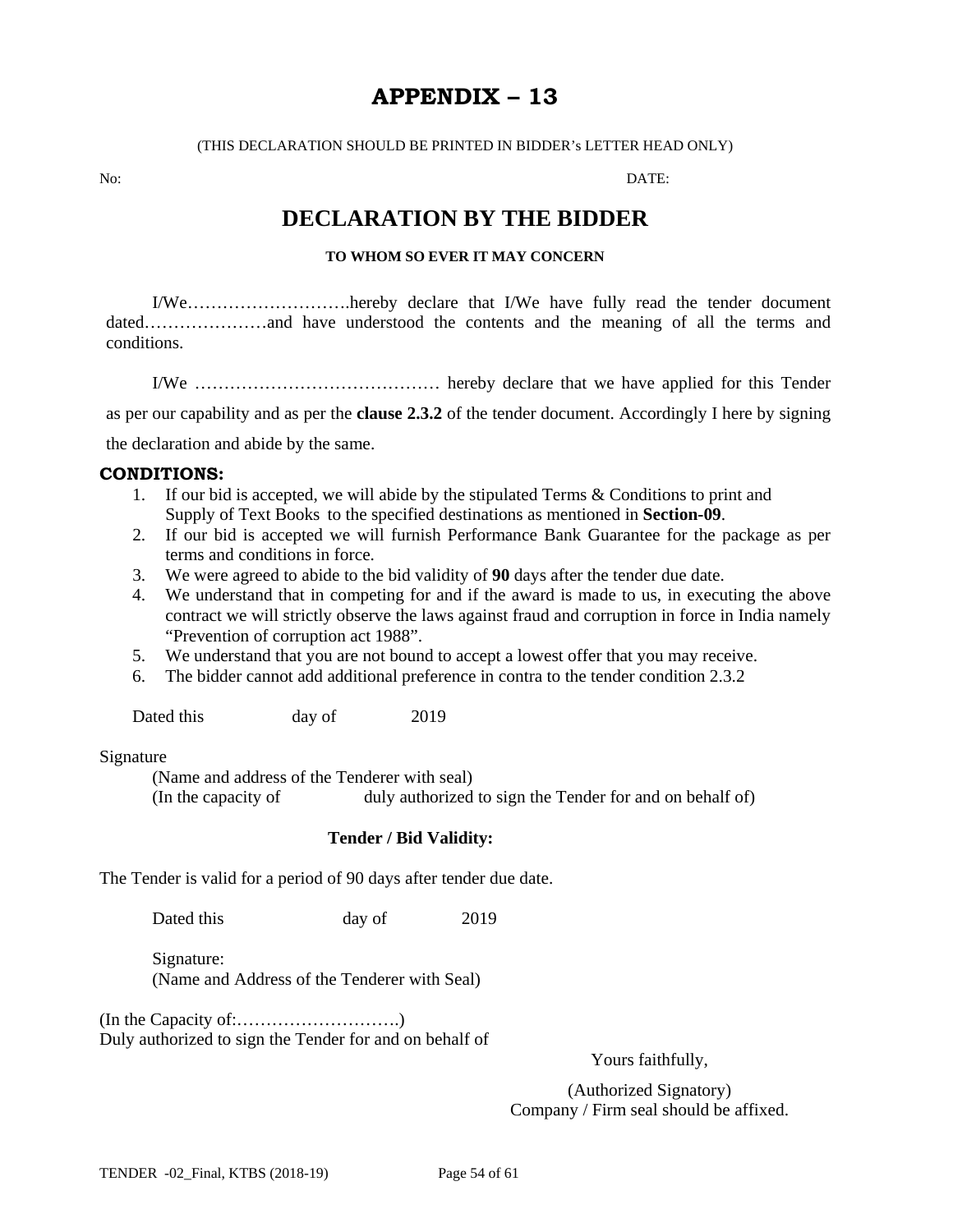# APPENDIX – 13

(THIS DECLARATION SHOULD BE PRINTED IN BIDDER's LETTER HEAD ONLY)

No: DATE:

## DECLARATION BY THE BIDDER

**TO WHOM SO EVER IT MAY CONCERN**

I/We……………………….hereby declare that I/We have fully read the tender document dated…………………and have understood the contents and the meaning of all the terms and conditions.

I/We …………………………………… hereby declare that we have applied for this Tender as per our capability and as per the **clause 2.3.2** of the tender document. Accordingly I here by signing the declaration and abide by the same.

**CONDITIONS:**

1. If our bid is accepted, we will abide by the stipulated Terms & Conditions to print and Supply of Text Books to the specified destinations as mentioned in **Section-09**.
2. If our bid is accepted we will furnish Performance Bank Guarantee for the package as per terms and conditions in force.
3. We were agreed to abide to the bid validity of **90** days after the tender due date.
4. We understand that in competing for and if the award is made to us, in executing the above contract we will strictly observe the laws against fraud and corruption in force in India namely "Prevention of corruption act 1988".
5. We understand that you are not bound to accept a lowest offer that you may receive.
6. The bidder cannot add additional preference in contra to the tender condition 2.3.2

Dated this day of 2019

Signature

(Name and address of the Tenderer with seal)

(In the capacity of duly authorized to sign the Tender for and on behalf of)

**Tender / Bid Validity:**

The Tender is valid for a period of 90 days after tender due date.

Dated this day of 2019

Signature:

(Name and Address of the Tenderer with Seal)

(In the Capacity of:……………………….)

Duly authorized to sign the Tender for and on behalf of

Yours faithfully,

(Authorized Signatory)

Company / Firm seal should be affixed.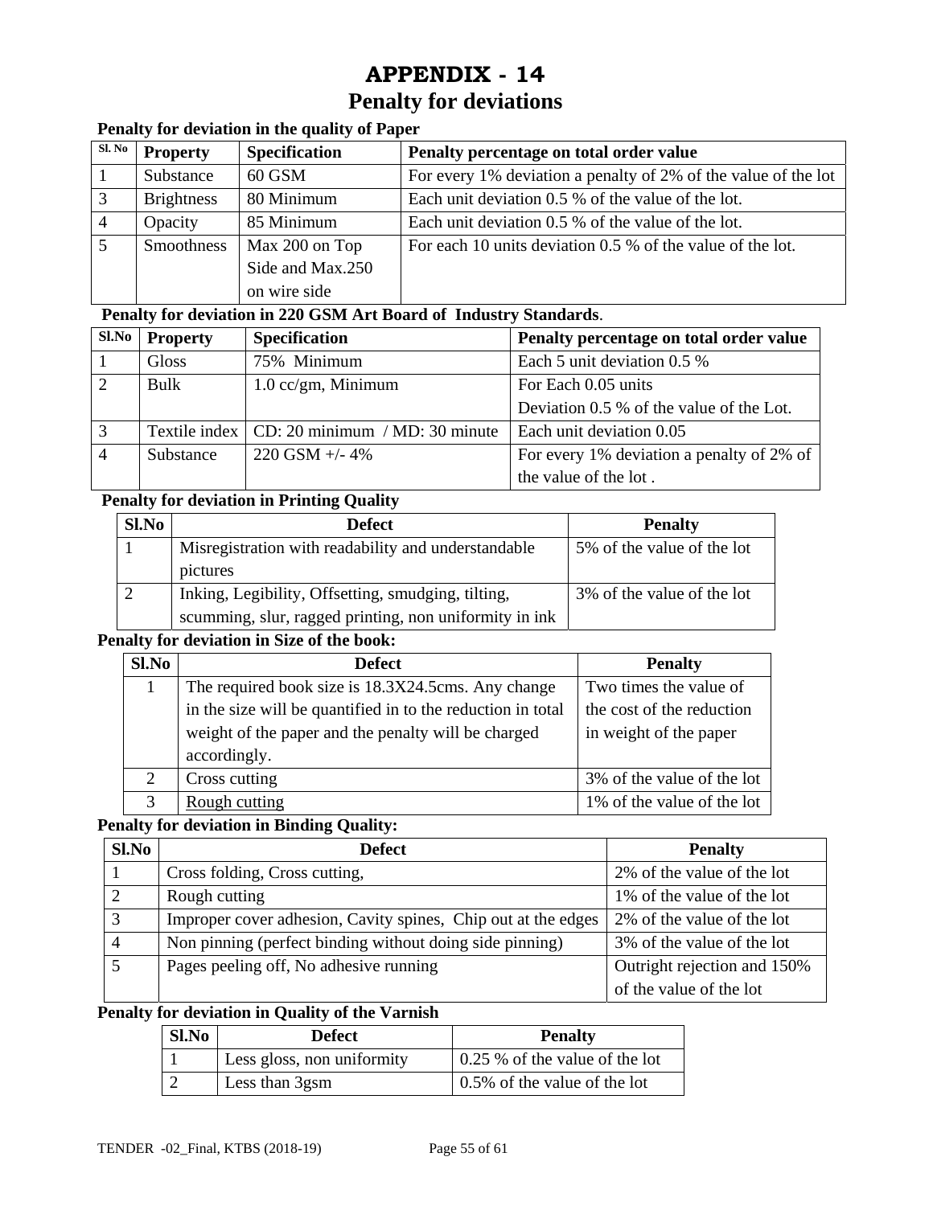# APPENDIX - 14

## Penalty for deviations

**Penalty for deviation in the quality of Paper**

| Sl. No | Property | Specification | Penalty percentage on total order value |
|---|---|---|---|
| 1 | Substance | 60 GSM | For every 1% deviation a penalty of 2% of the value of the lot |
| 3 | Brightness | 80 Minimum | Each unit deviation 0.5 % of the value of the lot. |
| 4 | Opacity | 85 Minimum | Each unit deviation 0.5 % of the value of the lot. |
| 5 | Smoothness | Max 200 on Top Side and Max.250 on wire side | For each 10 units deviation 0.5 % of the value of the lot. |

**Penalty for deviation in 220 GSM Art Board of Industry Standards**.

| Sl.No | Property | Specification | Penalty percentage on total order value |
|---|---|---|---|
| 1 | Gloss | 75% Minimum | Each 5 unit deviation 0.5 % |
| 2 | Bulk | 1.0 cc/gm, Minimum | For Each 0.05 units Deviation 0.5 % of the value of the Lot. |
| 3 | Textile index | CD: 20 minimum / MD: 30 minute | Each unit deviation 0.05 |
| 4 | Substance | 220 GSM +/- 4% | For every 1% deviation a penalty of 2% of the value of the lot . |

**Penalty for deviation in Printing Quality**

| Sl.No | Defect | Penalty |
|---|---|---|
| 1 | Misregistration with readability and understandable pictures | 5% of the value of the lot |
| 2 | Inking, Legibility, Offsetting, smudging, tilting, scumming, slur, ragged printing, non uniformity in ink | 3% of the value of the lot |

**Penalty for deviation in Size of the book:**

| Sl.No | Defect | Penalty |
|---|---|---|
| 1 | The required book size is 18.3X24.5cms. Any change in the size will be quantified in to the reduction in total weight of the paper and the penalty will be charged accordingly. | Two times the value of the cost of the reduction in weight of the paper |
| 2 | Cross cutting | 3% of the value of the lot |
| 3 | Rough cutting | 1% of the value of the lot |

**Penalty for deviation in Binding Quality:**

| Sl.No | Defect | Penalty |
|---|---|---|
| 1 | Cross folding, Cross cutting, | 2% of the value of the lot |
| 2 | Rough cutting | 1% of the value of the lot |
| 3 | Improper cover adhesion, Cavity spines, Chip out at the edges | 2% of the value of the lot |
| 4 | Non pinning (perfect binding without doing side pinning) | 3% of the value of the lot |
| 5 | Pages peeling off, No adhesive running | Outright rejection and 150% of the value of the lot |

**Penalty for deviation in Quality of the Varnish**

| Sl.No | Defect | Penalty |
|---|---|---|
| 1 | Less gloss, non uniformity | 0.25 % of the value of the lot |
| 2 | Less than 3gsm | 0.5% of the value of the lot |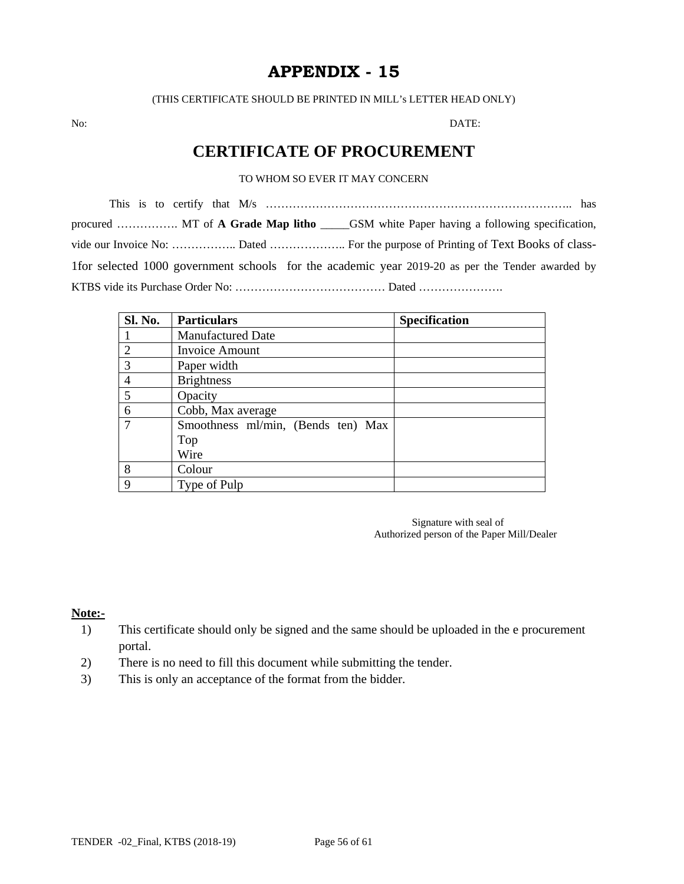# APPENDIX - 15

(THIS CERTIFICATE SHOULD BE PRINTED IN MILL's LETTER HEAD ONLY)

No: DATE:

## CERTIFICATE OF PROCUREMENT

TO WHOM SO EVER IT MAY CONCERN

This is to certify that M/s ……………………………………………………………………….. has procured ……………. MT of **A Grade Map litho** _____GSM white Paper having a following specification, vide our Invoice No: …………….. Dated ……………….. For the purpose of Printing of Text Books of class-1for selected 1000 government schools for the academic year 2019-20 as per the Tender awarded by KTBS vide its Purchase Order No: ………………………………… Dated ………………….

| Sl. No. | Particulars | Specification |
|---|---|---|
| 1 | Manufactured Date | |
| 2 | Invoice Amount | |
| 3 | Paper width | |
| 4 | Brightness | |
| 5 | Opacity | |
| 6 | Cobb, Max average | |
| 7 | Smoothness ml/min, (Bends ten) Max Top Wire | |
| 8 | Colour | |
| 9 | Type of Pulp | |

Signature with seal of
Authorized person of the Paper Mill/Dealer

**Note:-**

1) This certificate should only be signed and the same should be uploaded in the e procurement portal.
2) There is no need to fill this document while submitting the tender.
3) This is only an acceptance of the format from the bidder.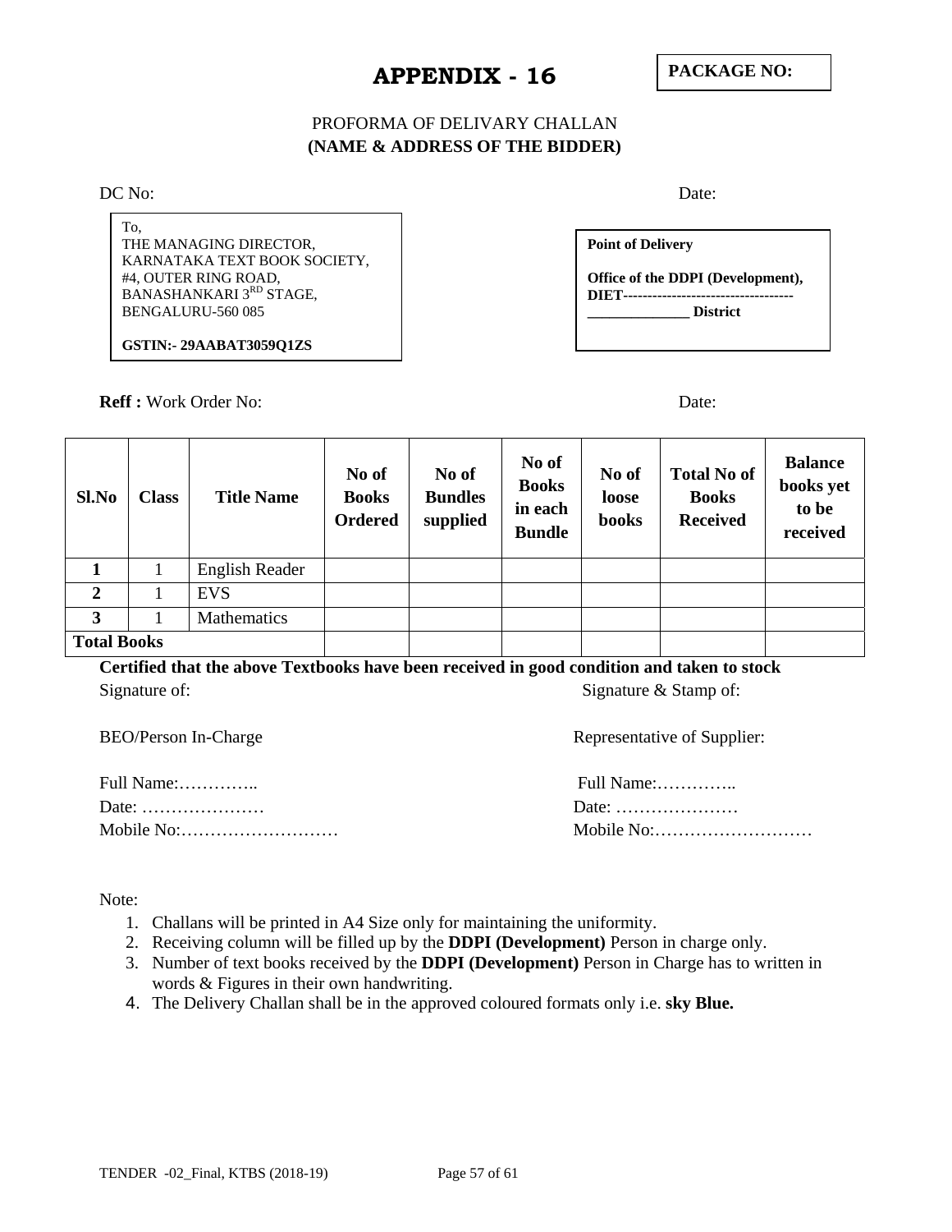# APPENDIX - 16

**PACKAGE NO:**

PROFORMA OF DELIVARY CHALLAN
**(NAME & ADDRESS OF THE BIDDER)**

DC No: Date:

To,
THE MANAGING DIRECTOR,
KARNATAKA TEXT BOOK SOCIETY,
#4, OUTER RING ROAD,
BANASHANKARI 3RD STAGE,
BENGALURU-560 085

**GSTIN:- 29AABAT3059Q1ZS**

**Point of Delivery**

**Office of the DDPI (Development), DIET----------------------------------- ______________ District**

**Reff :** Work Order No: Date:

| Sl.No | Class | Title Name | No of Books Ordered | No of Bundles supplied | No of Books in each Bundle | No of loose books | Total No of Books Received | Balance books yet to be received |
|---|---|---|---|---|---|---|---|---|
| **1** | 1 | English Reader | | | | | | |
| **2** | 1 | EVS | | | | | | |
| **3** | 1 | Mathematics | | | | | | |
| **Total Books** | | | | | | | | |

**Certified that the above Textbooks have been received in good condition and taken to stock**

Signature of:

BEO/Person In-Charge

Full Name:…………..
Date: …………………
Mobile No:………………………

Signature & Stamp of:

Representative of Supplier:

Full Name:…………..
Date: …………………
Mobile No:………………………

Note:

1. Challans will be printed in A4 Size only for maintaining the uniformity.
2. Receiving column will be filled up by the **DDPI (Development)** Person in charge only.
3. Number of text books received by the **DDPI (Development)** Person in Charge has to written in words & Figures in their own handwriting.
4. The Delivery Challan shall be in the approved coloured formats only i.e. **sky Blue.**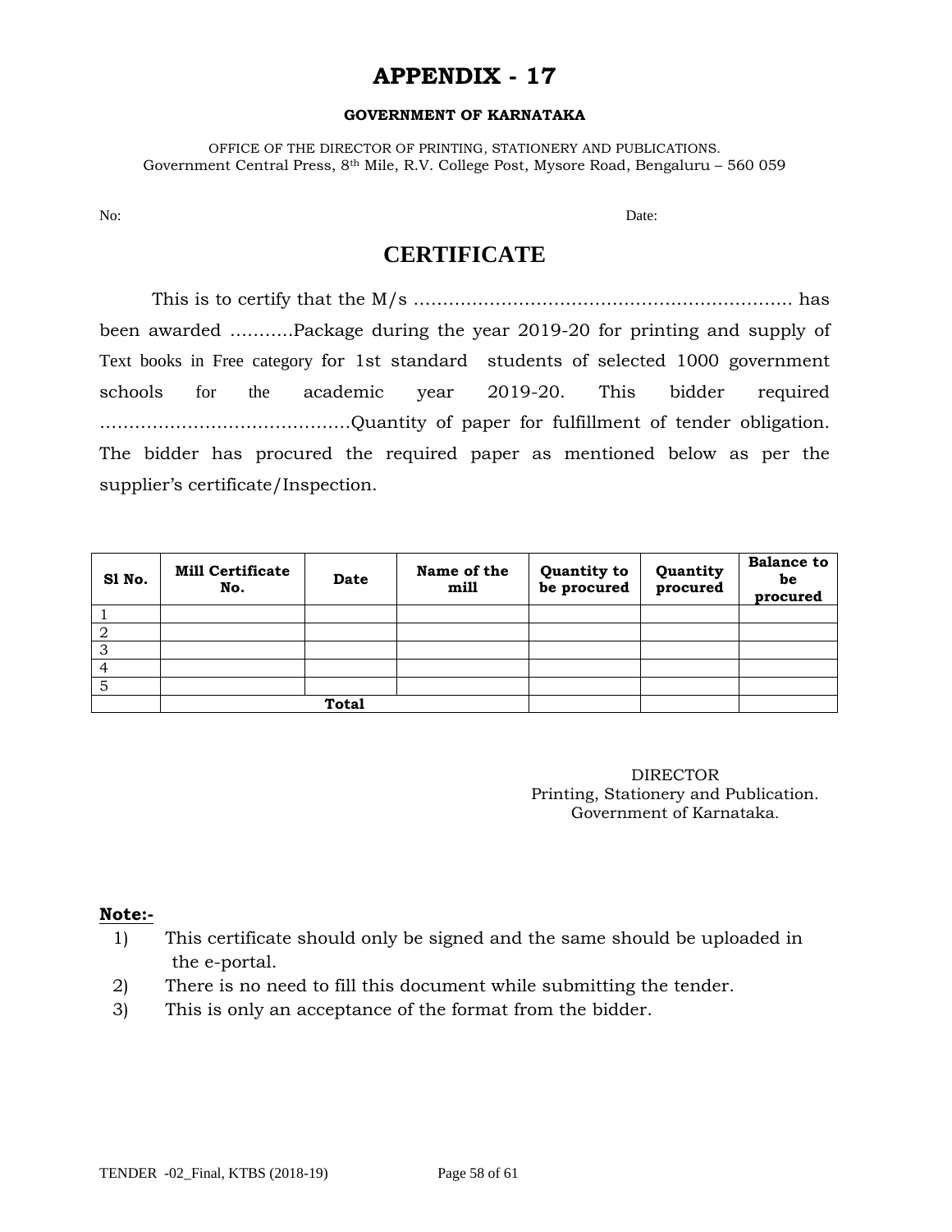# APPENDIX - 17

**GOVERNMENT OF KARNATAKA**

OFFICE OF THE DIRECTOR OF PRINTING, STATIONERY AND PUBLICATIONS.
Government Central Press, 8th Mile, R.V. College Post, Mysore Road, Bengaluru – 560 059

No: Date:

## CERTIFICATE

This is to certify that the M/s ………………………………………………………… has been awarded ………..Package during the year 2019-20 for printing and supply of Text books in Free category for 1st standard students of selected 1000 government schools for the academic year 2019-20. This bidder required ……………………………………Quantity of paper for fulfillment of tender obligation. The bidder has procured the required paper as mentioned below as per the supplier's certificate/Inspection.

| Sl No. | Mill Certificate No. | Date | Name of the mill | Quantity to be procured | Quantity procured | Balance to be procured |
|---|---|---|---|---|---|---|
| 1 | | | | | | |
| 2 | | | | | | |
| 3 | | | | | | |
| 4 | | | | | | |
| 5 | | | | | | |
| | **Total** | | | | | |

DIRECTOR
Printing, Stationery and Publication.
Government of Karnataka.

**Note:-**

1) This certificate should only be signed and the same should be uploaded in the e-portal.
2) There is no need to fill this document while submitting the tender.
3) This is only an acceptance of the format from the bidder.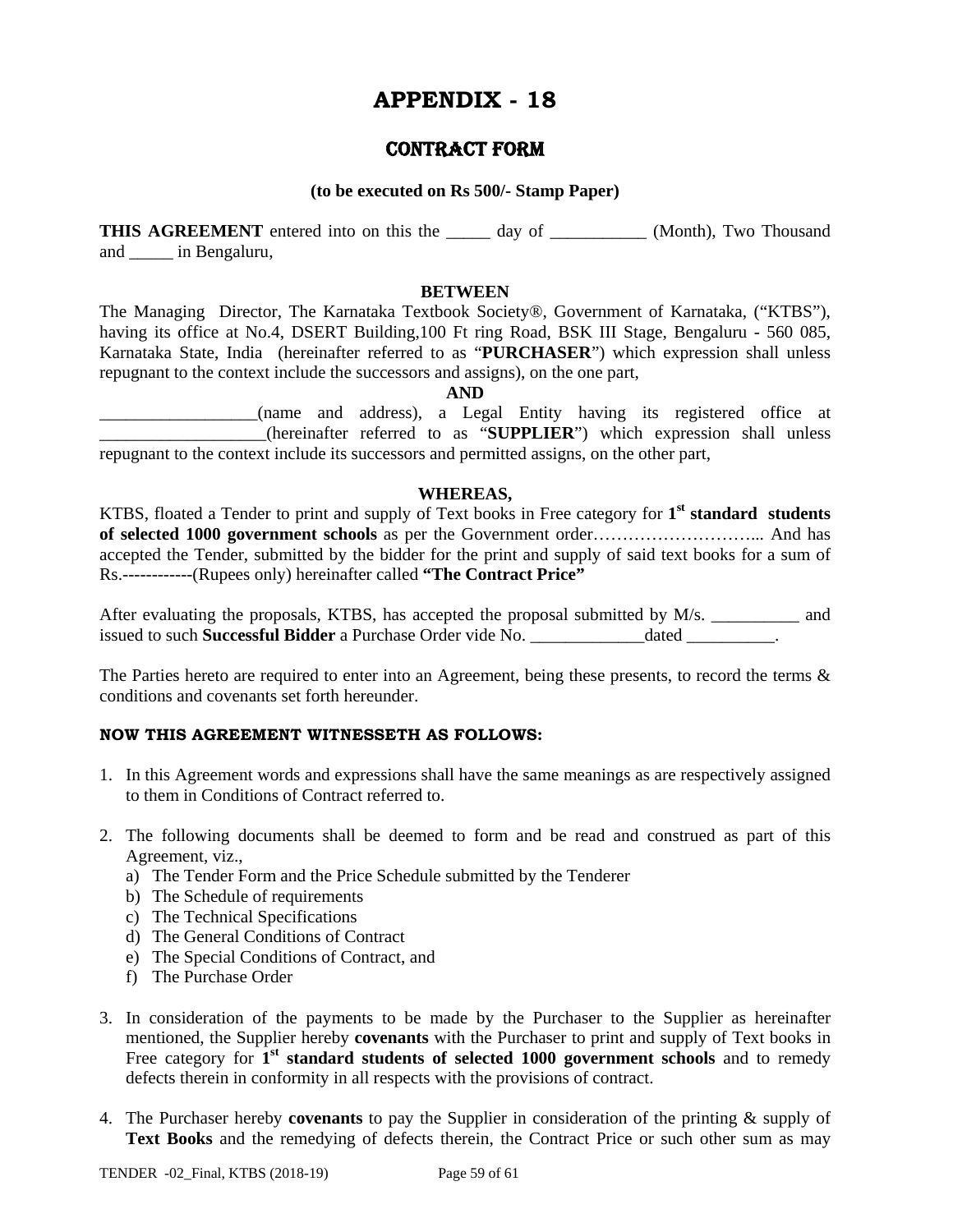# APPENDIX - 18

## CONTRACT FORM

**(to be executed on Rs 500/- Stamp Paper)**

**THIS AGREEMENT** entered into on this the _____ day of ___________ (Month), Two Thousand and _____ in Bengaluru,

**BETWEEN**

The Managing Director, The Karnataka Textbook Society®, Government of Karnataka, ("KTBS"), having its office at No.4, DSERT Building,100 Ft ring Road, BSK III Stage, Bengaluru - 560 085, Karnataka State, India (hereinafter referred to as "**PURCHASER**") which expression shall unless repugnant to the context include the successors and assigns), on the one part,

**AND**

__________________(name and address), a Legal Entity having its registered office at ___________________(hereinafter referred to as "**SUPPLIER**") which expression shall unless repugnant to the context include its successors and permitted assigns, on the other part,

**WHEREAS,**

KTBS, floated a Tender to print and supply of Text books in Free category for **1st standard students of selected 1000 government schools** as per the Government order……………………….. And has accepted the Tender, submitted by the bidder for the print and supply of said text books for a sum of Rs.------------(Rupees only) hereinafter called **"The Contract Price"**

After evaluating the proposals, KTBS, has accepted the proposal submitted by M/s. __________ and issued to such **Successful Bidder** a Purchase Order vide No. _____________dated __________.

The Parties hereto are required to enter into an Agreement, being these presents, to record the terms & conditions and covenants set forth hereunder.

**NOW THIS AGREEMENT WITNESSETH AS FOLLOWS:**

1. In this Agreement words and expressions shall have the same meanings as are respectively assigned to them in Conditions of Contract referred to.

2. The following documents shall be deemed to form and be read and construed as part of this Agreement, viz.,
   a) The Tender Form and the Price Schedule submitted by the Tenderer
   b) The Schedule of requirements
   c) The Technical Specifications
   d) The General Conditions of Contract
   e) The Special Conditions of Contract, and
   f) The Purchase Order

3. In consideration of the payments to be made by the Purchaser to the Supplier as hereinafter mentioned, the Supplier hereby **covenants** with the Purchaser to print and supply of Text books in Free category for **1st standard students of selected 1000 government schools** and to remedy defects therein in conformity in all respects with the provisions of contract.

4. The Purchaser hereby **covenants** to pay the Supplier in consideration of the printing & supply of **Text Books** and the remedying of defects therein, the Contract Price or such other sum as may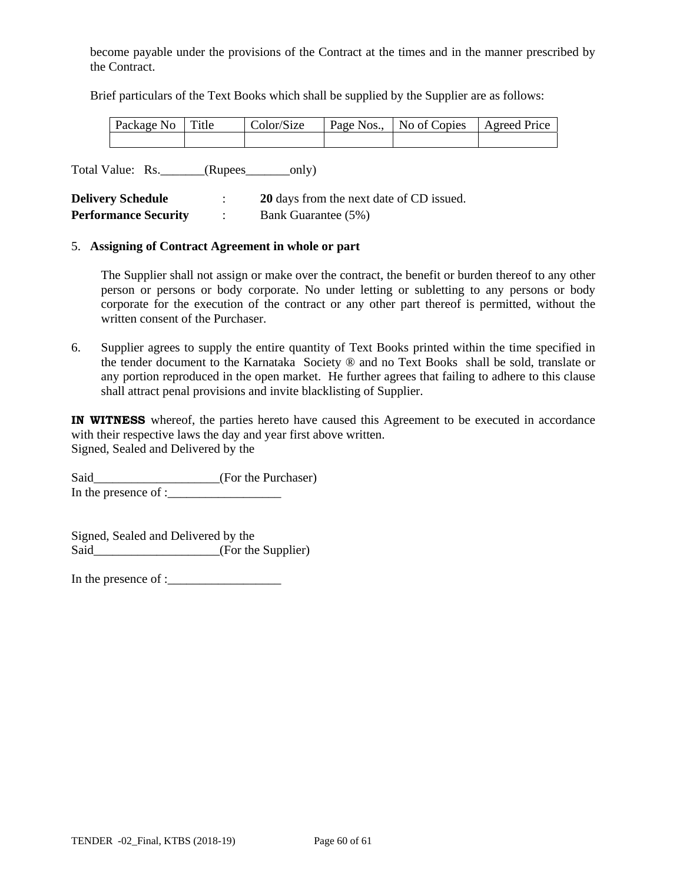become payable under the provisions of the Contract at the times and in the manner prescribed by the Contract.

Brief particulars of the Text Books which shall be supplied by the Supplier are as follows:

| Package No | Title | Color/Size | Page Nos., | No of Copies | Agreed Price |
|---|---|---|---|---|---|
| | | | | | |

Total Value: Rs._______(Rupees_______only)

**Delivery Schedule** : **20** days from the next date of CD issued.
**Performance Security** : Bank Guarantee (5%)

5. **Assigning of Contract Agreement in whole or part**

   The Supplier shall not assign or make over the contract, the benefit or burden thereof to any other person or persons or body corporate. No under letting or subletting to any persons or body corporate for the execution of the contract or any other part thereof is permitted, without the written consent of the Purchaser.

6. Supplier agrees to supply the entire quantity of Text Books printed within the time specified in the tender document to the Karnataka Society ® and no Text Books shall be sold, translate or any portion reproduced in the open market. He further agrees that failing to adhere to this clause shall attract penal provisions and invite blacklisting of Supplier.

**IN WITNESS** whereof, the parties hereto have caused this Agreement to be executed in accordance with their respective laws the day and year first above written.
Signed, Sealed and Delivered by the

Said____________________(For the Purchaser)
In the presence of :__________________

Signed, Sealed and Delivered by the
Said____________________(For the Supplier)

In the presence of :__________________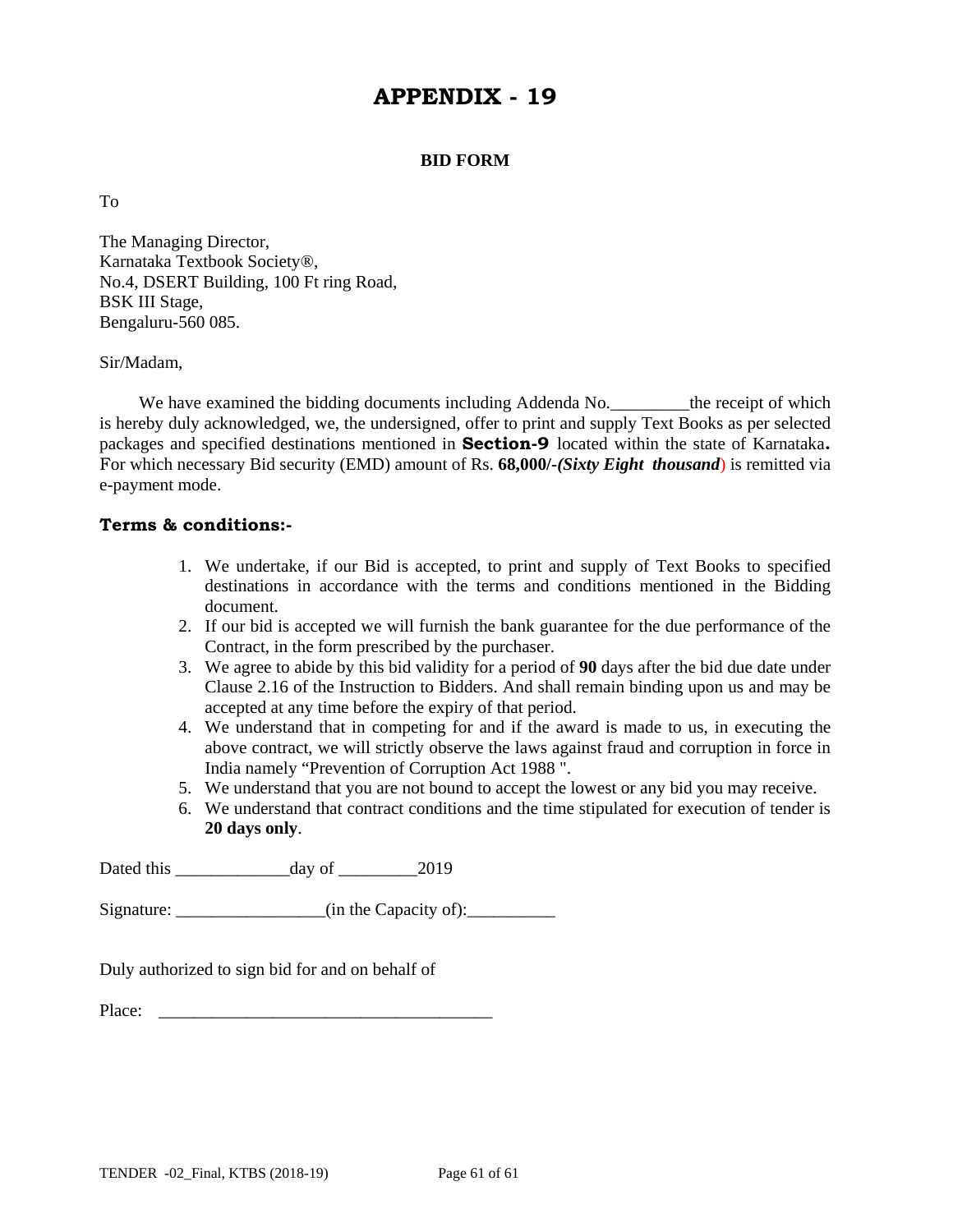# APPENDIX - 19

### BID FORM

To

The Managing Director,
Karnataka Textbook Society®,
No.4, DSERT Building, 100 Ft ring Road,
BSK III Stage,
Bengaluru-560 085.

Sir/Madam,

We have examined the bidding documents including Addenda No.\_\_\_\_\_\_\_\_\_the receipt of which is hereby duly acknowledged, we, the undersigned, offer to print and supply Text Books as per selected packages and specified destinations mentioned in **Section-9** located within the state of Karnataka**.** For which necessary Bid security (EMD) amount of Rs. **68,000/-*(Sixty Eight thousand*)** is remitted via e-payment mode.

**Terms & conditions:-**

1. We undertake, if our Bid is accepted, to print and supply of Text Books to specified destinations in accordance with the terms and conditions mentioned in the Bidding document.
2. If our bid is accepted we will furnish the bank guarantee for the due performance of the Contract, in the form prescribed by the purchaser.
3. We agree to abide by this bid validity for a period of **90** days after the bid due date under Clause 2.16 of the Instruction to Bidders. And shall remain binding upon us and may be accepted at any time before the expiry of that period.
4. We understand that in competing for and if the award is made to us, in executing the above contract, we will strictly observe the laws against fraud and corruption in force in India namely "Prevention of Corruption Act 1988 ".
5. We understand that you are not bound to accept the lowest or any bid you may receive.
6. We understand that contract conditions and the time stipulated for execution of tender is **20 days only**.

Dated this \_\_\_\_\_\_\_\_\_\_\_\_\_day of \_\_\_\_\_\_\_\_\_2019

Signature: \_\_\_\_\_\_\_\_\_\_\_\_\_\_\_\_\_(in the Capacity of):\_\_\_\_\_\_\_\_\_\_

Duly authorized to sign bid for and on behalf of

Place: \_\_\_\_\_\_\_\_\_\_\_\_\_\_\_\_\_\_\_\_\_\_\_\_\_\_\_\_\_\_\_\_\_\_\_\_\_\_